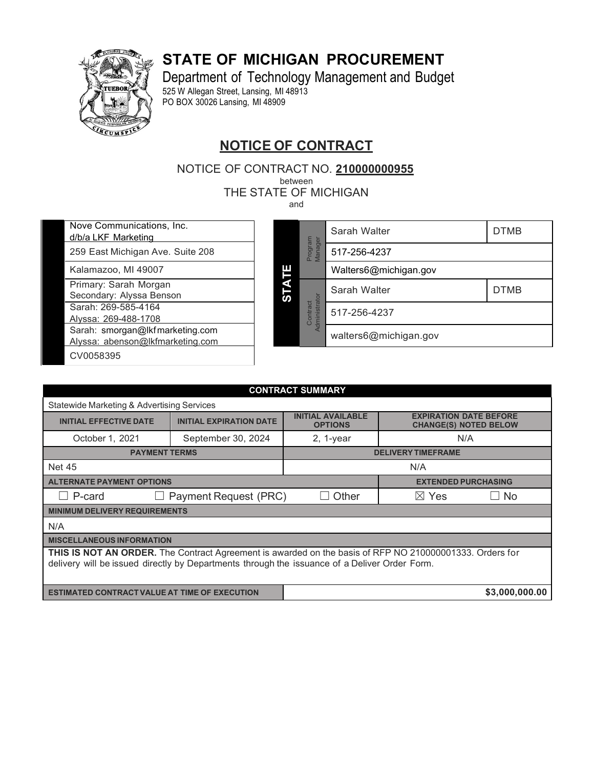# STATE OF MICHIGAN PROCUREMENT

Department of Technology Management and Budget
525 W Allegan Street, Lansing, MI 48913
PO BOX 30026 Lansing, MI 48909

## NOTICE OF CONTRACT

NOTICE OF CONTRACT NO. **210000000955**
between
THE STATE OF MICHIGAN
and

| CONTRACTOR |
|---|
| Nove Communications, Inc. d/b/a LKF Marketing |
| 259 East Michigan Ave. Suite 208 |
| Kalamazoo, MI 49007 |
| Primary: Sarah Morgan<br>Secondary: Alyssa Benson |
| Sarah: 269-585-4164<br>Alyssa: 269-488-1708 |
| Sarah: smorgan@lkfmarketing.com<br>Alyssa: abenson@lkfmarketing.com |
| CV0058395 |

| STATE | | |
|---|---|---|
| Program Manager | Sarah Walter | DTMB |
| | 517-256-4237 | |
| | Walters6@michigan.gov | |
| Contract Administrator | Sarah Walter | DTMB |
| | 517-256-4237 | |
| | walters6@michigan.gov | |

| CONTRACT SUMMARY | | | |
|---|---|---|---|
| Statewide Marketing & Advertising Services | | | |
| **INITIAL EFFECTIVE DATE** | **INITIAL EXPIRATION DATE** | **INITIAL AVAILABLE OPTIONS** | **EXPIRATION DATE BEFORE CHANGE(S) NOTED BELOW** |
| October 1, 2021 | September 30, 2024 | 2, 1-year | N/A |
| **PAYMENT TERMS** | | **DELIVERY TIMEFRAME** | |
| Net 45 | | N/A | |
| **ALTERNATE PAYMENT OPTIONS** | | | **EXTENDED PURCHASING** |
| ☐ P-card | ☐ Payment Request (PRC) | ☐ Other | ☒ Yes ☐ No |
| **MINIMUM DELIVERY REQUIREMENTS** | | | |
| N/A | | | |
| **MISCELLANEOUS INFORMATION** | | | |
| **THIS IS NOT AN ORDER.** The Contract Agreement is awarded on the basis of RFP NO 210000001333. Orders for delivery will be issued directly by Departments through the issuance of a Deliver Order Form. | | | |
| **ESTIMATED CONTRACT VALUE AT TIME OF EXECUTION** | | | **$3,000,000.00** |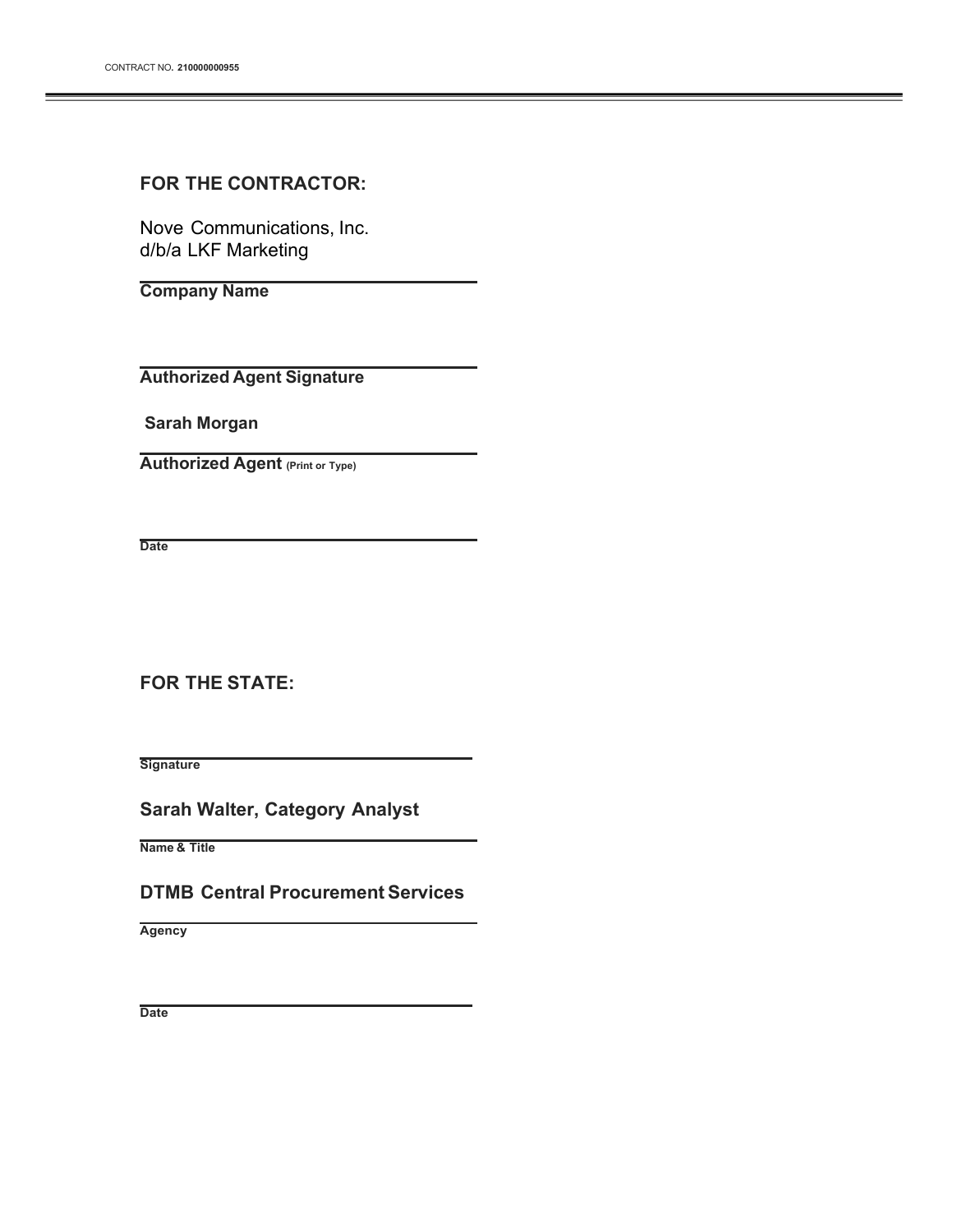CONTRACT NO. **210000000955**

---

### FOR THE CONTRACTOR:

Nove Communications, Inc.
d/b/a LKF Marketing

**Company Name**

**Authorized Agent Signature**

**Sarah Morgan**

**Authorized Agent** **(Print or Type)**

**Date**

### FOR THE STATE:

**Signature**

**Sarah Walter, Category Analyst**

**Name & Title**

**DTMB Central Procurement Services**

**Agency**

**Date**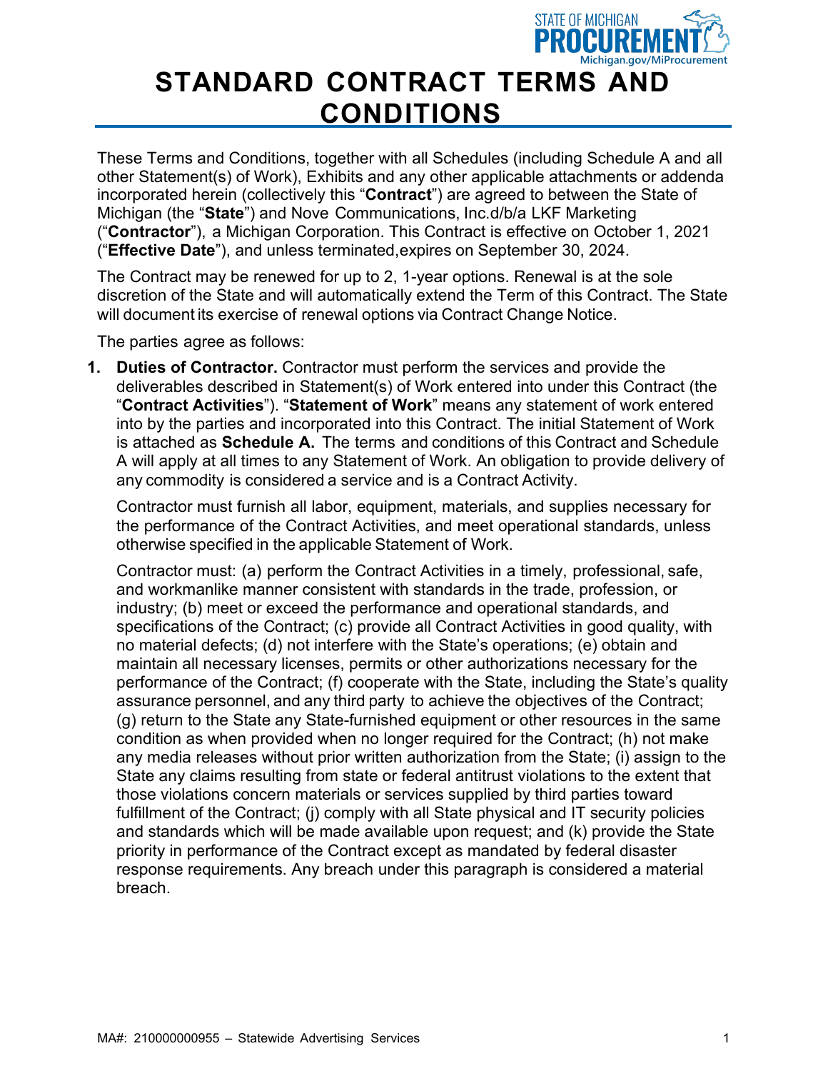# STANDARD CONTRACT TERMS AND CONDITIONS

These Terms and Conditions, together with all Schedules (including Schedule A and all other Statement(s) of Work), Exhibits and any other applicable attachments or addenda incorporated herein (collectively this "**Contract**") are agreed to between the State of Michigan (the "**State**") and Nove Communications, Inc.d/b/a LKF Marketing ("**Contractor**"), a Michigan Corporation. This Contract is effective on October 1, 2021 ("**Effective Date**"), and unless terminated,expires on September 30, 2024.

The Contract may be renewed for up to 2, 1-year options. Renewal is at the sole discretion of the State and will automatically extend the Term of this Contract. The State will document its exercise of renewal options via Contract Change Notice.

The parties agree as follows:

1. **Duties of Contractor.** Contractor must perform the services and provide the deliverables described in Statement(s) of Work entered into under this Contract (the "**Contract Activities**"). "**Statement of Work**" means any statement of work entered into by the parties and incorporated into this Contract. The initial Statement of Work is attached as **Schedule A.** The terms and conditions of this Contract and Schedule A will apply at all times to any Statement of Work. An obligation to provide delivery of any commodity is considered a service and is a Contract Activity.

   Contractor must furnish all labor, equipment, materials, and supplies necessary for the performance of the Contract Activities, and meet operational standards, unless otherwise specified in the applicable Statement of Work.

   Contractor must: (a) perform the Contract Activities in a timely, professional, safe, and workmanlike manner consistent with standards in the trade, profession, or industry; (b) meet or exceed the performance and operational standards, and specifications of the Contract; (c) provide all Contract Activities in good quality, with no material defects; (d) not interfere with the State's operations; (e) obtain and maintain all necessary licenses, permits or other authorizations necessary for the performance of the Contract; (f) cooperate with the State, including the State's quality assurance personnel, and any third party to achieve the objectives of the Contract; (g) return to the State any State-furnished equipment or other resources in the same condition as when provided when no longer required for the Contract; (h) not make any media releases without prior written authorization from the State; (i) assign to the State any claims resulting from state or federal antitrust violations to the extent that those violations concern materials or services supplied by third parties toward fulfillment of the Contract; (j) comply with all State physical and IT security policies and standards which will be made available upon request; and (k) provide the State priority in performance of the Contract except as mandated by federal disaster response requirements. Any breach under this paragraph is considered a material breach.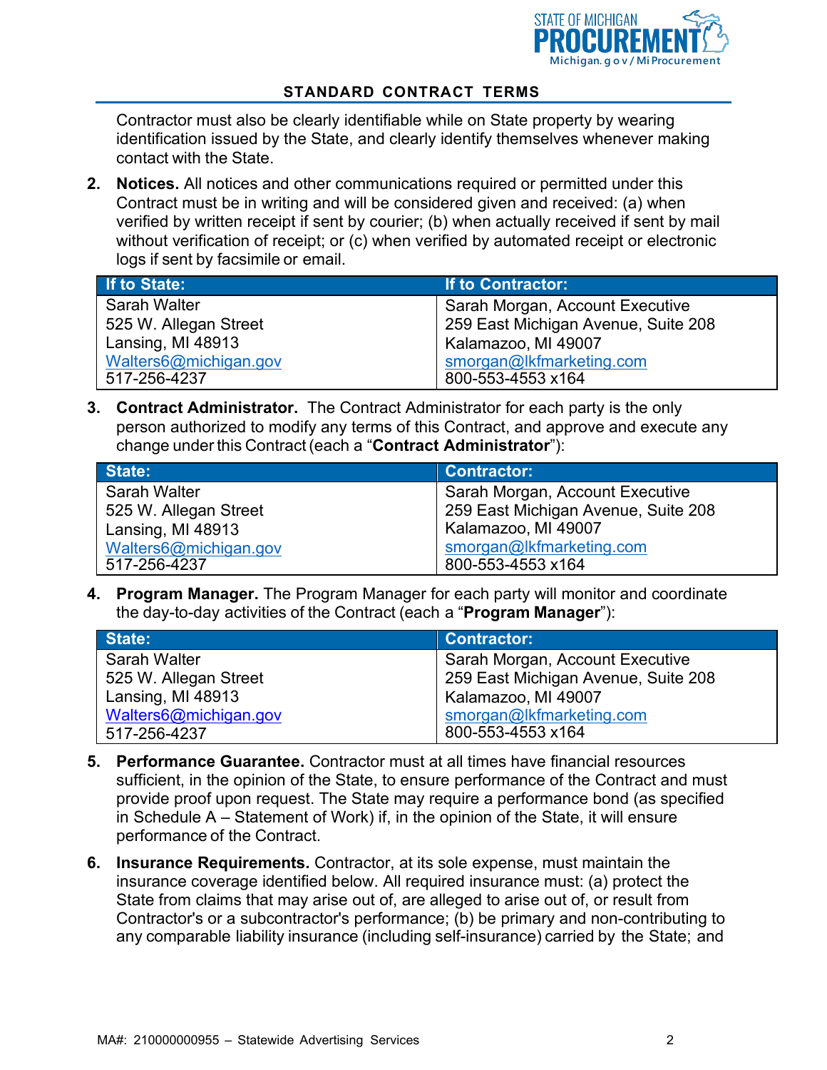Contractor must also be clearly identifiable while on State property by wearing identification issued by the State, and clearly identify themselves whenever making contact with the State.

2. **Notices.** All notices and other communications required or permitted under this Contract must be in writing and will be considered given and received: (a) when verified by written receipt if sent by courier; (b) when actually received if sent by mail without verification of receipt; or (c) when verified by automated receipt or electronic logs if sent by facsimile or email.

| If to State: | If to Contractor: |
|---|---|
| Sarah Walter<br>525 W. Allegan Street<br>Lansing, MI 48913<br>Walters6@michigan.gov<br>517-256-4237 | Sarah Morgan, Account Executive<br>259 East Michigan Avenue, Suite 208<br>Kalamazoo, MI 49007<br>smorgan@lkfmarketing.com<br>800-553-4553 x164 |

3. **Contract Administrator.** The Contract Administrator for each party is the only person authorized to modify any terms of this Contract, and approve and execute any change under this Contract (each a "**Contract Administrator**"):

| State: | Contractor: |
|---|---|
| Sarah Walter<br>525 W. Allegan Street<br>Lansing, MI 48913<br>Walters6@michigan.gov<br>517-256-4237 | Sarah Morgan, Account Executive<br>259 East Michigan Avenue, Suite 208<br>Kalamazoo, MI 49007<br>smorgan@lkfmarketing.com<br>800-553-4553 x164 |

4. **Program Manager.** The Program Manager for each party will monitor and coordinate the day-to-day activities of the Contract (each a "**Program Manager**"):

| State: | Contractor: |
|---|---|
| Sarah Walter<br>525 W. Allegan Street<br>Lansing, MI 48913<br>Walters6@michigan.gov<br>517-256-4237 | Sarah Morgan, Account Executive<br>259 East Michigan Avenue, Suite 208<br>Kalamazoo, MI 49007<br>smorgan@lkfmarketing.com<br>800-553-4553 x164 |

5. **Performance Guarantee.** Contractor must at all times have financial resources sufficient, in the opinion of the State, to ensure performance of the Contract and must provide proof upon request. The State may require a performance bond (as specified in Schedule A – Statement of Work) if, in the opinion of the State, it will ensure performance of the Contract.

6. **Insurance Requirements.** Contractor, at its sole expense, must maintain the insurance coverage identified below. All required insurance must: (a) protect the State from claims that may arise out of, are alleged to arise out of, or result from Contractor's or a subcontractor's performance; (b) be primary and non-contributing to any comparable liability insurance (including self-insurance) carried by the State; and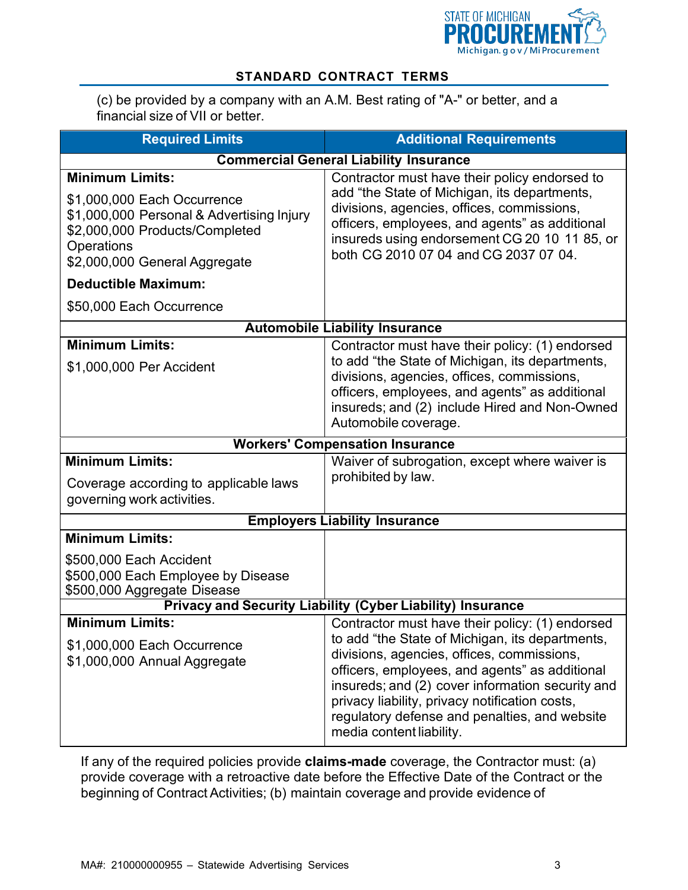(c) be provided by a company with an A.M. Best rating of "A-" or better, and a financial size of VII or better.

| Required Limits | Additional Requirements |
|---|---|
| **Commercial General Liability Insurance** | |
| **Minimum Limits:**<br><br>$1,000,000 Each Occurrence<br>$1,000,000 Personal & Advertising Injury<br>$2,000,000 Products/Completed Operations<br>$2,000,000 General Aggregate<br><br>**Deductible Maximum:**<br><br>$50,000 Each Occurrence | Contractor must have their policy endorsed to add “the State of Michigan, its departments, divisions, agencies, offices, commissions, officers, employees, and agents” as additional insureds using endorsement CG 20 10 11 85, or both CG 2010 07 04 and CG 2037 07 04. |
| **Automobile Liability Insurance** | |
| **Minimum Limits:**<br><br>$1,000,000 Per Accident | Contractor must have their policy: (1) endorsed to add “the State of Michigan, its departments, divisions, agencies, offices, commissions, officers, employees, and agents” as additional insureds; and (2) include Hired and Non-Owned Automobile coverage. |
| **Workers' Compensation Insurance** | |
| **Minimum Limits:**<br><br>Coverage according to applicable laws governing work activities. | Waiver of subrogation, except where waiver is prohibited by law. |
| **Employers Liability Insurance** | |
| **Minimum Limits:**<br><br>$500,000 Each Accident<br>$500,000 Each Employee by Disease<br>$500,000 Aggregate Disease | |
| **Privacy and Security Liability (Cyber Liability) Insurance** | |
| **Minimum Limits:**<br><br>$1,000,000 Each Occurrence<br>$1,000,000 Annual Aggregate | Contractor must have their policy: (1) endorsed to add “the State of Michigan, its departments, divisions, agencies, offices, commissions, officers, employees, and agents” as additional insureds; and (2) cover information security and privacy liability, privacy notification costs, regulatory defense and penalties, and website media content liability. |

If any of the required policies provide **claims-made** coverage, the Contractor must: (a) provide coverage with a retroactive date before the Effective Date of the Contract or the beginning of Contract Activities; (b) maintain coverage and provide evidence of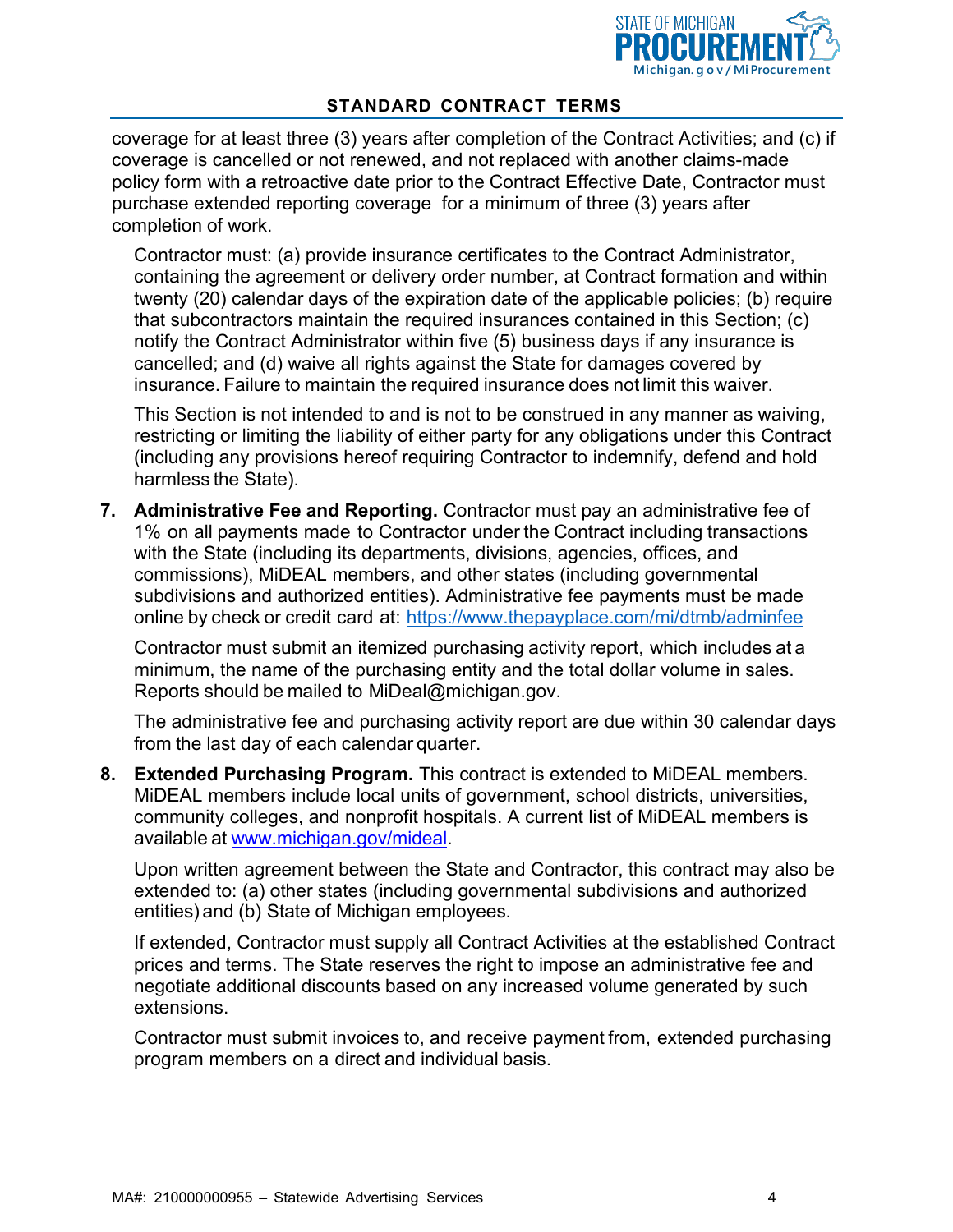coverage for at least three (3) years after completion of the Contract Activities; and (c) if coverage is cancelled or not renewed, and not replaced with another claims-made policy form with a retroactive date prior to the Contract Effective Date, Contractor must purchase extended reporting coverage for a minimum of three (3) years after completion of work.

Contractor must: (a) provide insurance certificates to the Contract Administrator, containing the agreement or delivery order number, at Contract formation and within twenty (20) calendar days of the expiration date of the applicable policies; (b) require that subcontractors maintain the required insurances contained in this Section; (c) notify the Contract Administrator within five (5) business days if any insurance is cancelled; and (d) waive all rights against the State for damages covered by insurance. Failure to maintain the required insurance does not limit this waiver.

This Section is not intended to and is not to be construed in any manner as waiving, restricting or limiting the liability of either party for any obligations under this Contract (including any provisions hereof requiring Contractor to indemnify, defend and hold harmless the State).

7. **Administrative Fee and Reporting.** Contractor must pay an administrative fee of 1% on all payments made to Contractor under the Contract including transactions with the State (including its departments, divisions, agencies, offices, and commissions), MiDEAL members, and other states (including governmental subdivisions and authorized entities). Administrative fee payments must be made online by check or credit card at: https://www.thepayplace.com/mi/dtmb/adminfee

   Contractor must submit an itemized purchasing activity report, which includes at a minimum, the name of the purchasing entity and the total dollar volume in sales. Reports should be mailed to MiDeal@michigan.gov.

   The administrative fee and purchasing activity report are due within 30 calendar days from the last day of each calendar quarter.

8. **Extended Purchasing Program.** This contract is extended to MiDEAL members. MiDEAL members include local units of government, school districts, universities, community colleges, and nonprofit hospitals. A current list of MiDEAL members is available at www.michigan.gov/mideal.

   Upon written agreement between the State and Contractor, this contract may also be extended to: (a) other states (including governmental subdivisions and authorized entities) and (b) State of Michigan employees.

   If extended, Contractor must supply all Contract Activities at the established Contract prices and terms. The State reserves the right to impose an administrative fee and negotiate additional discounts based on any increased volume generated by such extensions.

   Contractor must submit invoices to, and receive payment from, extended purchasing program members on a direct and individual basis.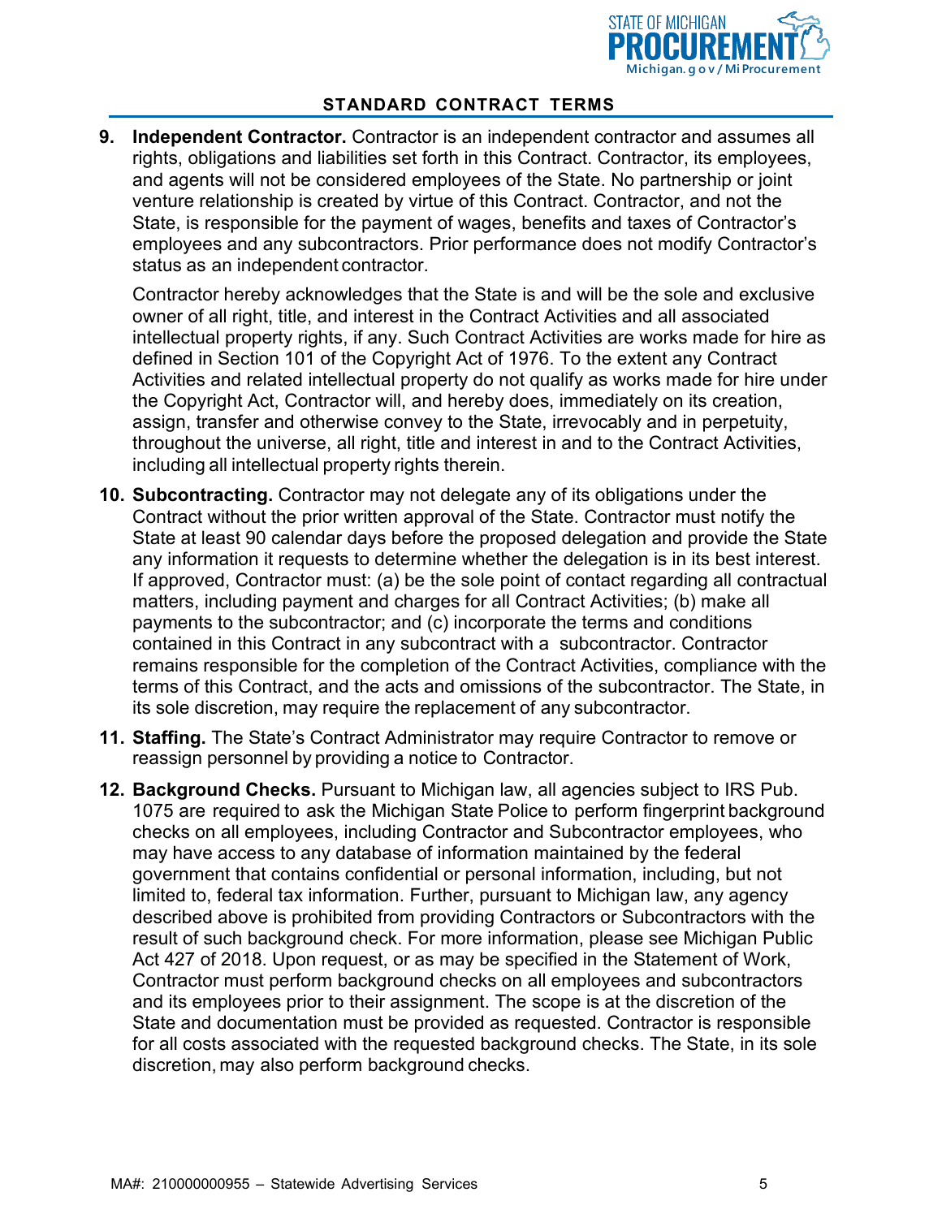## STANDARD CONTRACT TERMS

9. **Independent Contractor.** Contractor is an independent contractor and assumes all rights, obligations and liabilities set forth in this Contract. Contractor, its employees, and agents will not be considered employees of the State. No partnership or joint venture relationship is created by virtue of this Contract. Contractor, and not the State, is responsible for the payment of wages, benefits and taxes of Contractor's employees and any subcontractors. Prior performance does not modify Contractor's status as an independent contractor.

   Contractor hereby acknowledges that the State is and will be the sole and exclusive owner of all right, title, and interest in the Contract Activities and all associated intellectual property rights, if any. Such Contract Activities are works made for hire as defined in Section 101 of the Copyright Act of 1976. To the extent any Contract Activities and related intellectual property do not qualify as works made for hire under the Copyright Act, Contractor will, and hereby does, immediately on its creation, assign, transfer and otherwise convey to the State, irrevocably and in perpetuity, throughout the universe, all right, title and interest in and to the Contract Activities, including all intellectual property rights therein.

10. **Subcontracting.** Contractor may not delegate any of its obligations under the Contract without the prior written approval of the State. Contractor must notify the State at least 90 calendar days before the proposed delegation and provide the State any information it requests to determine whether the delegation is in its best interest. If approved, Contractor must: (a) be the sole point of contact regarding all contractual matters, including payment and charges for all Contract Activities; (b) make all payments to the subcontractor; and (c) incorporate the terms and conditions contained in this Contract in any subcontract with a subcontractor. Contractor remains responsible for the completion of the Contract Activities, compliance with the terms of this Contract, and the acts and omissions of the subcontractor. The State, in its sole discretion, may require the replacement of any subcontractor.

11. **Staffing.** The State's Contract Administrator may require Contractor to remove or reassign personnel by providing a notice to Contractor.

12. **Background Checks.** Pursuant to Michigan law, all agencies subject to IRS Pub. 1075 are required to ask the Michigan State Police to perform fingerprint background checks on all employees, including Contractor and Subcontractor employees, who may have access to any database of information maintained by the federal government that contains confidential or personal information, including, but not limited to, federal tax information. Further, pursuant to Michigan law, any agency described above is prohibited from providing Contractors or Subcontractors with the result of such background check. For more information, please see Michigan Public Act 427 of 2018. Upon request, or as may be specified in the Statement of Work, Contractor must perform background checks on all employees and subcontractors and its employees prior to their assignment. The scope is at the discretion of the State and documentation must be provided as requested. Contractor is responsible for all costs associated with the requested background checks. The State, in its sole discretion, may also perform background checks.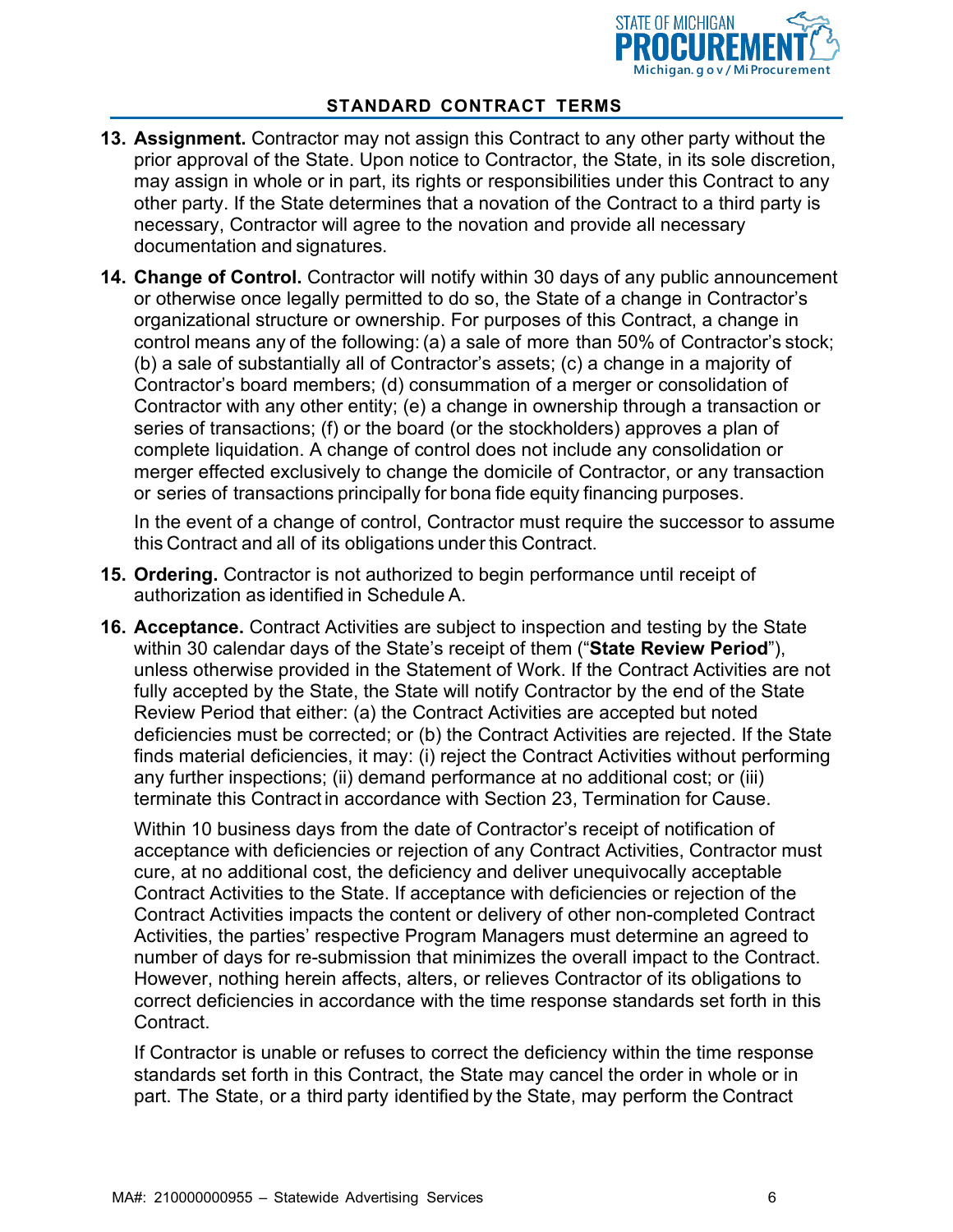13. **Assignment.** Contractor may not assign this Contract to any other party without the prior approval of the State. Upon notice to Contractor, the State, in its sole discretion, may assign in whole or in part, its rights or responsibilities under this Contract to any other party. If the State determines that a novation of the Contract to a third party is necessary, Contractor will agree to the novation and provide all necessary documentation and signatures.

14. **Change of Control.** Contractor will notify within 30 days of any public announcement or otherwise once legally permitted to do so, the State of a change in Contractor's organizational structure or ownership. For purposes of this Contract, a change in control means any of the following: (a) a sale of more than 50% of Contractor's stock; (b) a sale of substantially all of Contractor's assets; (c) a change in a majority of Contractor's board members; (d) consummation of a merger or consolidation of Contractor with any other entity; (e) a change in ownership through a transaction or series of transactions; (f) or the board (or the stockholders) approves a plan of complete liquidation. A change of control does not include any consolidation or merger effected exclusively to change the domicile of Contractor, or any transaction or series of transactions principally for bona fide equity financing purposes.

    In the event of a change of control, Contractor must require the successor to assume this Contract and all of its obligations under this Contract.

15. **Ordering.** Contractor is not authorized to begin performance until receipt of authorization as identified in Schedule A.

16. **Acceptance.** Contract Activities are subject to inspection and testing by the State within 30 calendar days of the State's receipt of them ("**State Review Period**"), unless otherwise provided in the Statement of Work. If the Contract Activities are not fully accepted by the State, the State will notify Contractor by the end of the State Review Period that either: (a) the Contract Activities are accepted but noted deficiencies must be corrected; or (b) the Contract Activities are rejected. If the State finds material deficiencies, it may: (i) reject the Contract Activities without performing any further inspections; (ii) demand performance at no additional cost; or (iii) terminate this Contract in accordance with Section 23, Termination for Cause.

    Within 10 business days from the date of Contractor's receipt of notification of acceptance with deficiencies or rejection of any Contract Activities, Contractor must cure, at no additional cost, the deficiency and deliver unequivocally acceptable Contract Activities to the State. If acceptance with deficiencies or rejection of the Contract Activities impacts the content or delivery of other non-completed Contract Activities, the parties' respective Program Managers must determine an agreed to number of days for re-submission that minimizes the overall impact to the Contract. However, nothing herein affects, alters, or relieves Contractor of its obligations to correct deficiencies in accordance with the time response standards set forth in this Contract.

    If Contractor is unable or refuses to correct the deficiency within the time response standards set forth in this Contract, the State may cancel the order in whole or in part. The State, or a third party identified by the State, may perform the Contract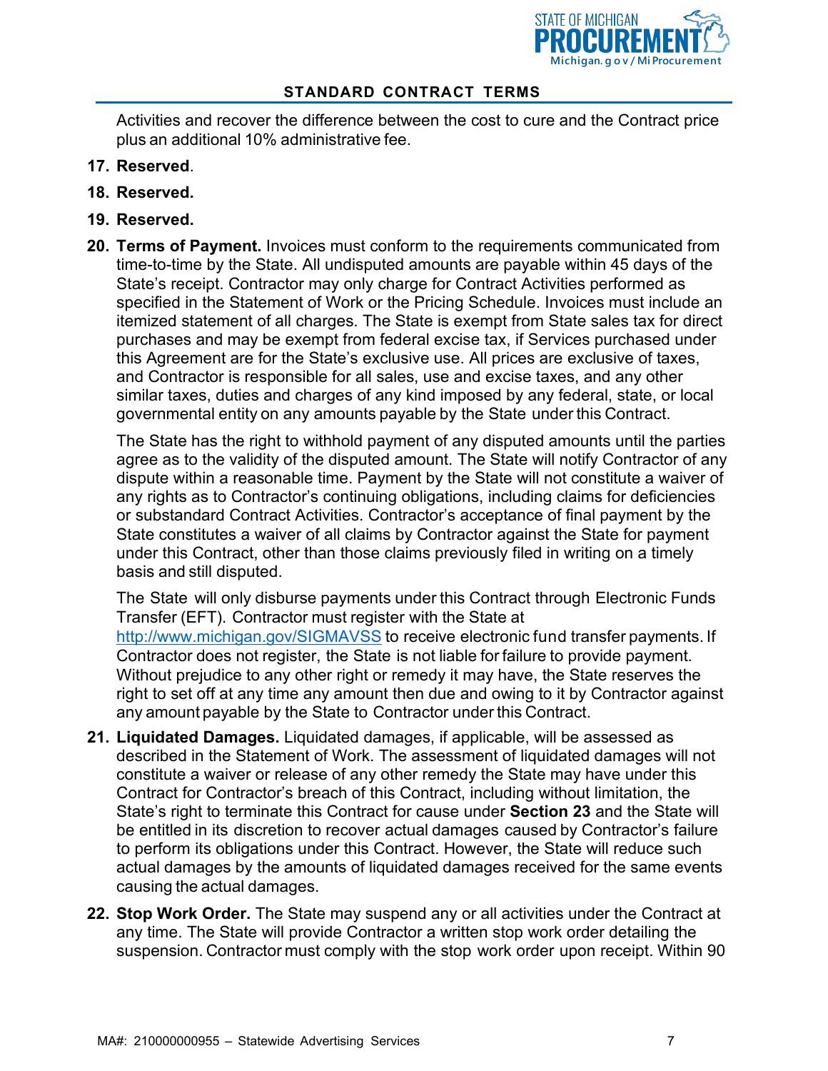Activities and recover the difference between the cost to cure and the Contract price plus an additional 10% administrative fee.

17. **Reserved**.

18. **Reserved.**

19. **Reserved.**

20. **Terms of Payment.** Invoices must conform to the requirements communicated from time-to-time by the State. All undisputed amounts are payable within 45 days of the State's receipt. Contractor may only charge for Contract Activities performed as specified in the Statement of Work or the Pricing Schedule. Invoices must include an itemized statement of all charges. The State is exempt from State sales tax for direct purchases and may be exempt from federal excise tax, if Services purchased under this Agreement are for the State's exclusive use. All prices are exclusive of taxes, and Contractor is responsible for all sales, use and excise taxes, and any other similar taxes, duties and charges of any kind imposed by any federal, state, or local governmental entity on any amounts payable by the State under this Contract.

    The State has the right to withhold payment of any disputed amounts until the parties agree as to the validity of the disputed amount. The State will notify Contractor of any dispute within a reasonable time. Payment by the State will not constitute a waiver of any rights as to Contractor's continuing obligations, including claims for deficiencies or substandard Contract Activities. Contractor's acceptance of final payment by the State constitutes a waiver of all claims by Contractor against the State for payment under this Contract, other than those claims previously filed in writing on a timely basis and still disputed.

    The State will only disburse payments under this Contract through Electronic Funds Transfer (EFT). Contractor must register with the State at http://www.michigan.gov/SIGMAVSS to receive electronic fund transfer payments. If Contractor does not register, the State is not liable for failure to provide payment. Without prejudice to any other right or remedy it may have, the State reserves the right to set off at any time any amount then due and owing to it by Contractor against any amount payable by the State to Contractor under this Contract.

21. **Liquidated Damages.** Liquidated damages, if applicable, will be assessed as described in the Statement of Work. The assessment of liquidated damages will not constitute a waiver or release of any other remedy the State may have under this Contract for Contractor's breach of this Contract, including without limitation, the State's right to terminate this Contract for cause under **Section 23** and the State will be entitled in its discretion to recover actual damages caused by Contractor's failure to perform its obligations under this Contract. However, the State will reduce such actual damages by the amounts of liquidated damages received for the same events causing the actual damages.

22. **Stop Work Order.** The State may suspend any or all activities under the Contract at any time. The State will provide Contractor a written stop work order detailing the suspension. Contractor must comply with the stop work order upon receipt. Within 90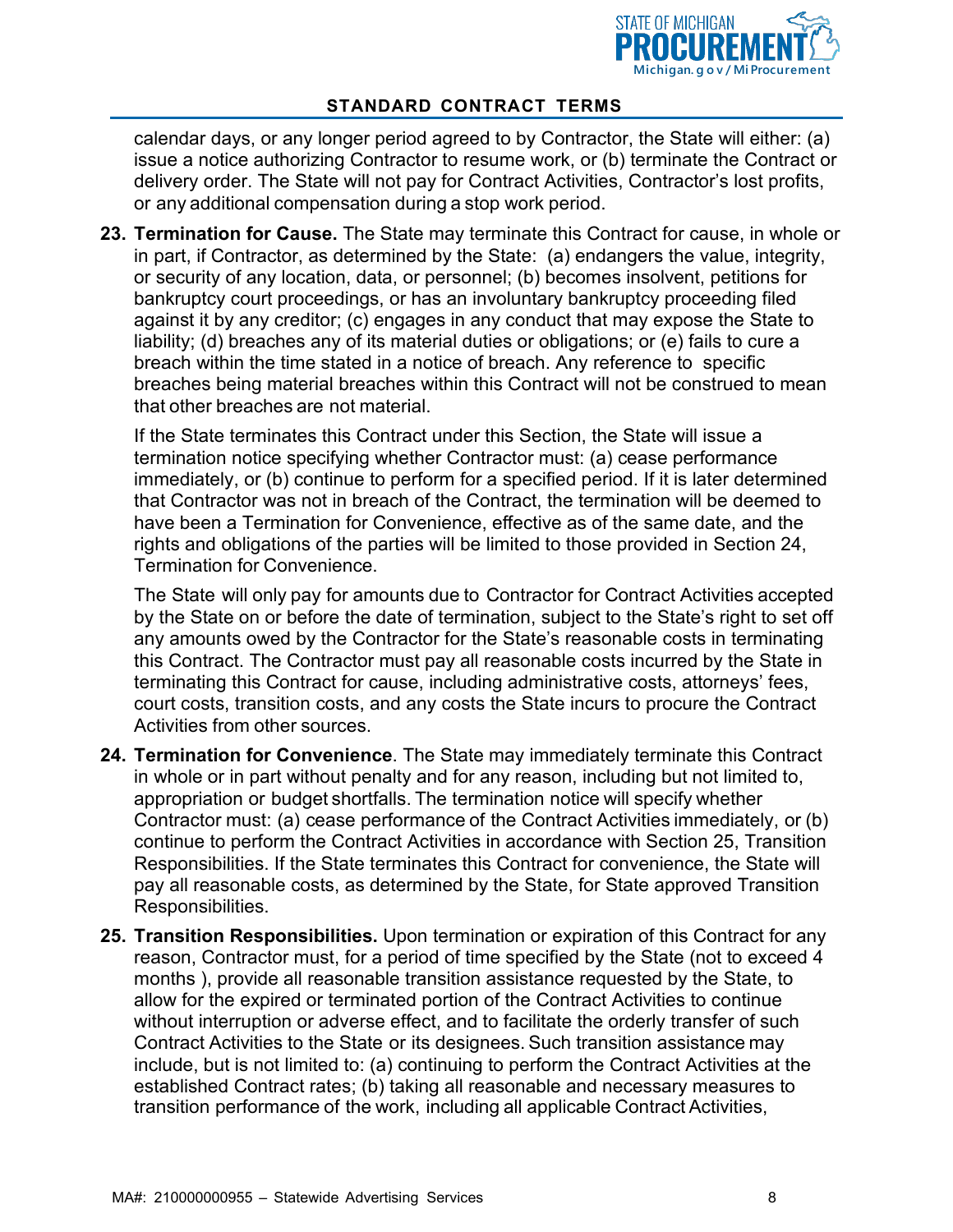calendar days, or any longer period agreed to by Contractor, the State will either: (a) issue a notice authorizing Contractor to resume work, or (b) terminate the Contract or delivery order. The State will not pay for Contract Activities, Contractor's lost profits, or any additional compensation during a stop work period.

23. **Termination for Cause.** The State may terminate this Contract for cause, in whole or in part, if Contractor, as determined by the State: (a) endangers the value, integrity, or security of any location, data, or personnel; (b) becomes insolvent, petitions for bankruptcy court proceedings, or has an involuntary bankruptcy proceeding filed against it by any creditor; (c) engages in any conduct that may expose the State to liability; (d) breaches any of its material duties or obligations; or (e) fails to cure a breach within the time stated in a notice of breach. Any reference to specific breaches being material breaches within this Contract will not be construed to mean that other breaches are not material.

    If the State terminates this Contract under this Section, the State will issue a termination notice specifying whether Contractor must: (a) cease performance immediately, or (b) continue to perform for a specified period. If it is later determined that Contractor was not in breach of the Contract, the termination will be deemed to have been a Termination for Convenience, effective as of the same date, and the rights and obligations of the parties will be limited to those provided in Section 24, Termination for Convenience.

    The State will only pay for amounts due to Contractor for Contract Activities accepted by the State on or before the date of termination, subject to the State's right to set off any amounts owed by the Contractor for the State's reasonable costs in terminating this Contract. The Contractor must pay all reasonable costs incurred by the State in terminating this Contract for cause, including administrative costs, attorneys' fees, court costs, transition costs, and any costs the State incurs to procure the Contract Activities from other sources.

24. **Termination for Convenience**. The State may immediately terminate this Contract in whole or in part without penalty and for any reason, including but not limited to, appropriation or budget shortfalls. The termination notice will specify whether Contractor must: (a) cease performance of the Contract Activities immediately, or (b) continue to perform the Contract Activities in accordance with Section 25, Transition Responsibilities. If the State terminates this Contract for convenience, the State will pay all reasonable costs, as determined by the State, for State approved Transition Responsibilities.

25. **Transition Responsibilities.** Upon termination or expiration of this Contract for any reason, Contractor must, for a period of time specified by the State (not to exceed 4 months ), provide all reasonable transition assistance requested by the State, to allow for the expired or terminated portion of the Contract Activities to continue without interruption or adverse effect, and to facilitate the orderly transfer of such Contract Activities to the State or its designees. Such transition assistance may include, but is not limited to: (a) continuing to perform the Contract Activities at the established Contract rates; (b) taking all reasonable and necessary measures to transition performance of the work, including all applicable Contract Activities,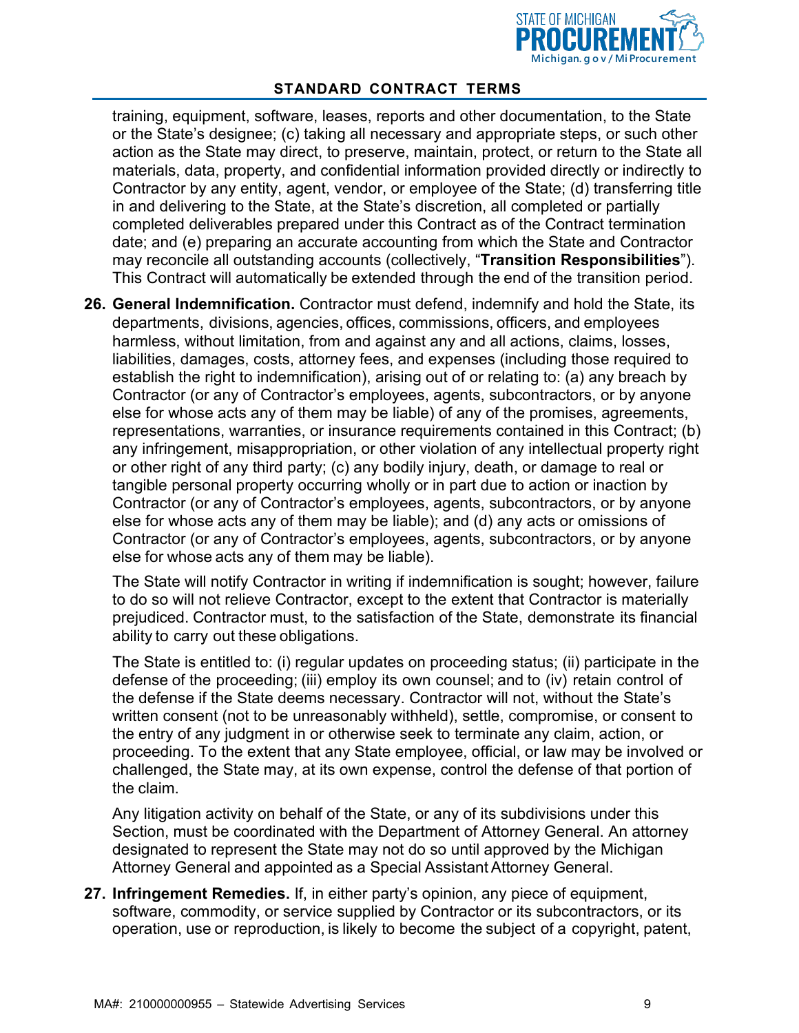training, equipment, software, leases, reports and other documentation, to the State or the State's designee; (c) taking all necessary and appropriate steps, or such other action as the State may direct, to preserve, maintain, protect, or return to the State all materials, data, property, and confidential information provided directly or indirectly to Contractor by any entity, agent, vendor, or employee of the State; (d) transferring title in and delivering to the State, at the State's discretion, all completed or partially completed deliverables prepared under this Contract as of the Contract termination date; and (e) preparing an accurate accounting from which the State and Contractor may reconcile all outstanding accounts (collectively, "**Transition Responsibilities**"). This Contract will automatically be extended through the end of the transition period.

26. **General Indemnification.** Contractor must defend, indemnify and hold the State, its departments, divisions, agencies, offices, commissions, officers, and employees harmless, without limitation, from and against any and all actions, claims, losses, liabilities, damages, costs, attorney fees, and expenses (including those required to establish the right to indemnification), arising out of or relating to: (a) any breach by Contractor (or any of Contractor's employees, agents, subcontractors, or by anyone else for whose acts any of them may be liable) of any of the promises, agreements, representations, warranties, or insurance requirements contained in this Contract; (b) any infringement, misappropriation, or other violation of any intellectual property right or other right of any third party; (c) any bodily injury, death, or damage to real or tangible personal property occurring wholly or in part due to action or inaction by Contractor (or any of Contractor's employees, agents, subcontractors, or by anyone else for whose acts any of them may be liable); and (d) any acts or omissions of Contractor (or any of Contractor's employees, agents, subcontractors, or by anyone else for whose acts any of them may be liable).

    The State will notify Contractor in writing if indemnification is sought; however, failure to do so will not relieve Contractor, except to the extent that Contractor is materially prejudiced. Contractor must, to the satisfaction of the State, demonstrate its financial ability to carry out these obligations.

    The State is entitled to: (i) regular updates on proceeding status; (ii) participate in the defense of the proceeding; (iii) employ its own counsel; and to (iv) retain control of the defense if the State deems necessary. Contractor will not, without the State's written consent (not to be unreasonably withheld), settle, compromise, or consent to the entry of any judgment in or otherwise seek to terminate any claim, action, or proceeding. To the extent that any State employee, official, or law may be involved or challenged, the State may, at its own expense, control the defense of that portion of the claim.

    Any litigation activity on behalf of the State, or any of its subdivisions under this Section, must be coordinated with the Department of Attorney General. An attorney designated to represent the State may not do so until approved by the Michigan Attorney General and appointed as a Special Assistant Attorney General.

27. **Infringement Remedies.** If, in either party's opinion, any piece of equipment, software, commodity, or service supplied by Contractor or its subcontractors, or its operation, use or reproduction, is likely to become the subject of a copyright, patent,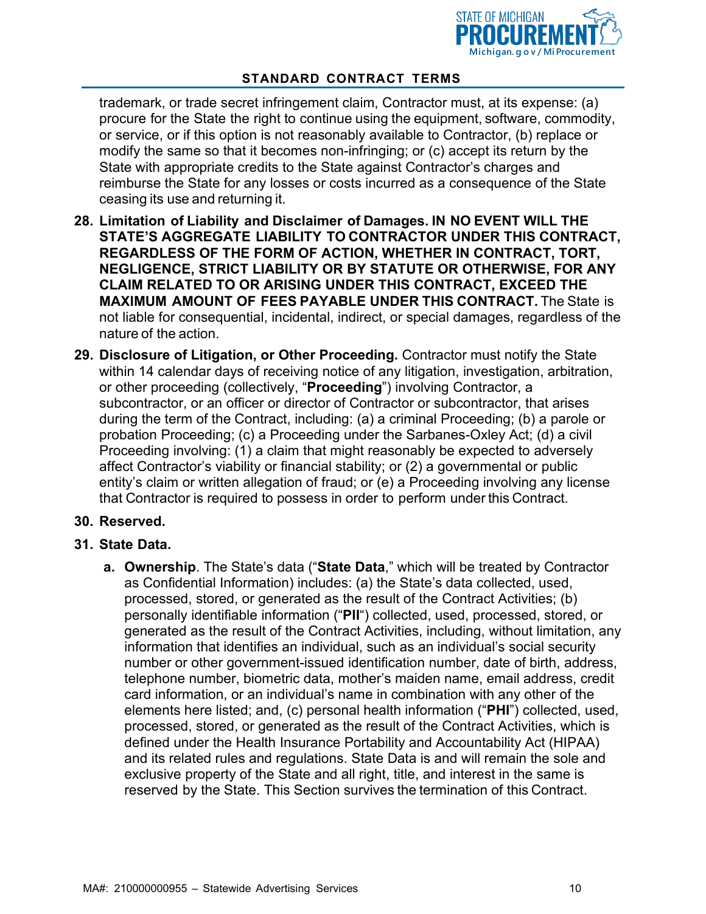trademark, or trade secret infringement claim, Contractor must, at its expense: (a) procure for the State the right to continue using the equipment, software, commodity, or service, or if this option is not reasonably available to Contractor, (b) replace or modify the same so that it becomes non-infringing; or (c) accept its return by the State with appropriate credits to the State against Contractor's charges and reimburse the State for any losses or costs incurred as a consequence of the State ceasing its use and returning it.

28. **Limitation of Liability and Disclaimer of Damages. IN NO EVENT WILL THE STATE'S AGGREGATE LIABILITY TO CONTRACTOR UNDER THIS CONTRACT, REGARDLESS OF THE FORM OF ACTION, WHETHER IN CONTRACT, TORT, NEGLIGENCE, STRICT LIABILITY OR BY STATUTE OR OTHERWISE, FOR ANY CLAIM RELATED TO OR ARISING UNDER THIS CONTRACT, EXCEED THE MAXIMUM AMOUNT OF FEES PAYABLE UNDER THIS CONTRACT.** The State is not liable for consequential, incidental, indirect, or special damages, regardless of the nature of the action.

29. **Disclosure of Litigation, or Other Proceeding.** Contractor must notify the State within 14 calendar days of receiving notice of any litigation, investigation, arbitration, or other proceeding (collectively, "**Proceeding**") involving Contractor, a subcontractor, or an officer or director of Contractor or subcontractor, that arises during the term of the Contract, including: (a) a criminal Proceeding; (b) a parole or probation Proceeding; (c) a Proceeding under the Sarbanes-Oxley Act; (d) a civil Proceeding involving: (1) a claim that might reasonably be expected to adversely affect Contractor's viability or financial stability; or (2) a governmental or public entity's claim or written allegation of fraud; or (e) a Proceeding involving any license that Contractor is required to possess in order to perform under this Contract.

30. **Reserved.**

31. **State Data.**

    a. **Ownership**. The State's data ("**State Data**," which will be treated by Contractor as Confidential Information) includes: (a) the State's data collected, used, processed, stored, or generated as the result of the Contract Activities; (b) personally identifiable information ("**PII**") collected, used, processed, stored, or generated as the result of the Contract Activities, including, without limitation, any information that identifies an individual, such as an individual's social security number or other government-issued identification number, date of birth, address, telephone number, biometric data, mother's maiden name, email address, credit card information, or an individual's name in combination with any other of the elements here listed; and, (c) personal health information ("**PHI**") collected, used, processed, stored, or generated as the result of the Contract Activities, which is defined under the Health Insurance Portability and Accountability Act (HIPAA) and its related rules and regulations. State Data is and will remain the sole and exclusive property of the State and all right, title, and interest in the same is reserved by the State. This Section survives the termination of this Contract.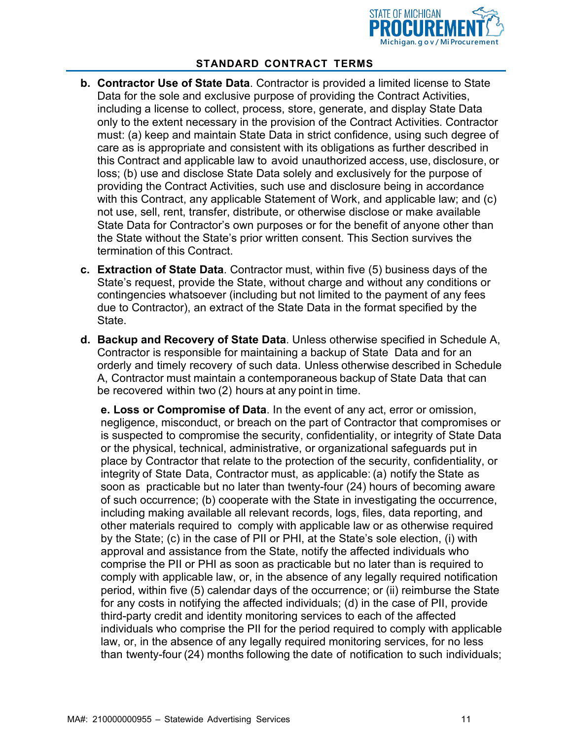b. **Contractor Use of State Data**. Contractor is provided a limited license to State Data for the sole and exclusive purpose of providing the Contract Activities, including a license to collect, process, store, generate, and display State Data only to the extent necessary in the provision of the Contract Activities. Contractor must: (a) keep and maintain State Data in strict confidence, using such degree of care as is appropriate and consistent with its obligations as further described in this Contract and applicable law to avoid unauthorized access, use, disclosure, or loss; (b) use and disclose State Data solely and exclusively for the purpose of providing the Contract Activities, such use and disclosure being in accordance with this Contract, any applicable Statement of Work, and applicable law; and (c) not use, sell, rent, transfer, distribute, or otherwise disclose or make available State Data for Contractor's own purposes or for the benefit of anyone other than the State without the State's prior written consent. This Section survives the termination of this Contract.

c. **Extraction of State Data**. Contractor must, within five (5) business days of the State's request, provide the State, without charge and without any conditions or contingencies whatsoever (including but not limited to the payment of any fees due to Contractor), an extract of the State Data in the format specified by the State.

d. **Backup and Recovery of State Data**. Unless otherwise specified in Schedule A, Contractor is responsible for maintaining a backup of State Data and for an orderly and timely recovery of such data. Unless otherwise described in Schedule A, Contractor must maintain a contemporaneous backup of State Data that can be recovered within two (2) hours at any point in time.

e. **Loss or Compromise of Data**. In the event of any act, error or omission, negligence, misconduct, or breach on the part of Contractor that compromises or is suspected to compromise the security, confidentiality, or integrity of State Data or the physical, technical, administrative, or organizational safeguards put in place by Contractor that relate to the protection of the security, confidentiality, or integrity of State Data, Contractor must, as applicable: (a) notify the State as soon as practicable but no later than twenty-four (24) hours of becoming aware of such occurrence; (b) cooperate with the State in investigating the occurrence, including making available all relevant records, logs, files, data reporting, and other materials required to comply with applicable law or as otherwise required by the State; (c) in the case of PII or PHI, at the State's sole election, (i) with approval and assistance from the State, notify the affected individuals who comprise the PII or PHI as soon as practicable but no later than is required to comply with applicable law, or, in the absence of any legally required notification period, within five (5) calendar days of the occurrence; or (ii) reimburse the State for any costs in notifying the affected individuals; (d) in the case of PII, provide third-party credit and identity monitoring services to each of the affected individuals who comprise the PII for the period required to comply with applicable law, or, in the absence of any legally required monitoring services, for no less than twenty-four (24) months following the date of notification to such individuals;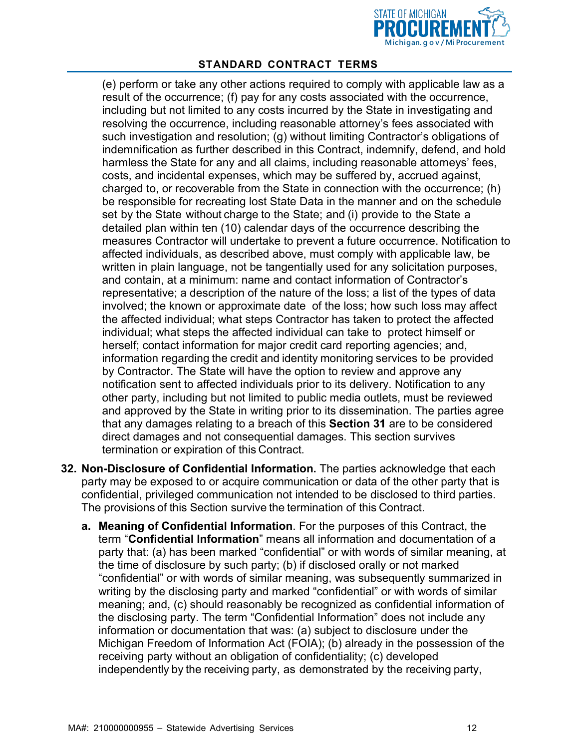(e) perform or take any other actions required to comply with applicable law as a result of the occurrence; (f) pay for any costs associated with the occurrence, including but not limited to any costs incurred by the State in investigating and resolving the occurrence, including reasonable attorney's fees associated with such investigation and resolution; (g) without limiting Contractor's obligations of indemnification as further described in this Contract, indemnify, defend, and hold harmless the State for any and all claims, including reasonable attorneys' fees, costs, and incidental expenses, which may be suffered by, accrued against, charged to, or recoverable from the State in connection with the occurrence; (h) be responsible for recreating lost State Data in the manner and on the schedule set by the State without charge to the State; and (i) provide to the State a detailed plan within ten (10) calendar days of the occurrence describing the measures Contractor will undertake to prevent a future occurrence. Notification to affected individuals, as described above, must comply with applicable law, be written in plain language, not be tangentially used for any solicitation purposes, and contain, at a minimum: name and contact information of Contractor's representative; a description of the nature of the loss; a list of the types of data involved; the known or approximate date of the loss; how such loss may affect the affected individual; what steps Contractor has taken to protect the affected individual; what steps the affected individual can take to protect himself or herself; contact information for major credit card reporting agencies; and, information regarding the credit and identity monitoring services to be provided by Contractor. The State will have the option to review and approve any notification sent to affected individuals prior to its delivery. Notification to any other party, including but not limited to public media outlets, must be reviewed and approved by the State in writing prior to its dissemination. The parties agree that any damages relating to a breach of this **Section 31** are to be considered direct damages and not consequential damages. This section survives termination or expiration of this Contract.

32. **Non-Disclosure of Confidential Information.** The parties acknowledge that each party may be exposed to or acquire communication or data of the other party that is confidential, privileged communication not intended to be disclosed to third parties. The provisions of this Section survive the termination of this Contract.

    a. **Meaning of Confidential Information**. For the purposes of this Contract, the term "**Confidential Information**" means all information and documentation of a party that: (a) has been marked "confidential" or with words of similar meaning, at the time of disclosure by such party; (b) if disclosed orally or not marked "confidential" or with words of similar meaning, was subsequently summarized in writing by the disclosing party and marked "confidential" or with words of similar meaning; and, (c) should reasonably be recognized as confidential information of the disclosing party. The term "Confidential Information" does not include any information or documentation that was: (a) subject to disclosure under the Michigan Freedom of Information Act (FOIA); (b) already in the possession of the receiving party without an obligation of confidentiality; (c) developed independently by the receiving party, as demonstrated by the receiving party,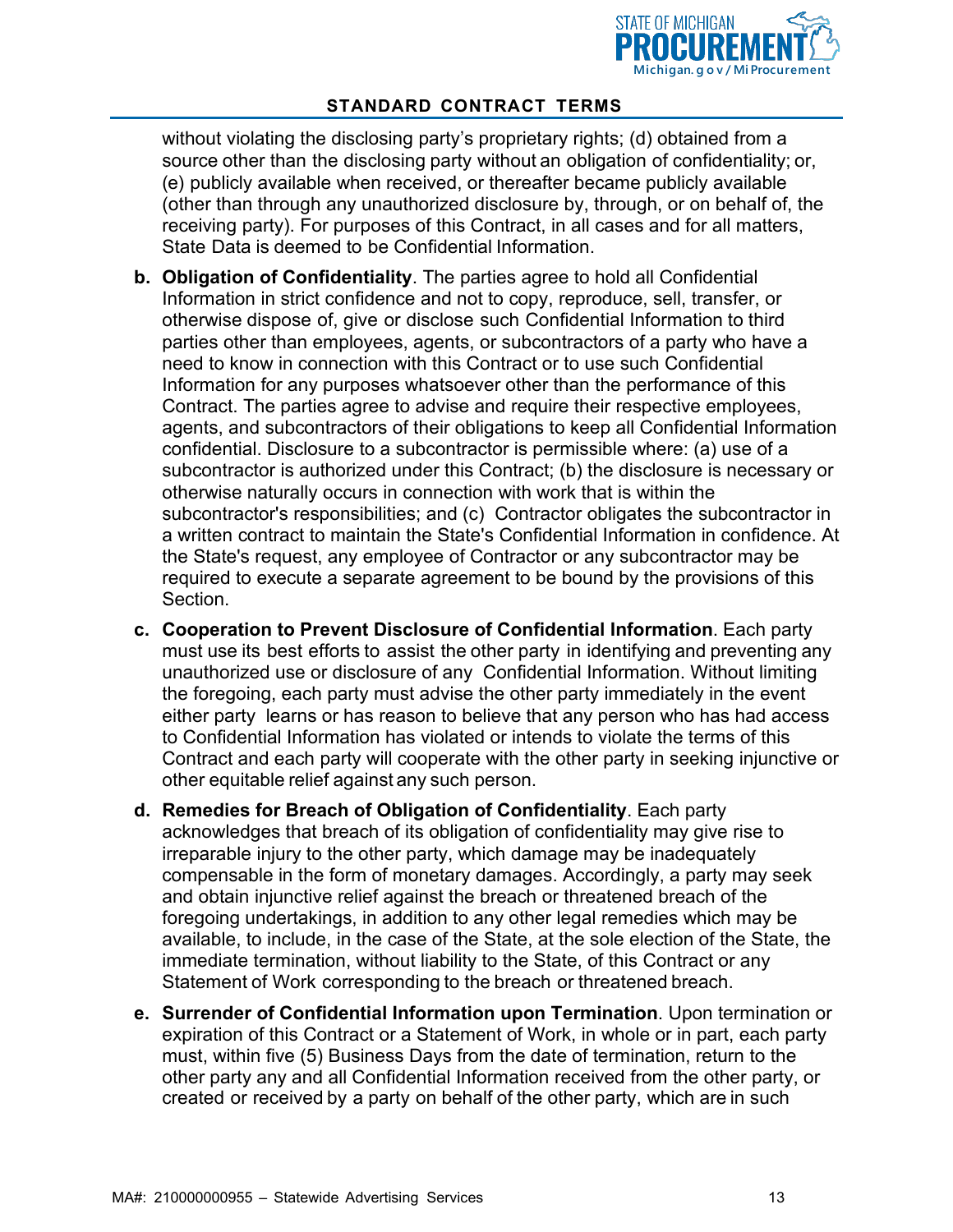without violating the disclosing party's proprietary rights; (d) obtained from a source other than the disclosing party without an obligation of confidentiality; or, (e) publicly available when received, or thereafter became publicly available (other than through any unauthorized disclosure by, through, or on behalf of, the receiving party). For purposes of this Contract, in all cases and for all matters, State Data is deemed to be Confidential Information.

b. **Obligation of Confidentiality**. The parties agree to hold all Confidential Information in strict confidence and not to copy, reproduce, sell, transfer, or otherwise dispose of, give or disclose such Confidential Information to third parties other than employees, agents, or subcontractors of a party who have a need to know in connection with this Contract or to use such Confidential Information for any purposes whatsoever other than the performance of this Contract. The parties agree to advise and require their respective employees, agents, and subcontractors of their obligations to keep all Confidential Information confidential. Disclosure to a subcontractor is permissible where: (a) use of a subcontractor is authorized under this Contract; (b) the disclosure is necessary or otherwise naturally occurs in connection with work that is within the subcontractor's responsibilities; and (c) Contractor obligates the subcontractor in a written contract to maintain the State's Confidential Information in confidence. At the State's request, any employee of Contractor or any subcontractor may be required to execute a separate agreement to be bound by the provisions of this Section.

c. **Cooperation to Prevent Disclosure of Confidential Information**. Each party must use its best efforts to assist the other party in identifying and preventing any unauthorized use or disclosure of any Confidential Information. Without limiting the foregoing, each party must advise the other party immediately in the event either party learns or has reason to believe that any person who has had access to Confidential Information has violated or intends to violate the terms of this Contract and each party will cooperate with the other party in seeking injunctive or other equitable relief against any such person.

d. **Remedies for Breach of Obligation of Confidentiality**. Each party acknowledges that breach of its obligation of confidentiality may give rise to irreparable injury to the other party, which damage may be inadequately compensable in the form of monetary damages. Accordingly, a party may seek and obtain injunctive relief against the breach or threatened breach of the foregoing undertakings, in addition to any other legal remedies which may be available, to include, in the case of the State, at the sole election of the State, the immediate termination, without liability to the State, of this Contract or any Statement of Work corresponding to the breach or threatened breach.

e. **Surrender of Confidential Information upon Termination**. Upon termination or expiration of this Contract or a Statement of Work, in whole or in part, each party must, within five (5) Business Days from the date of termination, return to the other party any and all Confidential Information received from the other party, or created or received by a party on behalf of the other party, which are in such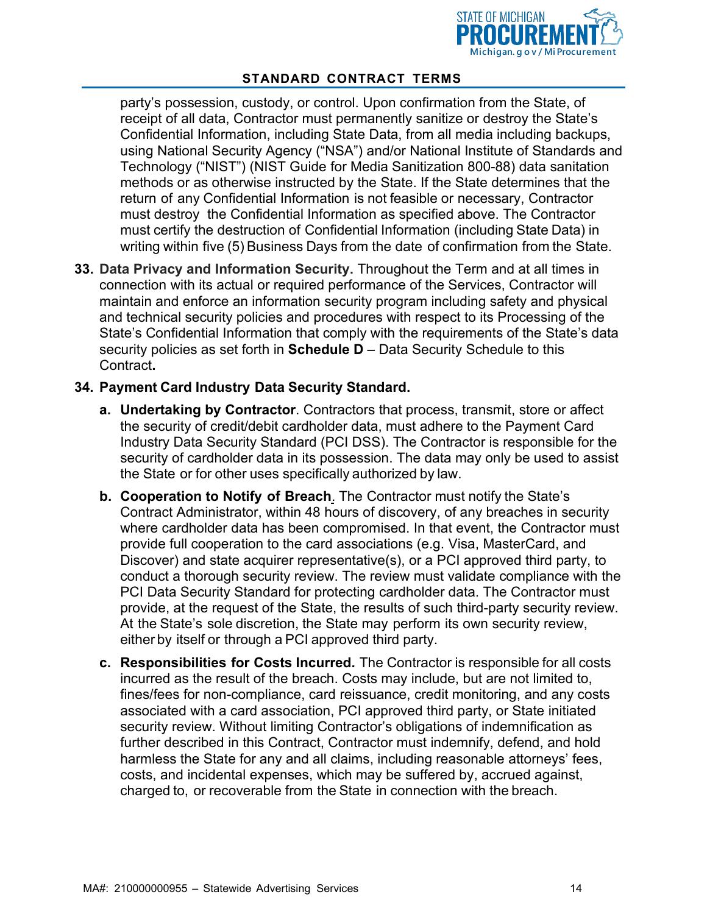party's possession, custody, or control. Upon confirmation from the State, of receipt of all data, Contractor must permanently sanitize or destroy the State's Confidential Information, including State Data, from all media including backups, using National Security Agency ("NSA") and/or National Institute of Standards and Technology ("NIST") (NIST Guide for Media Sanitization 800-88) data sanitation methods or as otherwise instructed by the State. If the State determines that the return of any Confidential Information is not feasible or necessary, Contractor must destroy the Confidential Information as specified above. The Contractor must certify the destruction of Confidential Information (including State Data) in writing within five (5) Business Days from the date of confirmation from the State.

33. **Data Privacy and Information Security.** Throughout the Term and at all times in connection with its actual or required performance of the Services, Contractor will maintain and enforce an information security program including safety and physical and technical security policies and procedures with respect to its Processing of the State's Confidential Information that comply with the requirements of the State's data security policies as set forth in **Schedule D** – Data Security Schedule to this Contract**.**

34. **Payment Card Industry Data Security Standard.**

    a. **Undertaking by Contractor**. Contractors that process, transmit, store or affect the security of credit/debit cardholder data, must adhere to the Payment Card Industry Data Security Standard (PCI DSS). The Contractor is responsible for the security of cardholder data in its possession. The data may only be used to assist the State or for other uses specifically authorized by law.

    b. **Cooperation to Notify of Breach**. The Contractor must notify the State's Contract Administrator, within 48 hours of discovery, of any breaches in security where cardholder data has been compromised. In that event, the Contractor must provide full cooperation to the card associations (e.g. Visa, MasterCard, and Discover) and state acquirer representative(s), or a PCI approved third party, to conduct a thorough security review. The review must validate compliance with the PCI Data Security Standard for protecting cardholder data. The Contractor must provide, at the request of the State, the results of such third-party security review. At the State's sole discretion, the State may perform its own security review, either by itself or through a PCI approved third party.

    c. **Responsibilities for Costs Incurred.** The Contractor is responsible for all costs incurred as the result of the breach. Costs may include, but are not limited to, fines/fees for non-compliance, card reissuance, credit monitoring, and any costs associated with a card association, PCI approved third party, or State initiated security review. Without limiting Contractor's obligations of indemnification as further described in this Contract, Contractor must indemnify, defend, and hold harmless the State for any and all claims, including reasonable attorneys' fees, costs, and incidental expenses, which may be suffered by, accrued against, charged to, or recoverable from the State in connection with the breach.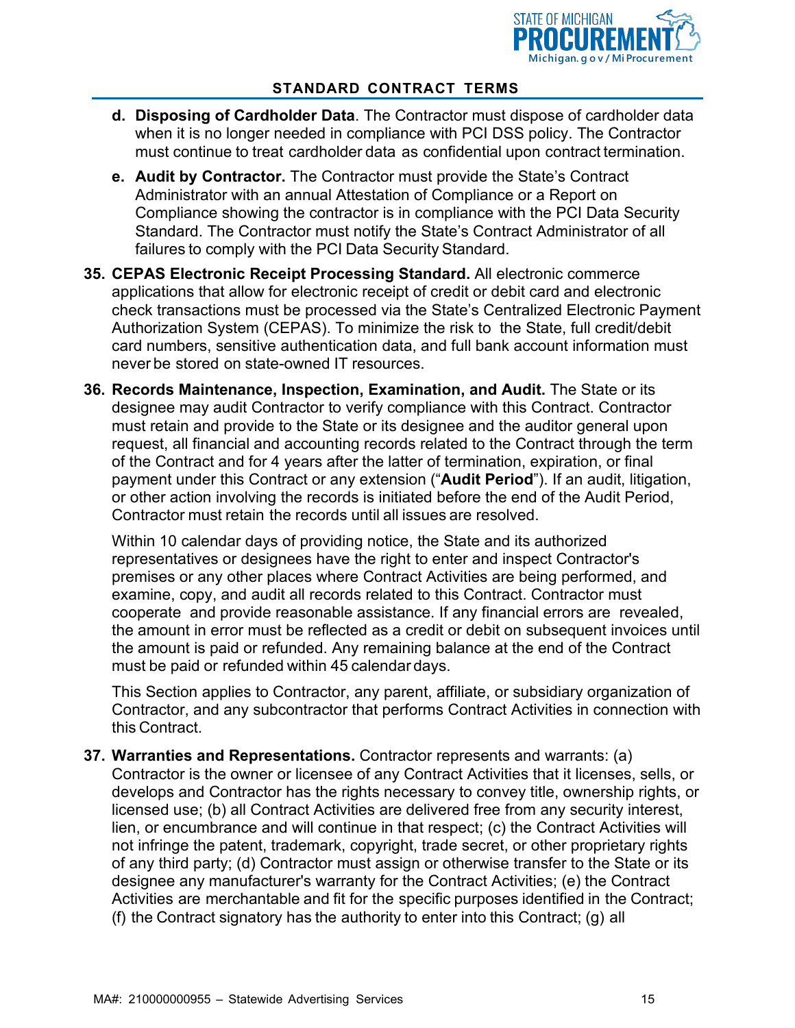- **d. Disposing of Cardholder Data**. The Contractor must dispose of cardholder data when it is no longer needed in compliance with PCI DSS policy. The Contractor must continue to treat cardholder data as confidential upon contract termination.
- **e. Audit by Contractor.** The Contractor must provide the State's Contract Administrator with an annual Attestation of Compliance or a Report on Compliance showing the contractor is in compliance with the PCI Data Security Standard. The Contractor must notify the State's Contract Administrator of all failures to comply with the PCI Data Security Standard.

**35. CEPAS Electronic Receipt Processing Standard.** All electronic commerce applications that allow for electronic receipt of credit or debit card and electronic check transactions must be processed via the State's Centralized Electronic Payment Authorization System (CEPAS). To minimize the risk to the State, full credit/debit card numbers, sensitive authentication data, and full bank account information must never be stored on state-owned IT resources.

**36. Records Maintenance, Inspection, Examination, and Audit.** The State or its designee may audit Contractor to verify compliance with this Contract. Contractor must retain and provide to the State or its designee and the auditor general upon request, all financial and accounting records related to the Contract through the term of the Contract and for 4 years after the latter of termination, expiration, or final payment under this Contract or any extension ("**Audit Period**"). If an audit, litigation, or other action involving the records is initiated before the end of the Audit Period, Contractor must retain the records until all issues are resolved.

Within 10 calendar days of providing notice, the State and its authorized representatives or designees have the right to enter and inspect Contractor's premises or any other places where Contract Activities are being performed, and examine, copy, and audit all records related to this Contract. Contractor must cooperate and provide reasonable assistance. If any financial errors are revealed, the amount in error must be reflected as a credit or debit on subsequent invoices until the amount is paid or refunded. Any remaining balance at the end of the Contract must be paid or refunded within 45 calendar days.

This Section applies to Contractor, any parent, affiliate, or subsidiary organization of Contractor, and any subcontractor that performs Contract Activities in connection with this Contract.

**37. Warranties and Representations.** Contractor represents and warrants: (a) Contractor is the owner or licensee of any Contract Activities that it licenses, sells, or develops and Contractor has the rights necessary to convey title, ownership rights, or licensed use; (b) all Contract Activities are delivered free from any security interest, lien, or encumbrance and will continue in that respect; (c) the Contract Activities will not infringe the patent, trademark, copyright, trade secret, or other proprietary rights of any third party; (d) Contractor must assign or otherwise transfer to the State or its designee any manufacturer's warranty for the Contract Activities; (e) the Contract Activities are merchantable and fit for the specific purposes identified in the Contract; (f) the Contract signatory has the authority to enter into this Contract; (g) all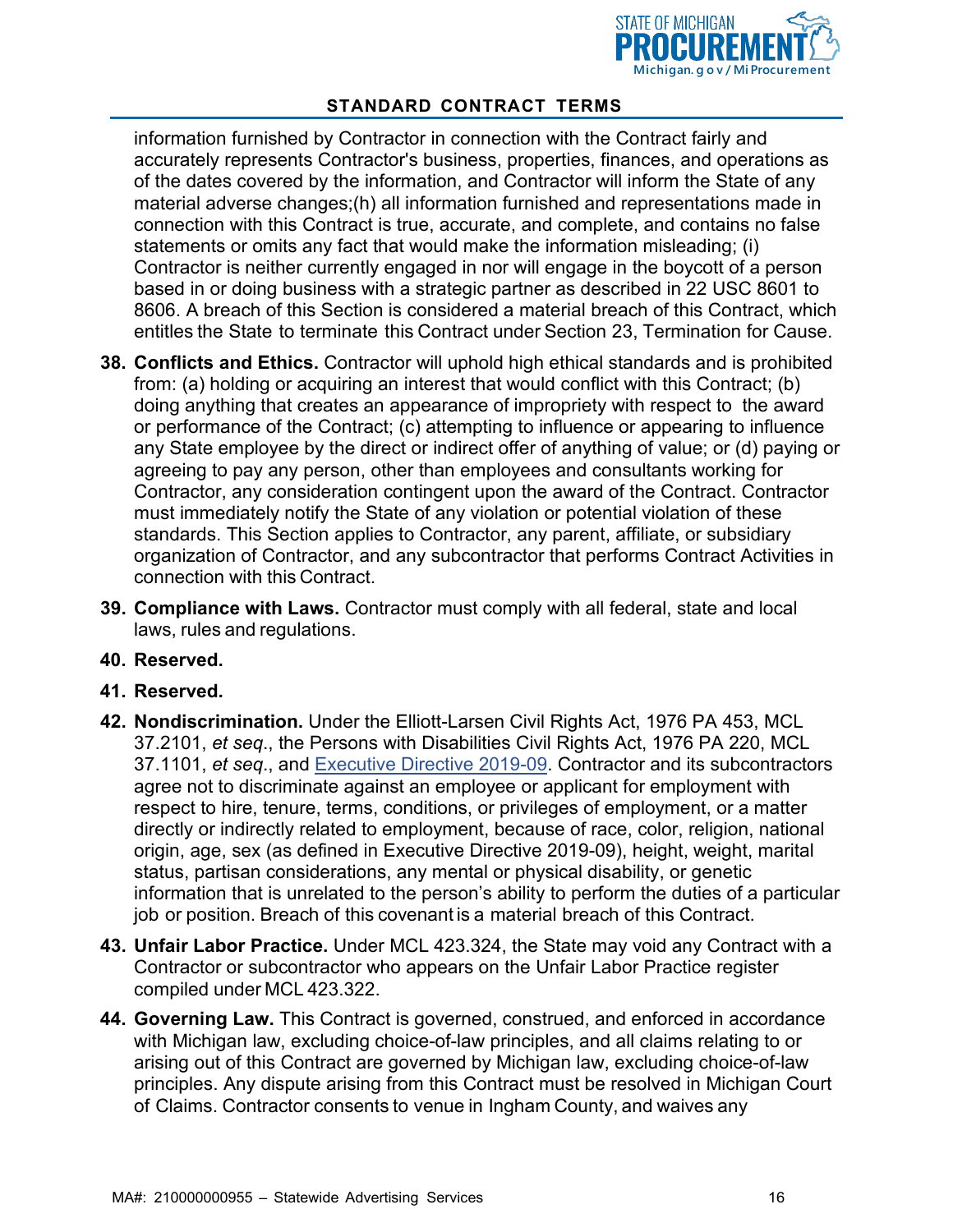information furnished by Contractor in connection with the Contract fairly and accurately represents Contractor's business, properties, finances, and operations as of the dates covered by the information, and Contractor will inform the State of any material adverse changes;(h) all information furnished and representations made in connection with this Contract is true, accurate, and complete, and contains no false statements or omits any fact that would make the information misleading; (i) Contractor is neither currently engaged in nor will engage in the boycott of a person based in or doing business with a strategic partner as described in 22 USC 8601 to 8606. A breach of this Section is considered a material breach of this Contract, which entitles the State to terminate this Contract under Section 23, Termination for Cause.

38. **Conflicts and Ethics.** Contractor will uphold high ethical standards and is prohibited from: (a) holding or acquiring an interest that would conflict with this Contract; (b) doing anything that creates an appearance of impropriety with respect to the award or performance of the Contract; (c) attempting to influence or appearing to influence any State employee by the direct or indirect offer of anything of value; or (d) paying or agreeing to pay any person, other than employees and consultants working for Contractor, any consideration contingent upon the award of the Contract. Contractor must immediately notify the State of any violation or potential violation of these standards. This Section applies to Contractor, any parent, affiliate, or subsidiary organization of Contractor, and any subcontractor that performs Contract Activities in connection with this Contract.

39. **Compliance with Laws.** Contractor must comply with all federal, state and local laws, rules and regulations.

40. **Reserved.**

41. **Reserved.**

42. **Nondiscrimination.** Under the Elliott-Larsen Civil Rights Act, 1976 PA 453, MCL 37.2101, *et seq*., the Persons with Disabilities Civil Rights Act, 1976 PA 220, MCL 37.1101, *et seq*., and Executive Directive 2019-09. Contractor and its subcontractors agree not to discriminate against an employee or applicant for employment with respect to hire, tenure, terms, conditions, or privileges of employment, or a matter directly or indirectly related to employment, because of race, color, religion, national origin, age, sex (as defined in Executive Directive 2019-09), height, weight, marital status, partisan considerations, any mental or physical disability, or genetic information that is unrelated to the person's ability to perform the duties of a particular job or position. Breach of this covenant is a material breach of this Contract.

43. **Unfair Labor Practice.** Under MCL 423.324, the State may void any Contract with a Contractor or subcontractor who appears on the Unfair Labor Practice register compiled under MCL 423.322.

44. **Governing Law.** This Contract is governed, construed, and enforced in accordance with Michigan law, excluding choice-of-law principles, and all claims relating to or arising out of this Contract are governed by Michigan law, excluding choice-of-law principles. Any dispute arising from this Contract must be resolved in Michigan Court of Claims. Contractor consents to venue in Ingham County, and waives any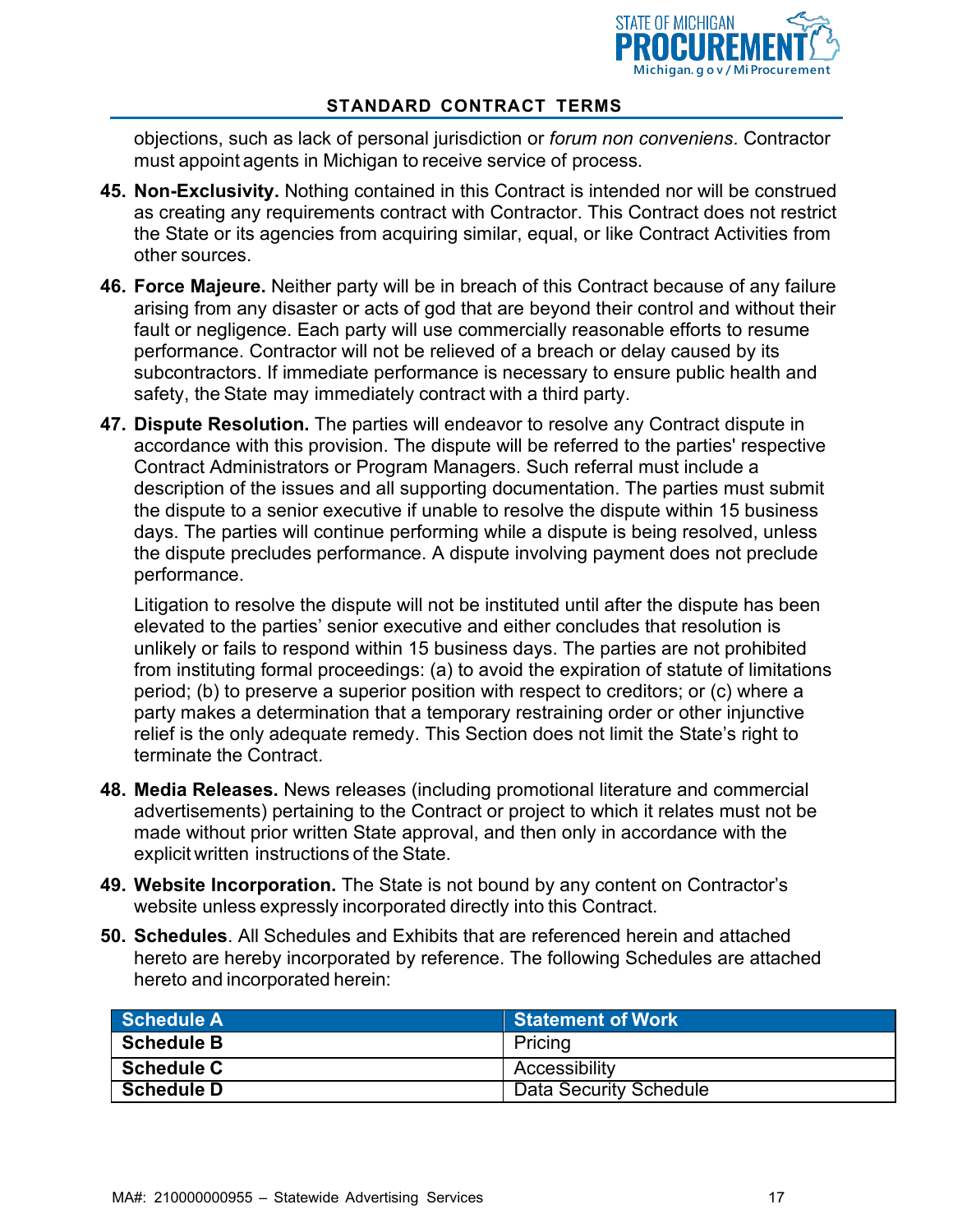objections, such as lack of personal jurisdiction or *forum non conveniens*. Contractor must appoint agents in Michigan to receive service of process.

45. **Non-Exclusivity.** Nothing contained in this Contract is intended nor will be construed as creating any requirements contract with Contractor. This Contract does not restrict the State or its agencies from acquiring similar, equal, or like Contract Activities from other sources.

46. **Force Majeure.** Neither party will be in breach of this Contract because of any failure arising from any disaster or acts of god that are beyond their control and without their fault or negligence. Each party will use commercially reasonable efforts to resume performance. Contractor will not be relieved of a breach or delay caused by its subcontractors. If immediate performance is necessary to ensure public health and safety, the State may immediately contract with a third party.

47. **Dispute Resolution.** The parties will endeavor to resolve any Contract dispute in accordance with this provision. The dispute will be referred to the parties' respective Contract Administrators or Program Managers. Such referral must include a description of the issues and all supporting documentation. The parties must submit the dispute to a senior executive if unable to resolve the dispute within 15 business days. The parties will continue performing while a dispute is being resolved, unless the dispute precludes performance. A dispute involving payment does not preclude performance.

    Litigation to resolve the dispute will not be instituted until after the dispute has been elevated to the parties' senior executive and either concludes that resolution is unlikely or fails to respond within 15 business days. The parties are not prohibited from instituting formal proceedings: (a) to avoid the expiration of statute of limitations period; (b) to preserve a superior position with respect to creditors; or (c) where a party makes a determination that a temporary restraining order or other injunctive relief is the only adequate remedy. This Section does not limit the State's right to terminate the Contract.

48. **Media Releases.** News releases (including promotional literature and commercial advertisements) pertaining to the Contract or project to which it relates must not be made without prior written State approval, and then only in accordance with the explicit written instructions of the State.

49. **Website Incorporation.** The State is not bound by any content on Contractor's website unless expressly incorporated directly into this Contract.

50. **Schedules**. All Schedules and Exhibits that are referenced herein and attached hereto are hereby incorporated by reference. The following Schedules are attached hereto and incorporated herein:

| Schedule A | Statement of Work |
|---|---|
| **Schedule B** | Pricing |
| **Schedule C** | Accessibility |
| **Schedule D** | Data Security Schedule |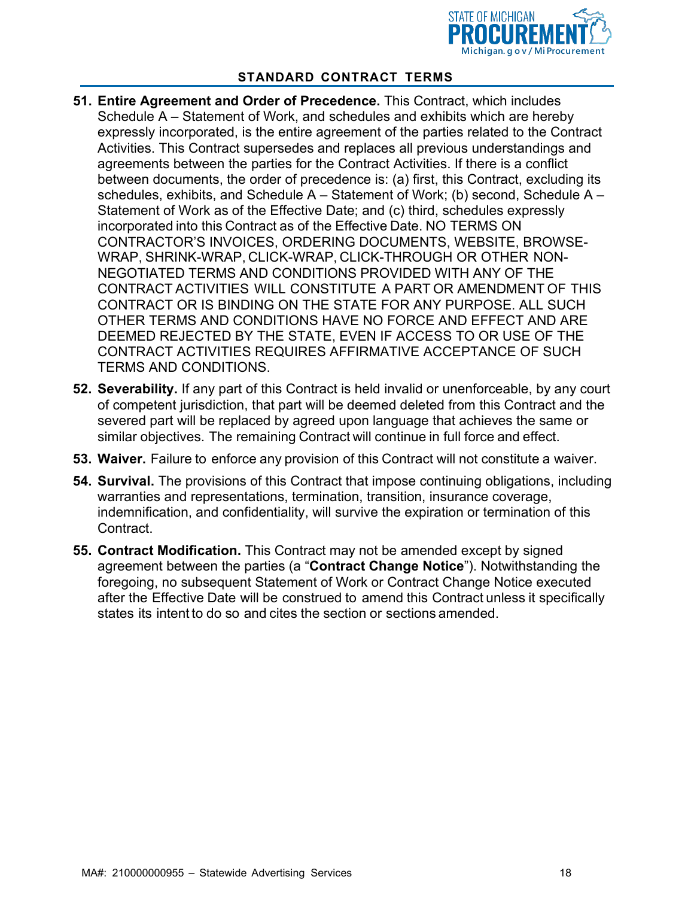51. **Entire Agreement and Order of Precedence.** This Contract, which includes Schedule A – Statement of Work, and schedules and exhibits which are hereby expressly incorporated, is the entire agreement of the parties related to the Contract Activities. This Contract supersedes and replaces all previous understandings and agreements between the parties for the Contract Activities. If there is a conflict between documents, the order of precedence is: (a) first, this Contract, excluding its schedules, exhibits, and Schedule A – Statement of Work; (b) second, Schedule A – Statement of Work as of the Effective Date; and (c) third, schedules expressly incorporated into this Contract as of the Effective Date. NO TERMS ON CONTRACTOR'S INVOICES, ORDERING DOCUMENTS, WEBSITE, BROWSE-WRAP, SHRINK-WRAP, CLICK-WRAP, CLICK-THROUGH OR OTHER NON-NEGOTIATED TERMS AND CONDITIONS PROVIDED WITH ANY OF THE CONTRACT ACTIVITIES WILL CONSTITUTE A PART OR AMENDMENT OF THIS CONTRACT OR IS BINDING ON THE STATE FOR ANY PURPOSE. ALL SUCH OTHER TERMS AND CONDITIONS HAVE NO FORCE AND EFFECT AND ARE DEEMED REJECTED BY THE STATE, EVEN IF ACCESS TO OR USE OF THE CONTRACT ACTIVITIES REQUIRES AFFIRMATIVE ACCEPTANCE OF SUCH TERMS AND CONDITIONS.

52. **Severability.** If any part of this Contract is held invalid or unenforceable, by any court of competent jurisdiction, that part will be deemed deleted from this Contract and the severed part will be replaced by agreed upon language that achieves the same or similar objectives. The remaining Contract will continue in full force and effect.

53. **Waiver.** Failure to enforce any provision of this Contract will not constitute a waiver.

54. **Survival.** The provisions of this Contract that impose continuing obligations, including warranties and representations, termination, transition, insurance coverage, indemnification, and confidentiality, will survive the expiration or termination of this Contract.

55. **Contract Modification.** This Contract may not be amended except by signed agreement between the parties (a "**Contract Change Notice**"). Notwithstanding the foregoing, no subsequent Statement of Work or Contract Change Notice executed after the Effective Date will be construed to amend this Contract unless it specifically states its intent to do so and cites the section or sections amended.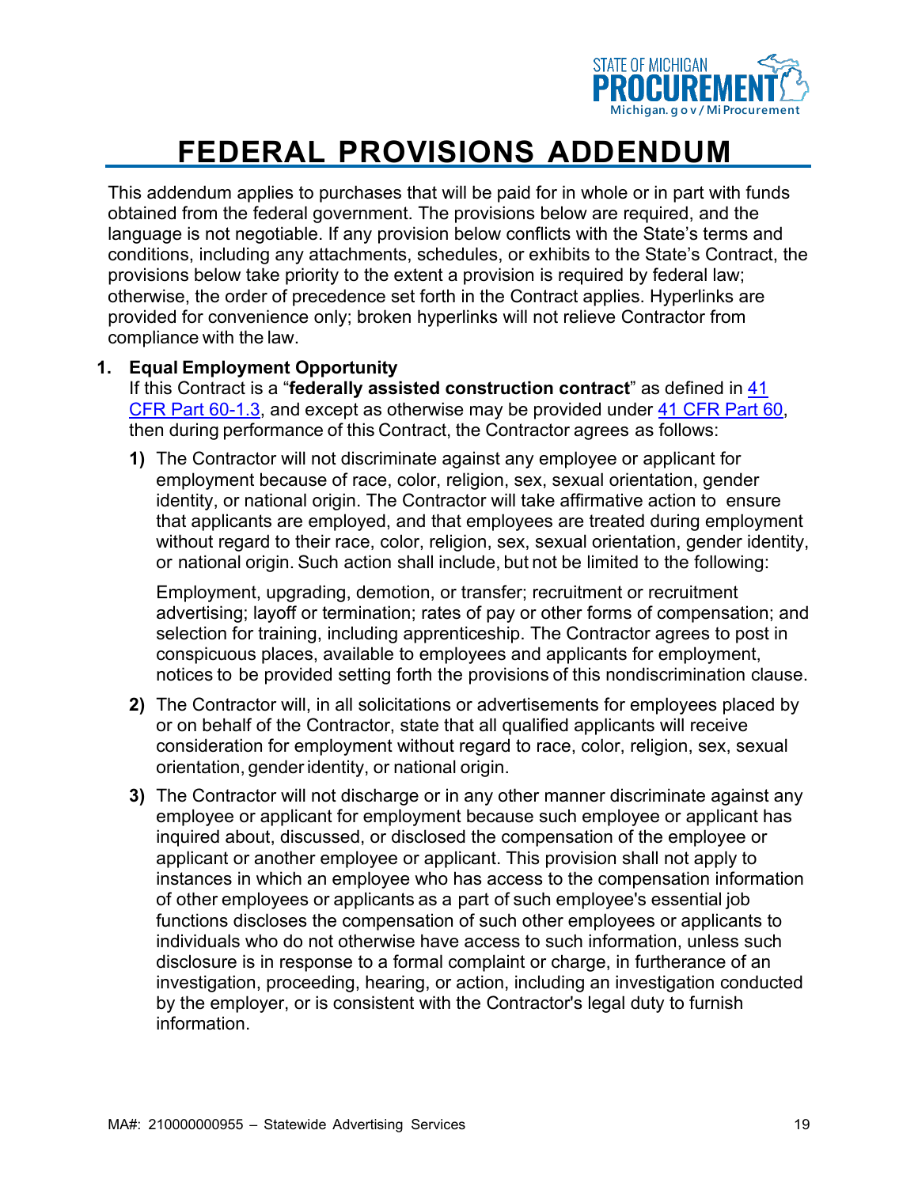# FEDERAL PROVISIONS ADDENDUM

This addendum applies to purchases that will be paid for in whole or in part with funds obtained from the federal government. The provisions below are required, and the language is not negotiable. If any provision below conflicts with the State's terms and conditions, including any attachments, schedules, or exhibits to the State's Contract, the provisions below take priority to the extent a provision is required by federal law; otherwise, the order of precedence set forth in the Contract applies. Hyperlinks are provided for convenience only; broken hyperlinks will not relieve Contractor from compliance with the law.

**1. Equal Employment Opportunity**

If this Contract is a "**federally assisted construction contract**" as defined in [41 CFR Part 60-1.3](), and except as otherwise may be provided under [41 CFR Part 60](), then during performance of this Contract, the Contractor agrees as follows:

**1)** The Contractor will not discriminate against any employee or applicant for employment because of race, color, religion, sex, sexual orientation, gender identity, or national origin. The Contractor will take affirmative action to ensure that applicants are employed, and that employees are treated during employment without regard to their race, color, religion, sex, sexual orientation, gender identity, or national origin. Such action shall include, but not be limited to the following:

Employment, upgrading, demotion, or transfer; recruitment or recruitment advertising; layoff or termination; rates of pay or other forms of compensation; and selection for training, including apprenticeship. The Contractor agrees to post in conspicuous places, available to employees and applicants for employment, notices to be provided setting forth the provisions of this nondiscrimination clause.

**2)** The Contractor will, in all solicitations or advertisements for employees placed by or on behalf of the Contractor, state that all qualified applicants will receive consideration for employment without regard to race, color, religion, sex, sexual orientation, gender identity, or national origin.

**3)** The Contractor will not discharge or in any other manner discriminate against any employee or applicant for employment because such employee or applicant has inquired about, discussed, or disclosed the compensation of the employee or applicant or another employee or applicant. This provision shall not apply to instances in which an employee who has access to the compensation information of other employees or applicants as a part of such employee's essential job functions discloses the compensation of such other employees or applicants to individuals who do not otherwise have access to such information, unless such disclosure is in response to a formal complaint or charge, in furtherance of an investigation, proceeding, hearing, or action, including an investigation conducted by the employer, or is consistent with the Contractor's legal duty to furnish information.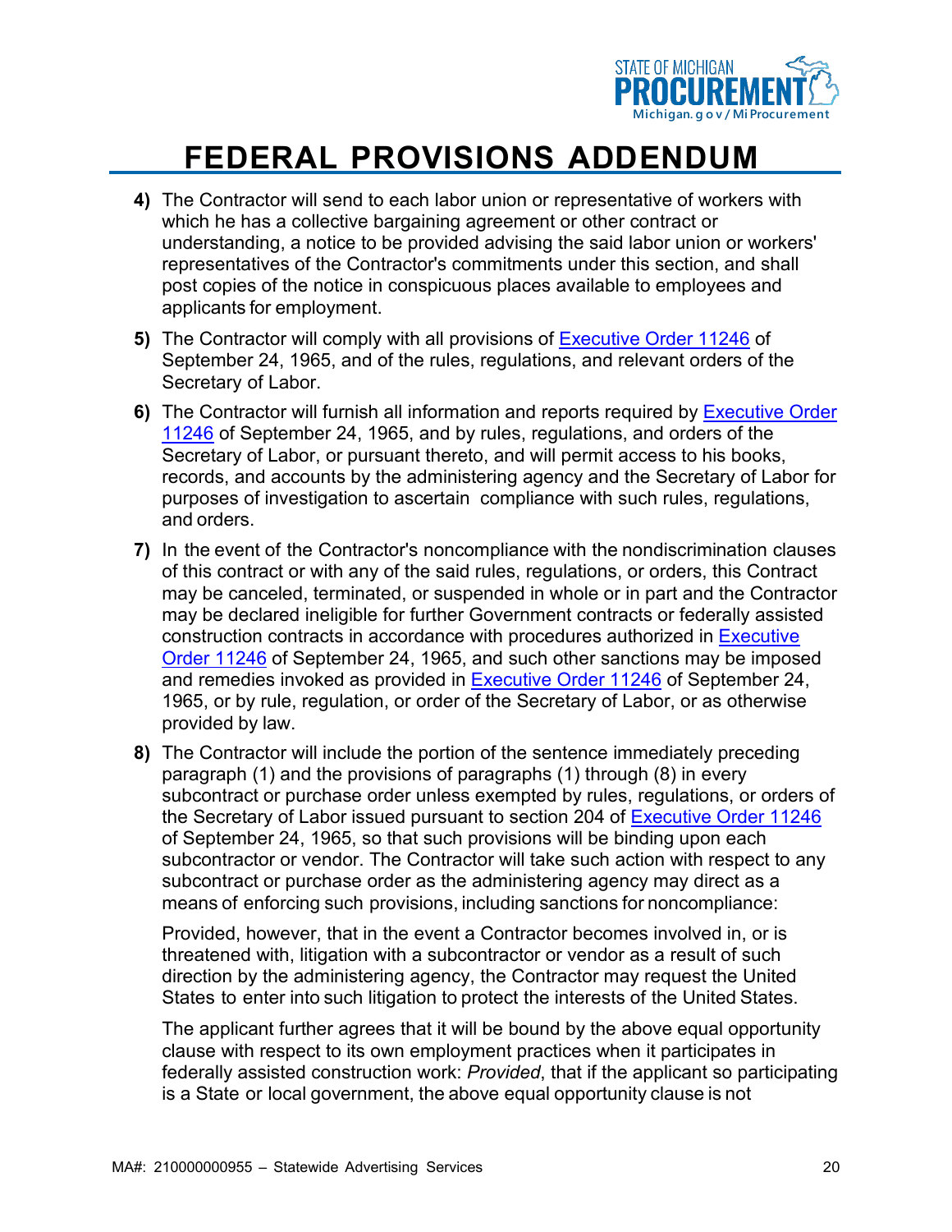# FEDERAL PROVISIONS ADDENDUM

4) The Contractor will send to each labor union or representative of workers with which he has a collective bargaining agreement or other contract or understanding, a notice to be provided advising the said labor union or workers' representatives of the Contractor's commitments under this section, and shall post copies of the notice in conspicuous places available to employees and applicants for employment.

5) The Contractor will comply with all provisions of Executive Order 11246 of September 24, 1965, and of the rules, regulations, and relevant orders of the Secretary of Labor.

6) The Contractor will furnish all information and reports required by Executive Order 11246 of September 24, 1965, and by rules, regulations, and orders of the Secretary of Labor, or pursuant thereto, and will permit access to his books, records, and accounts by the administering agency and the Secretary of Labor for purposes of investigation to ascertain compliance with such rules, regulations, and orders.

7) In the event of the Contractor's noncompliance with the nondiscrimination clauses of this contract or with any of the said rules, regulations, or orders, this Contract may be canceled, terminated, or suspended in whole or in part and the Contractor may be declared ineligible for further Government contracts or federally assisted construction contracts in accordance with procedures authorized in Executive Order 11246 of September 24, 1965, and such other sanctions may be imposed and remedies invoked as provided in Executive Order 11246 of September 24, 1965, or by rule, regulation, or order of the Secretary of Labor, or as otherwise provided by law.

8) The Contractor will include the portion of the sentence immediately preceding paragraph (1) and the provisions of paragraphs (1) through (8) in every subcontract or purchase order unless exempted by rules, regulations, or orders of the Secretary of Labor issued pursuant to section 204 of Executive Order 11246 of September 24, 1965, so that such provisions will be binding upon each subcontractor or vendor. The Contractor will take such action with respect to any subcontract or purchase order as the administering agency may direct as a means of enforcing such provisions, including sanctions for noncompliance:

   Provided, however, that in the event a Contractor becomes involved in, or is threatened with, litigation with a subcontractor or vendor as a result of such direction by the administering agency, the Contractor may request the United States to enter into such litigation to protect the interests of the United States.

   The applicant further agrees that it will be bound by the above equal opportunity clause with respect to its own employment practices when it participates in federally assisted construction work: *Provided*, that if the applicant so participating is a State or local government, the above equal opportunity clause is not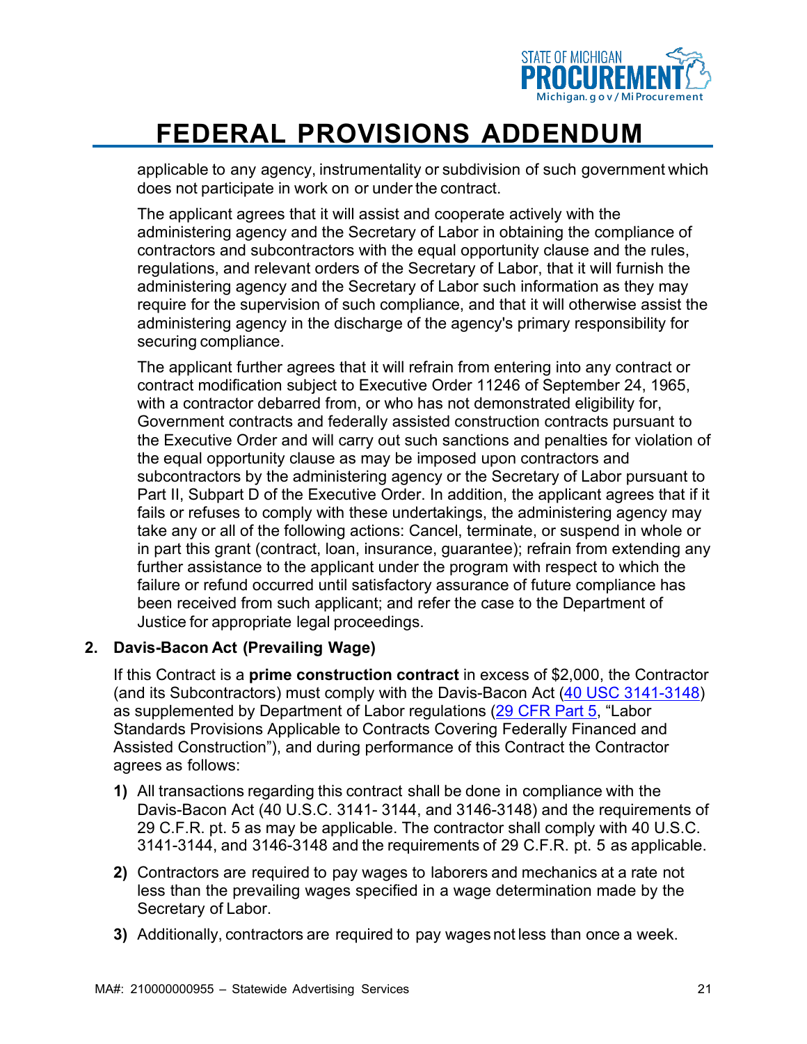# FEDERAL PROVISIONS ADDENDUM

applicable to any agency, instrumentality or subdivision of such government which does not participate in work on or under the contract.

The applicant agrees that it will assist and cooperate actively with the administering agency and the Secretary of Labor in obtaining the compliance of contractors and subcontractors with the equal opportunity clause and the rules, regulations, and relevant orders of the Secretary of Labor, that it will furnish the administering agency and the Secretary of Labor such information as they may require for the supervision of such compliance, and that it will otherwise assist the administering agency in the discharge of the agency's primary responsibility for securing compliance.

The applicant further agrees that it will refrain from entering into any contract or contract modification subject to Executive Order 11246 of September 24, 1965, with a contractor debarred from, or who has not demonstrated eligibility for, Government contracts and federally assisted construction contracts pursuant to the Executive Order and will carry out such sanctions and penalties for violation of the equal opportunity clause as may be imposed upon contractors and subcontractors by the administering agency or the Secretary of Labor pursuant to Part II, Subpart D of the Executive Order. In addition, the applicant agrees that if it fails or refuses to comply with these undertakings, the administering agency may take any or all of the following actions: Cancel, terminate, or suspend in whole or in part this grant (contract, loan, insurance, guarantee); refrain from extending any further assistance to the applicant under the program with respect to which the failure or refund occurred until satisfactory assurance of future compliance has been received from such applicant; and refer the case to the Department of Justice for appropriate legal proceedings.

**2. Davis-Bacon Act (Prevailing Wage)**

If this Contract is a **prime construction contract** in excess of $2,000, the Contractor (and its Subcontractors) must comply with the Davis-Bacon Act (40 USC 3141-3148) as supplemented by Department of Labor regulations (29 CFR Part 5, "Labor Standards Provisions Applicable to Contracts Covering Federally Financed and Assisted Construction"), and during performance of this Contract the Contractor agrees as follows:

**1)** All transactions regarding this contract shall be done in compliance with the Davis-Bacon Act (40 U.S.C. 3141- 3144, and 3146-3148) and the requirements of 29 C.F.R. pt. 5 as may be applicable. The contractor shall comply with 40 U.S.C. 3141-3144, and 3146-3148 and the requirements of 29 C.F.R. pt. 5 as applicable.

**2)** Contractors are required to pay wages to laborers and mechanics at a rate not less than the prevailing wages specified in a wage determination made by the Secretary of Labor.

**3)** Additionally, contractors are required to pay wages not less than once a week.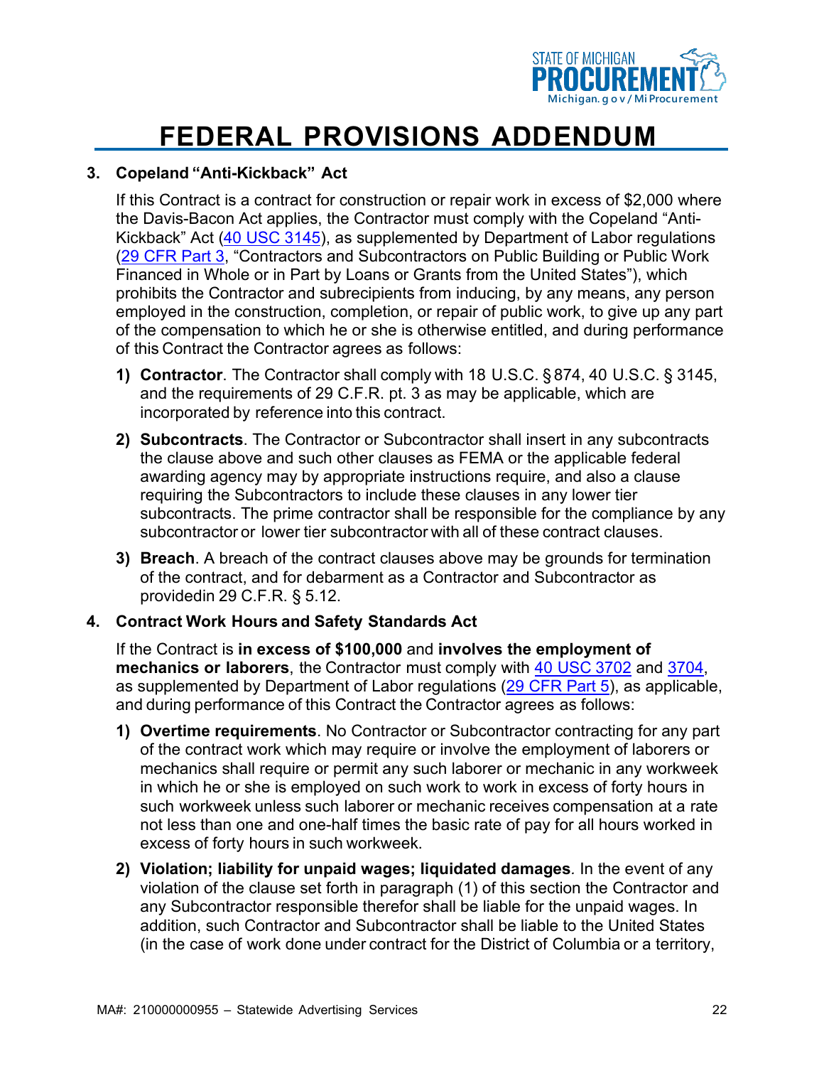# FEDERAL PROVISIONS ADDENDUM

**3. Copeland "Anti-Kickback" Act**

If this Contract is a contract for construction or repair work in excess of $2,000 where the Davis-Bacon Act applies, the Contractor must comply with the Copeland "Anti-Kickback" Act (40 USC 3145), as supplemented by Department of Labor regulations (29 CFR Part 3, "Contractors and Subcontractors on Public Building or Public Work Financed in Whole or in Part by Loans or Grants from the United States"), which prohibits the Contractor and subrecipients from inducing, by any means, any person employed in the construction, completion, or repair of public work, to give up any part of the compensation to which he or she is otherwise entitled, and during performance of this Contract the Contractor agrees as follows:

1) **Contractor**. The Contractor shall comply with 18 U.S.C. § 874, 40 U.S.C. § 3145, and the requirements of 29 C.F.R. pt. 3 as may be applicable, which are incorporated by reference into this contract.

2) **Subcontracts**. The Contractor or Subcontractor shall insert in any subcontracts the clause above and such other clauses as FEMA or the applicable federal awarding agency may by appropriate instructions require, and also a clause requiring the Subcontractors to include these clauses in any lower tier subcontracts. The prime contractor shall be responsible for the compliance by any subcontractor or lower tier subcontractor with all of these contract clauses.

3) **Breach**. A breach of the contract clauses above may be grounds for termination of the contract, and for debarment as a Contractor and Subcontractor as providedin 29 C.F.R. § 5.12.

**4. Contract Work Hours and Safety Standards Act**

If the Contract is **in excess of $100,000** and **involves the employment of mechanics or laborers**, the Contractor must comply with 40 USC 3702 and 3704, as supplemented by Department of Labor regulations (29 CFR Part 5), as applicable, and during performance of this Contract the Contractor agrees as follows:

1) **Overtime requirements**. No Contractor or Subcontractor contracting for any part of the contract work which may require or involve the employment of laborers or mechanics shall require or permit any such laborer or mechanic in any workweek in which he or she is employed on such work to work in excess of forty hours in such workweek unless such laborer or mechanic receives compensation at a rate not less than one and one-half times the basic rate of pay for all hours worked in excess of forty hours in such workweek.

2) **Violation; liability for unpaid wages; liquidated damages**. In the event of any violation of the clause set forth in paragraph (1) of this section the Contractor and any Subcontractor responsible therefor shall be liable for the unpaid wages. In addition, such Contractor and Subcontractor shall be liable to the United States (in the case of work done under contract for the District of Columbia or a territory,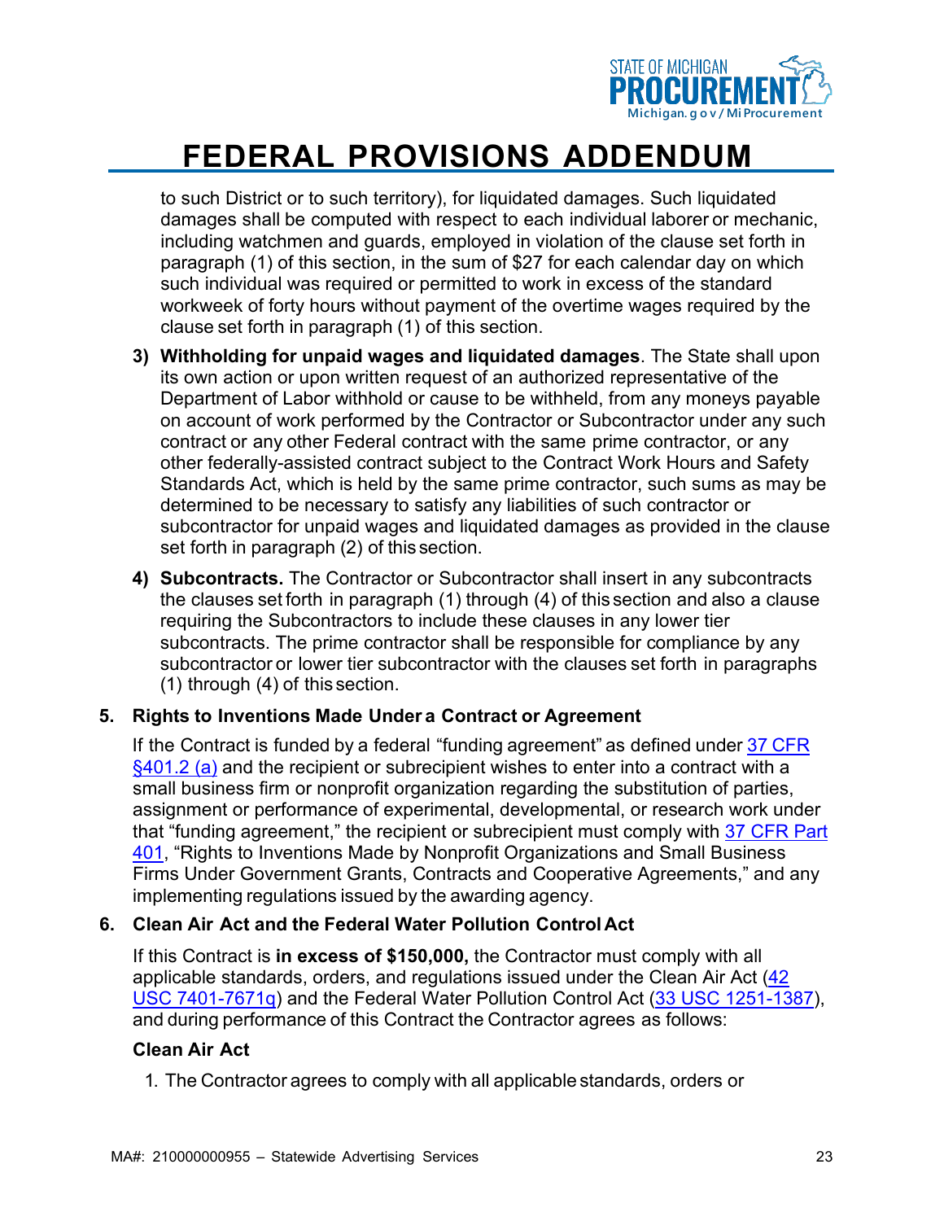to such District or to such territory), for liquidated damages. Such liquidated damages shall be computed with respect to each individual laborer or mechanic, including watchmen and guards, employed in violation of the clause set forth in paragraph (1) of this section, in the sum of $27 for each calendar day on which such individual was required or permitted to work in excess of the standard workweek of forty hours without payment of the overtime wages required by the clause set forth in paragraph (1) of this section.

3) **Withholding for unpaid wages and liquidated damages**. The State shall upon its own action or upon written request of an authorized representative of the Department of Labor withhold or cause to be withheld, from any moneys payable on account of work performed by the Contractor or Subcontractor under any such contract or any other Federal contract with the same prime contractor, or any other federally-assisted contract subject to the Contract Work Hours and Safety Standards Act, which is held by the same prime contractor, such sums as may be determined to be necessary to satisfy any liabilities of such contractor or subcontractor for unpaid wages and liquidated damages as provided in the clause set forth in paragraph (2) of this section.

4) **Subcontracts.** The Contractor or Subcontractor shall insert in any subcontracts the clauses set forth in paragraph (1) through (4) of this section and also a clause requiring the Subcontractors to include these clauses in any lower tier subcontracts. The prime contractor shall be responsible for compliance by any subcontractor or lower tier subcontractor with the clauses set forth in paragraphs (1) through (4) of this section.

**5. Rights to Inventions Made Under a Contract or Agreement**

If the Contract is funded by a federal "funding agreement" as defined under 37 CFR §401.2 (a) and the recipient or subrecipient wishes to enter into a contract with a small business firm or nonprofit organization regarding the substitution of parties, assignment or performance of experimental, developmental, or research work under that "funding agreement," the recipient or subrecipient must comply with 37 CFR Part 401, "Rights to Inventions Made by Nonprofit Organizations and Small Business Firms Under Government Grants, Contracts and Cooperative Agreements," and any implementing regulations issued by the awarding agency.

**6. Clean Air Act and the Federal Water Pollution Control Act**

If this Contract is **in excess of $150,000,** the Contractor must comply with all applicable standards, orders, and regulations issued under the Clean Air Act (42 USC 7401-7671q) and the Federal Water Pollution Control Act (33 USC 1251-1387), and during performance of this Contract the Contractor agrees as follows:

**Clean Air Act**

1. The Contractor agrees to comply with all applicable standards, orders or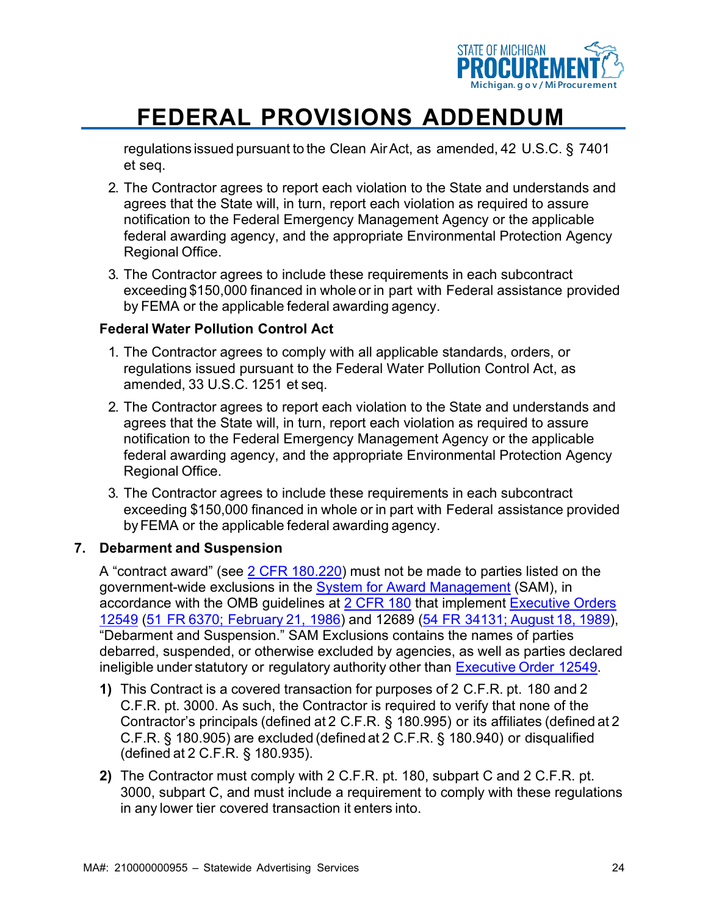regulations issued pursuant to the Clean Air Act, as amended, 42 U.S.C. § 7401 et seq.

2. The Contractor agrees to report each violation to the State and understands and agrees that the State will, in turn, report each violation as required to assure notification to the Federal Emergency Management Agency or the applicable federal awarding agency, and the appropriate Environmental Protection Agency Regional Office.
3. The Contractor agrees to include these requirements in each subcontract exceeding $150,000 financed in whole or in part with Federal assistance provided by FEMA or the applicable federal awarding agency.

**Federal Water Pollution Control Act**

1. The Contractor agrees to comply with all applicable standards, orders, or regulations issued pursuant to the Federal Water Pollution Control Act, as amended, 33 U.S.C. 1251 et seq.
2. The Contractor agrees to report each violation to the State and understands and agrees that the State will, in turn, report each violation as required to assure notification to the Federal Emergency Management Agency or the applicable federal awarding agency, and the appropriate Environmental Protection Agency Regional Office.
3. The Contractor agrees to include these requirements in each subcontract exceeding $150,000 financed in whole or in part with Federal assistance provided by FEMA or the applicable federal awarding agency.

## 7. Debarment and Suspension

A "contract award" (see 2 CFR 180.220) must not be made to parties listed on the government-wide exclusions in the System for Award Management (SAM), in accordance with the OMB guidelines at 2 CFR 180 that implement Executive Orders 12549 (51 FR 6370; February 21, 1986) and 12689 (54 FR 34131; August 18, 1989), "Debarment and Suspension." SAM Exclusions contains the names of parties debarred, suspended, or otherwise excluded by agencies, as well as parties declared ineligible under statutory or regulatory authority other than Executive Order 12549.

**1)** This Contract is a covered transaction for purposes of 2 C.F.R. pt. 180 and 2 C.F.R. pt. 3000. As such, the Contractor is required to verify that none of the Contractor's principals (defined at 2 C.F.R. § 180.995) or its affiliates (defined at 2 C.F.R. § 180.905) are excluded (defined at 2 C.F.R. § 180.940) or disqualified (defined at 2 C.F.R. § 180.935).

**2)** The Contractor must comply with 2 C.F.R. pt. 180, subpart C and 2 C.F.R. pt. 3000, subpart C, and must include a requirement to comply with these regulations in any lower tier covered transaction it enters into.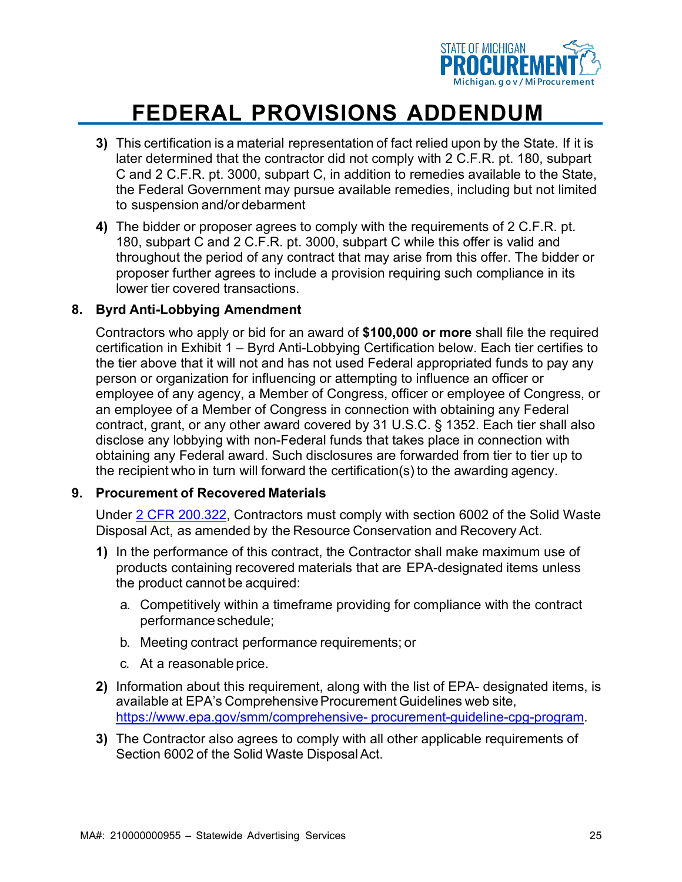# FEDERAL PROVISIONS ADDENDUM

3) This certification is a material representation of fact relied upon by the State. If it is later determined that the contractor did not comply with 2 C.F.R. pt. 180, subpart C and 2 C.F.R. pt. 3000, subpart C, in addition to remedies available to the State, the Federal Government may pursue available remedies, including but not limited to suspension and/or debarment

4) The bidder or proposer agrees to comply with the requirements of 2 C.F.R. pt. 180, subpart C and 2 C.F.R. pt. 3000, subpart C while this offer is valid and throughout the period of any contract that may arise from this offer. The bidder or proposer further agrees to include a provision requiring such compliance in its lower tier covered transactions.

**8. Byrd Anti-Lobbying Amendment**

Contractors who apply or bid for an award of **$100,000 or more** shall file the required certification in Exhibit 1 – Byrd Anti-Lobbying Certification below. Each tier certifies to the tier above that it will not and has not used Federal appropriated funds to pay any person or organization for influencing or attempting to influence an officer or employee of any agency, a Member of Congress, officer or employee of Congress, or an employee of a Member of Congress in connection with obtaining any Federal contract, grant, or any other award covered by 31 U.S.C. § 1352. Each tier shall also disclose any lobbying with non-Federal funds that takes place in connection with obtaining any Federal award. Such disclosures are forwarded from tier to tier up to the recipient who in turn will forward the certification(s) to the awarding agency.

**9. Procurement of Recovered Materials**

Under [2 CFR 200.322](), Contractors must comply with section 6002 of the Solid Waste Disposal Act, as amended by the Resource Conservation and Recovery Act.

1) In the performance of this contract, the Contractor shall make maximum use of products containing recovered materials that are EPA-designated items unless the product cannot be acquired:

   a. Competitively within a timeframe providing for compliance with the contract performance schedule;

   b. Meeting contract performance requirements; or

   c. At a reasonable price.

2) Information about this requirement, along with the list of EPA- designated items, is available at EPA's Comprehensive Procurement Guidelines web site, https://www.epa.gov/smm/comprehensive- procurement-guideline-cpg-program.

3) The Contractor also agrees to comply with all other applicable requirements of Section 6002 of the Solid Waste Disposal Act.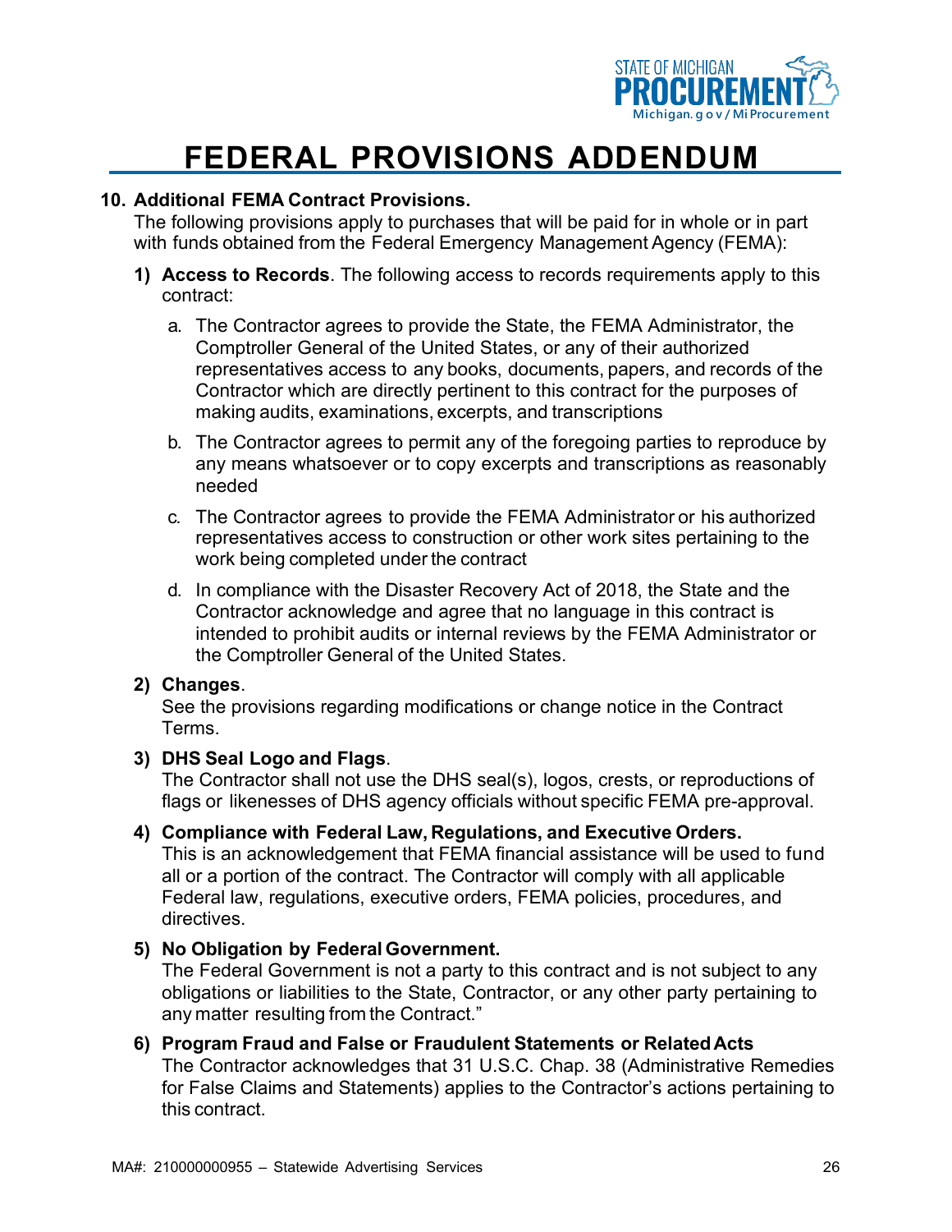# FEDERAL PROVISIONS ADDENDUM

**10. Additional FEMA Contract Provisions.**

The following provisions apply to purchases that will be paid for in whole or in part with funds obtained from the Federal Emergency Management Agency (FEMA):

1) **Access to Records**. The following access to records requirements apply to this contract:

   a. The Contractor agrees to provide the State, the FEMA Administrator, the Comptroller General of the United States, or any of their authorized representatives access to any books, documents, papers, and records of the Contractor which are directly pertinent to this contract for the purposes of making audits, examinations, excerpts, and transcriptions

   b. The Contractor agrees to permit any of the foregoing parties to reproduce by any means whatsoever or to copy excerpts and transcriptions as reasonably needed

   c. The Contractor agrees to provide the FEMA Administrator or his authorized representatives access to construction or other work sites pertaining to the work being completed under the contract

   d. In compliance with the Disaster Recovery Act of 2018, the State and the Contractor acknowledge and agree that no language in this contract is intended to prohibit audits or internal reviews by the FEMA Administrator or the Comptroller General of the United States.

2) **Changes**.
   See the provisions regarding modifications or change notice in the Contract Terms.

3) **DHS Seal Logo and Flags**.
   The Contractor shall not use the DHS seal(s), logos, crests, or reproductions of flags or likenesses of DHS agency officials without specific FEMA pre-approval.

4) **Compliance with Federal Law, Regulations, and Executive Orders.**
   This is an acknowledgement that FEMA financial assistance will be used to fund all or a portion of the contract. The Contractor will comply with all applicable Federal law, regulations, executive orders, FEMA policies, procedures, and directives.

5) **No Obligation by Federal Government.**
   The Federal Government is not a party to this contract and is not subject to any obligations or liabilities to the State, Contractor, or any other party pertaining to any matter resulting from the Contract."

6) **Program Fraud and False or Fraudulent Statements or Related Acts**
   The Contractor acknowledges that 31 U.S.C. Chap. 38 (Administrative Remedies for False Claims and Statements) applies to the Contractor's actions pertaining to this contract.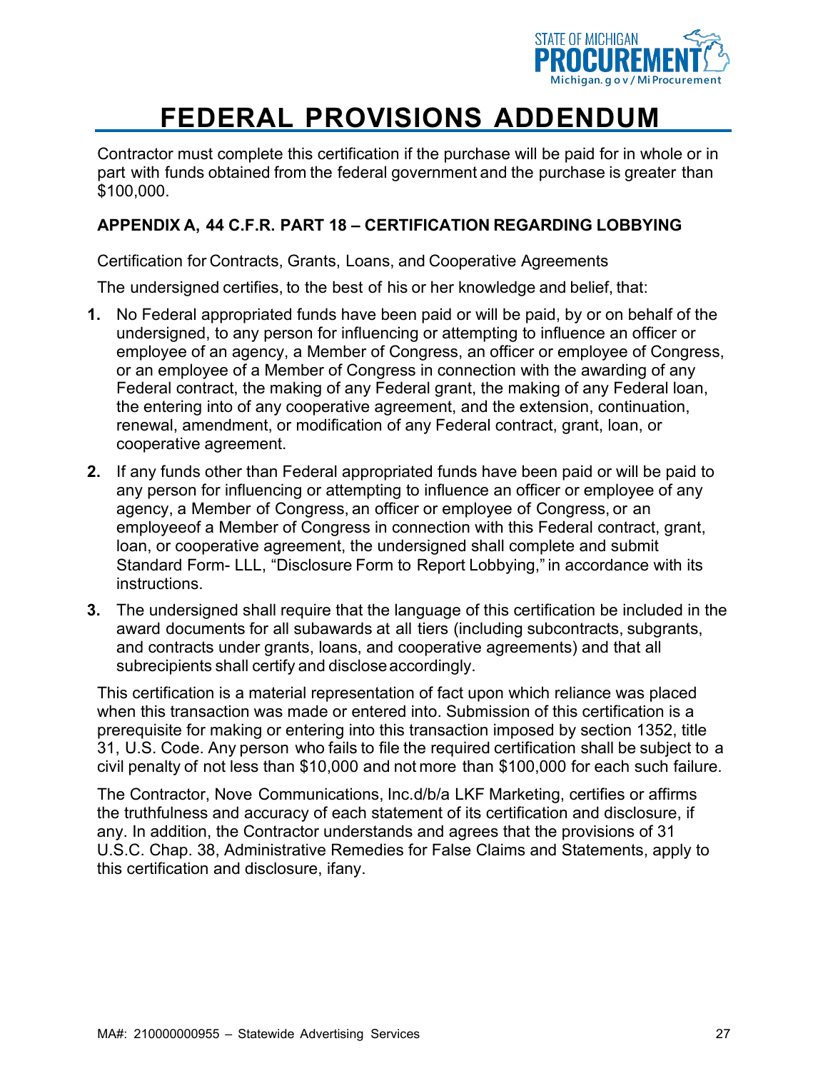# FEDERAL PROVISIONS ADDENDUM

Contractor must complete this certification if the purchase will be paid for in whole or in part with funds obtained from the federal government and the purchase is greater than $100,000.

**APPENDIX A, 44 C.F.R. PART 18 – CERTIFICATION REGARDING LOBBYING**

Certification for Contracts, Grants, Loans, and Cooperative Agreements

The undersigned certifies, to the best of his or her knowledge and belief, that:

1. No Federal appropriated funds have been paid or will be paid, by or on behalf of the undersigned, to any person for influencing or attempting to influence an officer or employee of an agency, a Member of Congress, an officer or employee of Congress, or an employee of a Member of Congress in connection with the awarding of any Federal contract, the making of any Federal grant, the making of any Federal loan, the entering into of any cooperative agreement, and the extension, continuation, renewal, amendment, or modification of any Federal contract, grant, loan, or cooperative agreement.
2. If any funds other than Federal appropriated funds have been paid or will be paid to any person for influencing or attempting to influence an officer or employee of any agency, a Member of Congress, an officer or employee of Congress, or an employeeof a Member of Congress in connection with this Federal contract, grant, loan, or cooperative agreement, the undersigned shall complete and submit Standard Form- LLL, "Disclosure Form to Report Lobbying," in accordance with its instructions.
3. The undersigned shall require that the language of this certification be included in the award documents for all subawards at all tiers (including subcontracts, subgrants, and contracts under grants, loans, and cooperative agreements) and that all subrecipients shall certify and disclose accordingly.

This certification is a material representation of fact upon which reliance was placed when this transaction was made or entered into. Submission of this certification is a prerequisite for making or entering into this transaction imposed by section 1352, title 31, U.S. Code. Any person who fails to file the required certification shall be subject to a civil penalty of not less than $10,000 and not more than $100,000 for each such failure.

The Contractor, Nove Communications, Inc.d/b/a LKF Marketing, certifies or affirms the truthfulness and accuracy of each statement of its certification and disclosure, if any. In addition, the Contractor understands and agrees that the provisions of 31 U.S.C. Chap. 38, Administrative Remedies for False Claims and Statements, apply to this certification and disclosure, ifany.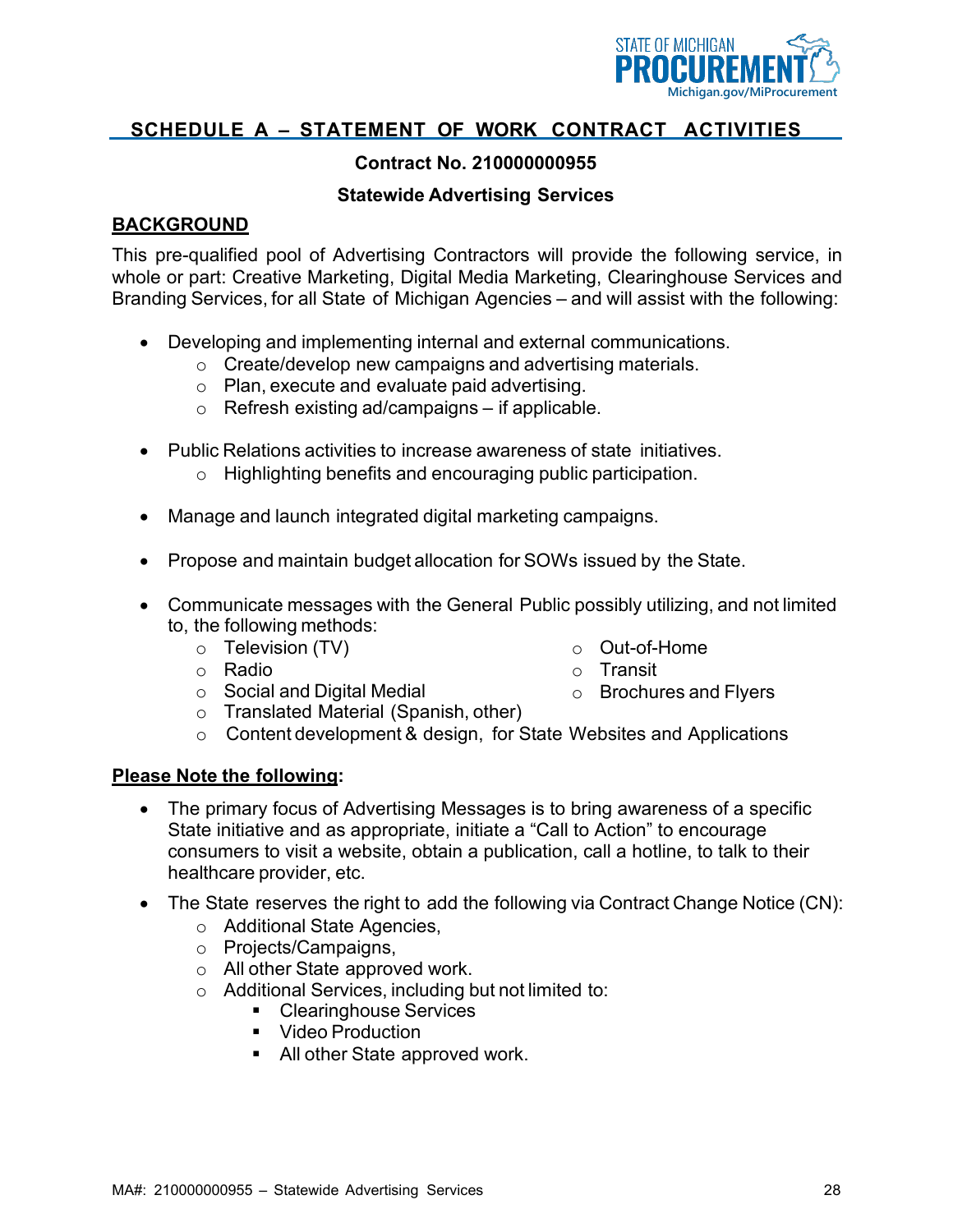## SCHEDULE A – STATEMENT OF WORK CONTRACT ACTIVITIES

**Contract No. 210000000955**

**Statewide Advertising Services**

### BACKGROUND

This pre-qualified pool of Advertising Contractors will provide the following service, in whole or part: Creative Marketing, Digital Media Marketing, Clearinghouse Services and Branding Services, for all State of Michigan Agencies – and will assist with the following:

- Developing and implementing internal and external communications.
  - Create/develop new campaigns and advertising materials.
  - Plan, execute and evaluate paid advertising.
  - Refresh existing ad/campaigns – if applicable.
- Public Relations activities to increase awareness of state initiatives.
  - Highlighting benefits and encouraging public participation.
- Manage and launch integrated digital marketing campaigns.
- Propose and maintain budget allocation for SOWs issued by the State.
- Communicate messages with the General Public possibly utilizing, and not limited to, the following methods:
  - Television (TV)
  - Radio
  - Social and Digital Medial
  - Translated Material (Spanish, other)
  - Content development & design, for State Websites and Applications
  - Out-of-Home
  - Transit
  - Brochures and Flyers

**Please Note the following:**

- The primary focus of Advertising Messages is to bring awareness of a specific State initiative and as appropriate, initiate a "Call to Action" to encourage consumers to visit a website, obtain a publication, call a hotline, to talk to their healthcare provider, etc.
- The State reserves the right to add the following via Contract Change Notice (CN):
  - Additional State Agencies,
  - Projects/Campaigns,
  - All other State approved work.
  - Additional Services, including but not limited to:
    - Clearinghouse Services
    - Video Production
    - All other State approved work.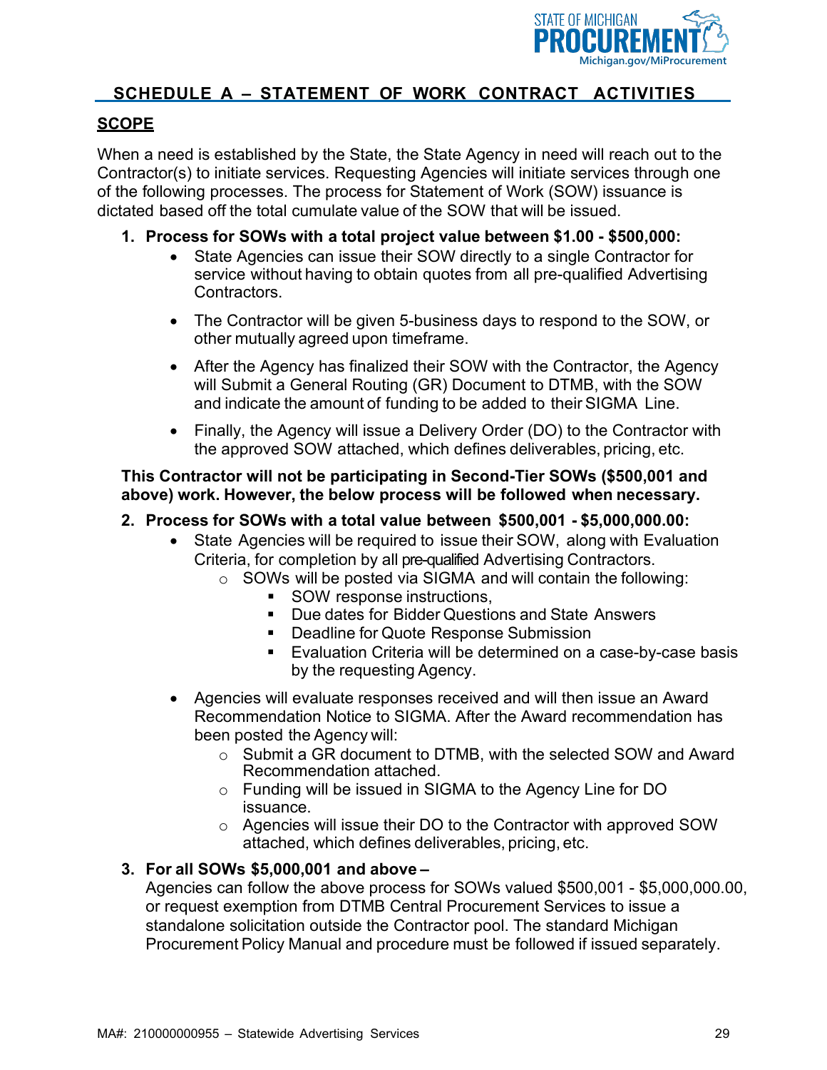## SCHEDULE A – STATEMENT OF WORK CONTRACT ACTIVITIES

### SCOPE

When a need is established by the State, the State Agency in need will reach out to the Contractor(s) to initiate services. Requesting Agencies will initiate services through one of the following processes. The process for Statement of Work (SOW) issuance is dictated based off the total cumulate value of the SOW that will be issued.

1. **Process for SOWs with a total project value between $1.00 - $500,000:**
   - State Agencies can issue their SOW directly to a single Contractor for service without having to obtain quotes from all pre-qualified Advertising Contractors.
   - The Contractor will be given 5-business days to respond to the SOW, or other mutually agreed upon timeframe.
   - After the Agency has finalized their SOW with the Contractor, the Agency will Submit a General Routing (GR) Document to DTMB, with the SOW and indicate the amount of funding to be added to their SIGMA Line.
   - Finally, the Agency will issue a Delivery Order (DO) to the Contractor with the approved SOW attached, which defines deliverables, pricing, etc.

**This Contractor will not be participating in Second-Tier SOWs ($500,001 and above) work. However, the below process will be followed when necessary.**

2. **Process for SOWs with a total value between $500,001 - $5,000,000.00:**
   - State Agencies will be required to issue their SOW, along with Evaluation Criteria, for completion by all pre-qualified Advertising Contractors.
     - SOWs will be posted via SIGMA and will contain the following:
       - SOW response instructions,
       - Due dates for Bidder Questions and State Answers
       - Deadline for Quote Response Submission
       - Evaluation Criteria will be determined on a case-by-case basis by the requesting Agency.
   - Agencies will evaluate responses received and will then issue an Award Recommendation Notice to SIGMA. After the Award recommendation has been posted the Agency will:
     - Submit a GR document to DTMB, with the selected SOW and Award Recommendation attached.
     - Funding will be issued in SIGMA to the Agency Line for DO issuance.
     - Agencies will issue their DO to the Contractor with approved SOW attached, which defines deliverables, pricing, etc.

3. **For all SOWs $5,000,001 and above –**
   Agencies can follow the above process for SOWs valued $500,001 - $5,000,000.00, or request exemption from DTMB Central Procurement Services to issue a standalone solicitation outside the Contractor pool. The standard Michigan Procurement Policy Manual and procedure must be followed if issued separately.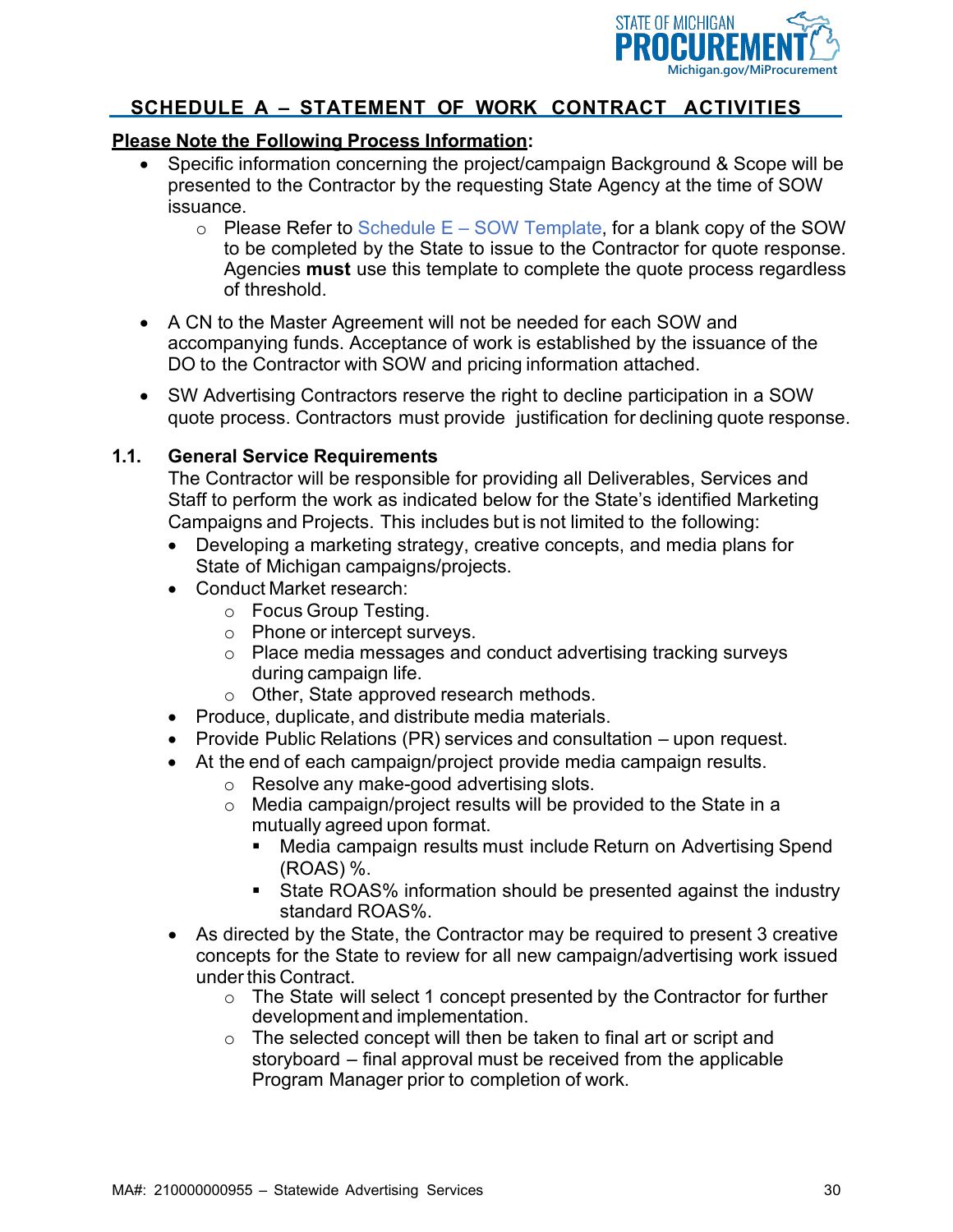## SCHEDULE A – STATEMENT OF WORK CONTRACT ACTIVITIES

**Please Note the Following Process Information:**

- Specific information concerning the project/campaign Background & Scope will be presented to the Contractor by the requesting State Agency at the time of SOW issuance.
  - Please Refer to Schedule E – SOW Template, for a blank copy of the SOW to be completed by the State to issue to the Contractor for quote response. Agencies **must** use this template to complete the quote process regardless of threshold.
- A CN to the Master Agreement will not be needed for each SOW and accompanying funds. Acceptance of work is established by the issuance of the DO to the Contractor with SOW and pricing information attached.
- SW Advertising Contractors reserve the right to decline participation in a SOW quote process. Contractors must provide justification for declining quote response.

### 1.1. General Service Requirements

The Contractor will be responsible for providing all Deliverables, Services and Staff to perform the work as indicated below for the State's identified Marketing Campaigns and Projects. This includes but is not limited to the following:

- Developing a marketing strategy, creative concepts, and media plans for State of Michigan campaigns/projects.
- Conduct Market research:
  - Focus Group Testing.
  - Phone or intercept surveys.
  - Place media messages and conduct advertising tracking surveys during campaign life.
  - Other, State approved research methods.
- Produce, duplicate, and distribute media materials.
- Provide Public Relations (PR) services and consultation – upon request.
- At the end of each campaign/project provide media campaign results.
  - Resolve any make-good advertising slots.
  - Media campaign/project results will be provided to the State in a mutually agreed upon format.
    - Media campaign results must include Return on Advertising Spend (ROAS) %.
    - State ROAS% information should be presented against the industry standard ROAS%.
- As directed by the State, the Contractor may be required to present 3 creative concepts for the State to review for all new campaign/advertising work issued under this Contract.
  - The State will select 1 concept presented by the Contractor for further development and implementation.
  - The selected concept will then be taken to final art or script and storyboard – final approval must be received from the applicable Program Manager prior to completion of work.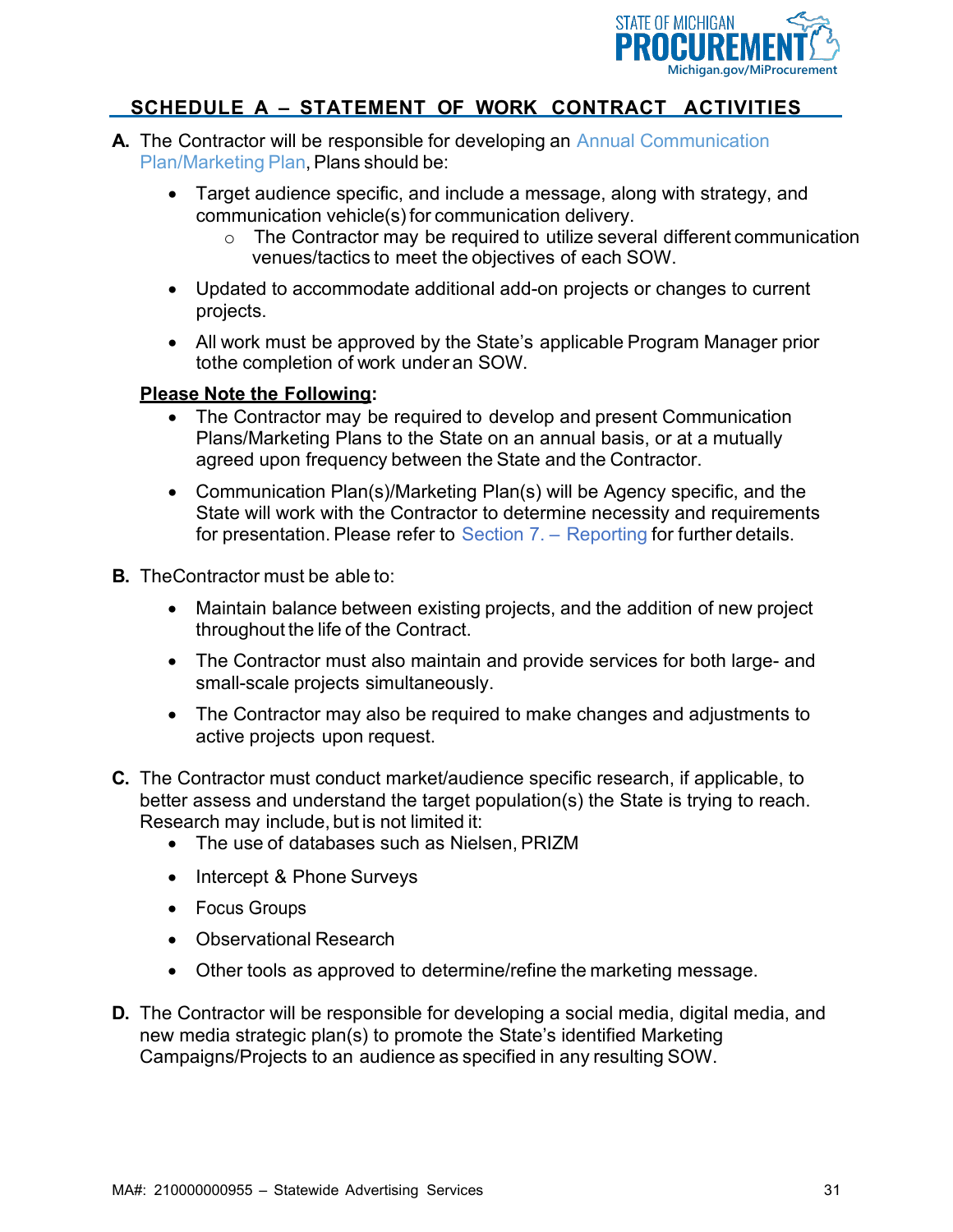## SCHEDULE A – STATEMENT OF WORK CONTRACT ACTIVITIES

**A.** The Contractor will be responsible for developing an Annual Communication Plan/Marketing Plan, Plans should be:

- Target audience specific, and include a message, along with strategy, and communication vehicle(s) for communication delivery.
  - The Contractor may be required to utilize several different communication venues/tactics to meet the objectives of each SOW.
- Updated to accommodate additional add-on projects or changes to current projects.
- All work must be approved by the State's applicable Program Manager prior tothe completion of work under an SOW.

**Please Note the Following:**

- The Contractor may be required to develop and present Communication Plans/Marketing Plans to the State on an annual basis, or at a mutually agreed upon frequency between the State and the Contractor.
- Communication Plan(s)/Marketing Plan(s) will be Agency specific, and the State will work with the Contractor to determine necessity and requirements for presentation. Please refer to Section 7. – Reporting for further details.

**B.** TheContractor must be able to:

- Maintain balance between existing projects, and the addition of new project throughout the life of the Contract.
- The Contractor must also maintain and provide services for both large- and small-scale projects simultaneously.
- The Contractor may also be required to make changes and adjustments to active projects upon request.

**C.** The Contractor must conduct market/audience specific research, if applicable, to better assess and understand the target population(s) the State is trying to reach. Research may include, but is not limited it:

- The use of databases such as Nielsen, PRIZM
- Intercept & Phone Surveys
- Focus Groups
- Observational Research
- Other tools as approved to determine/refine the marketing message.

**D.** The Contractor will be responsible for developing a social media, digital media, and new media strategic plan(s) to promote the State's identified Marketing Campaigns/Projects to an audience as specified in any resulting SOW.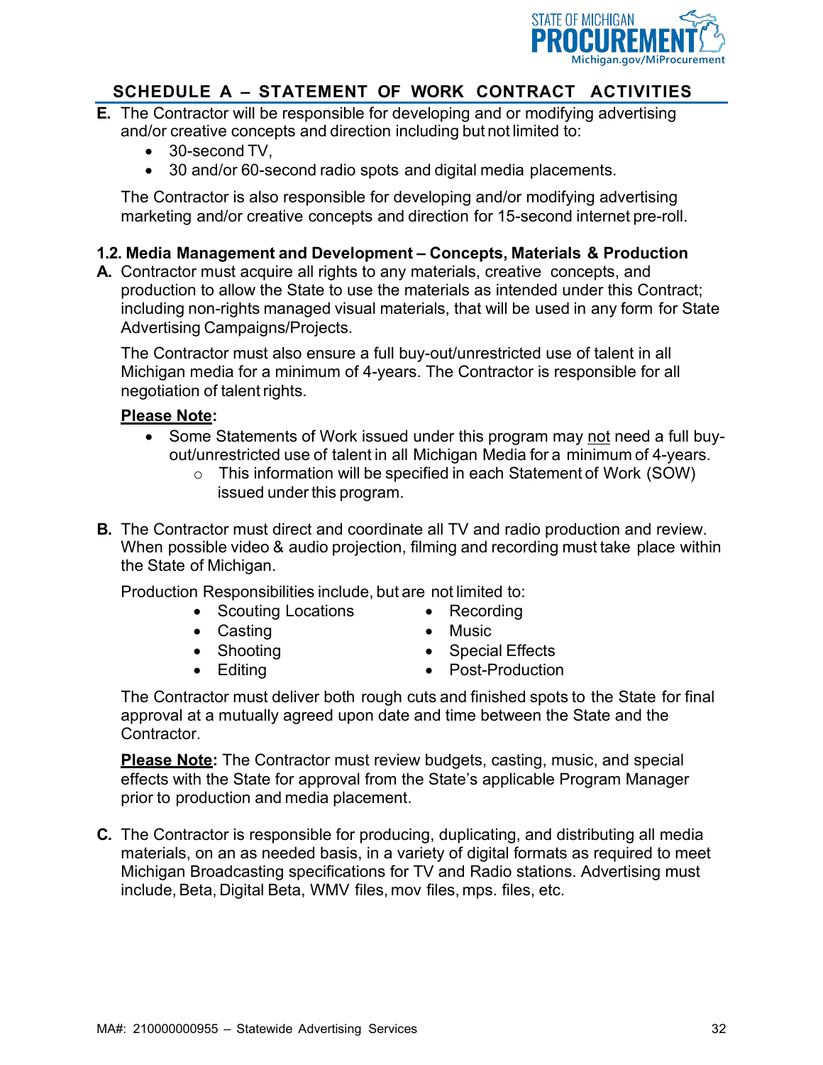## SCHEDULE A – STATEMENT OF WORK CONTRACT ACTIVITIES

**E.** The Contractor will be responsible for developing and or modifying advertising and/or creative concepts and direction including but not limited to:

- 30-second TV,
- 30 and/or 60-second radio spots and digital media placements.

The Contractor is also responsible for developing and/or modifying advertising marketing and/or creative concepts and direction for 15-second internet pre-roll.

### 1.2. Media Management and Development – Concepts, Materials & Production

**A.** Contractor must acquire all rights to any materials, creative concepts, and production to allow the State to use the materials as intended under this Contract; including non-rights managed visual materials, that will be used in any form for State Advertising Campaigns/Projects.

The Contractor must also ensure a full buy-out/unrestricted use of talent in all Michigan media for a minimum of 4-years. The Contractor is responsible for all negotiation of talent rights.

**Please Note:**

- Some Statements of Work issued under this program may not need a full buy-out/unrestricted use of talent in all Michigan Media for a minimum of 4-years.
  - This information will be specified in each Statement of Work (SOW) issued under this program.

**B.** The Contractor must direct and coordinate all TV and radio production and review. When possible video & audio projection, filming and recording must take place within the State of Michigan.

Production Responsibilities include, but are not limited to:

- Scouting Locations
- Casting
- Shooting
- Editing
- Recording
- Music
- Special Effects
- Post-Production

The Contractor must deliver both rough cuts and finished spots to the State for final approval at a mutually agreed upon date and time between the State and the Contractor.

**Please Note:** The Contractor must review budgets, casting, music, and special effects with the State for approval from the State's applicable Program Manager prior to production and media placement.

**C.** The Contractor is responsible for producing, duplicating, and distributing all media materials, on an as needed basis, in a variety of digital formats as required to meet Michigan Broadcasting specifications for TV and Radio stations. Advertising must include, Beta, Digital Beta, WMV files, mov files, mps. files, etc.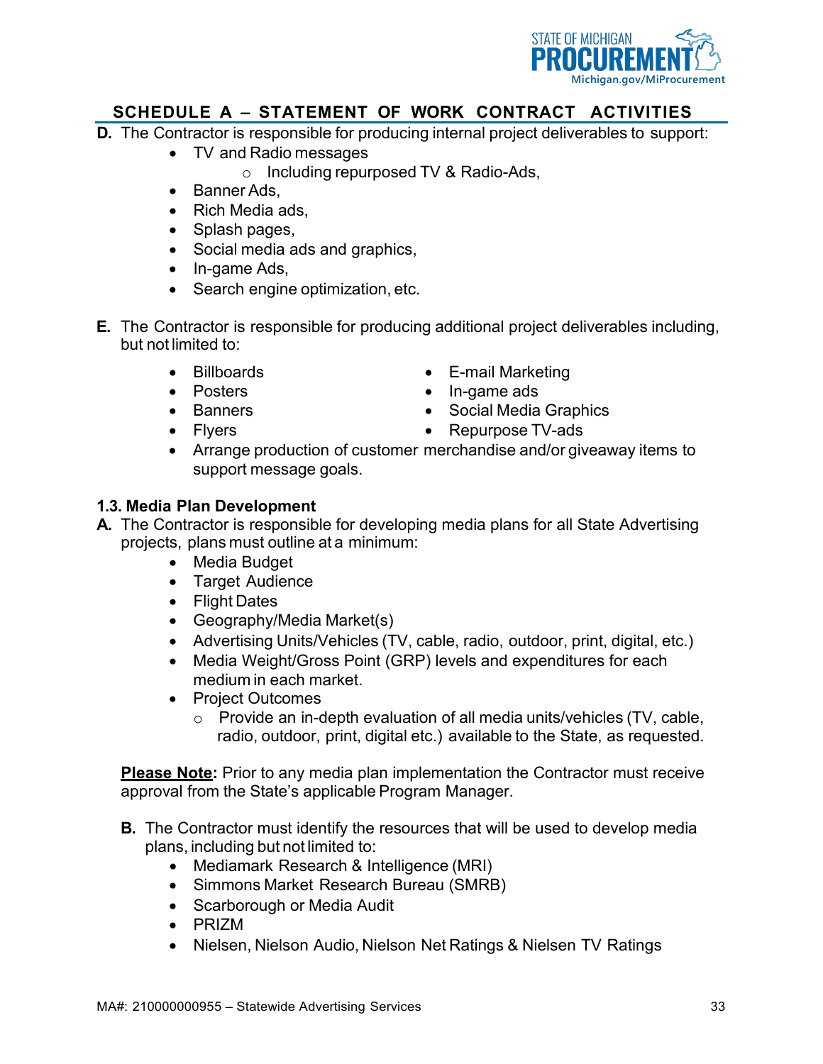## SCHEDULE A – STATEMENT OF WORK CONTRACT ACTIVITIES

**D.** The Contractor is responsible for producing internal project deliverables to support:

- TV and Radio messages
  - Including repurposed TV & Radio-Ads,
- Banner Ads,
- Rich Media ads,
- Splash pages,
- Social media ads and graphics,
- In-game Ads,
- Search engine optimization, etc.

**E.** The Contractor is responsible for producing additional project deliverables including, but not limited to:

- Billboards
- Posters
- Banners
- Flyers
- E-mail Marketing
- In-game ads
- Social Media Graphics
- Repurpose TV-ads
- Arrange production of customer merchandise and/or giveaway items to support message goals.

**1.3. Media Plan Development**

**A.** The Contractor is responsible for developing media plans for all State Advertising projects, plans must outline at a minimum:

- Media Budget
- Target Audience
- Flight Dates
- Geography/Media Market(s)
- Advertising Units/Vehicles (TV, cable, radio, outdoor, print, digital, etc.)
- Media Weight/Gross Point (GRP) levels and expenditures for each medium in each market.
- Project Outcomes
  - Provide an in-depth evaluation of all media units/vehicles (TV, cable, radio, outdoor, print, digital etc.) available to the State, as requested.

**<u>Please Note</u>:** Prior to any media plan implementation the Contractor must receive approval from the State's applicable Program Manager.

**B.** The Contractor must identify the resources that will be used to develop media plans, including but not limited to:

- Mediamark Research & Intelligence (MRI)
- Simmons Market Research Bureau (SMRB)
- Scarborough or Media Audit
- PRIZM
- Nielsen, Nielson Audio, Nielson Net Ratings & Nielsen TV Ratings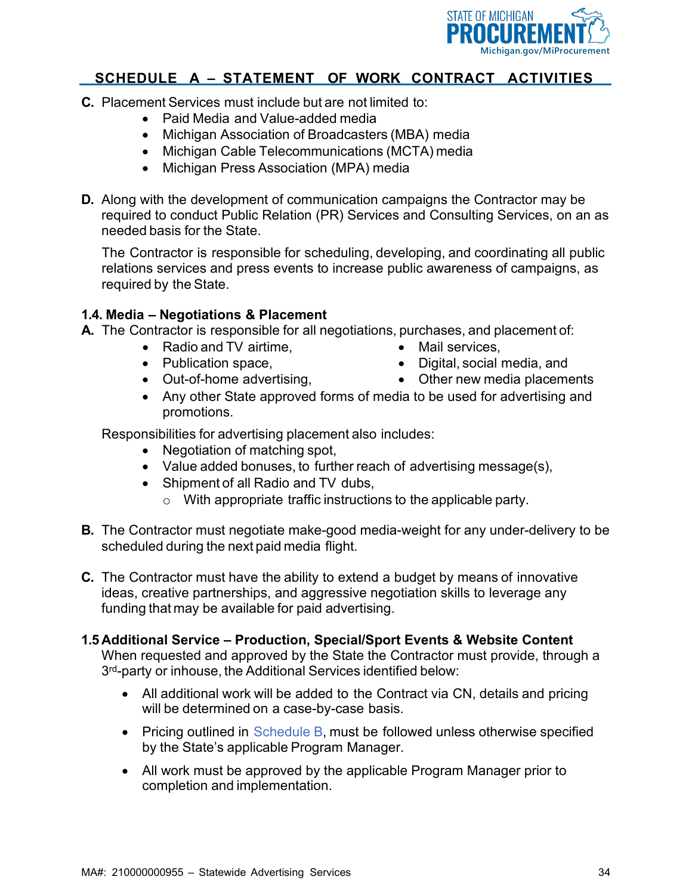## SCHEDULE A – STATEMENT OF WORK CONTRACT ACTIVITIES

**C.** Placement Services must include but are not limited to:

- Paid Media and Value-added media
- Michigan Association of Broadcasters (MBA) media
- Michigan Cable Telecommunications (MCTA) media
- Michigan Press Association (MPA) media

**D.** Along with the development of communication campaigns the Contractor may be required to conduct Public Relation (PR) Services and Consulting Services, on an as needed basis for the State.

The Contractor is responsible for scheduling, developing, and coordinating all public relations services and press events to increase public awareness of campaigns, as required by the State.

### 1.4. Media – Negotiations & Placement

**A.** The Contractor is responsible for all negotiations, purchases, and placement of:

- Radio and TV airtime,
- Publication space,
- Out-of-home advertising,
- Mail services,
- Digital, social media, and
- Other new media placements
- Any other State approved forms of media to be used for advertising and promotions.

Responsibilities for advertising placement also includes:

- Negotiation of matching spot,
- Value added bonuses, to further reach of advertising message(s),
- Shipment of all Radio and TV dubs,
  - With appropriate traffic instructions to the applicable party.

**B.** The Contractor must negotiate make-good media-weight for any under-delivery to be scheduled during the next paid media flight.

**C.** The Contractor must have the ability to extend a budget by means of innovative ideas, creative partnerships, and aggressive negotiation skills to leverage any funding that may be available for paid advertising.

### 1.5 Additional Service – Production, Special/Sport Events & Website Content

When requested and approved by the State the Contractor must provide, through a 3rd-party or inhouse, the Additional Services identified below:

- All additional work will be added to the Contract via CN, details and pricing will be determined on a case-by-case basis.
- Pricing outlined in Schedule B, must be followed unless otherwise specified by the State's applicable Program Manager.
- All work must be approved by the applicable Program Manager prior to completion and implementation.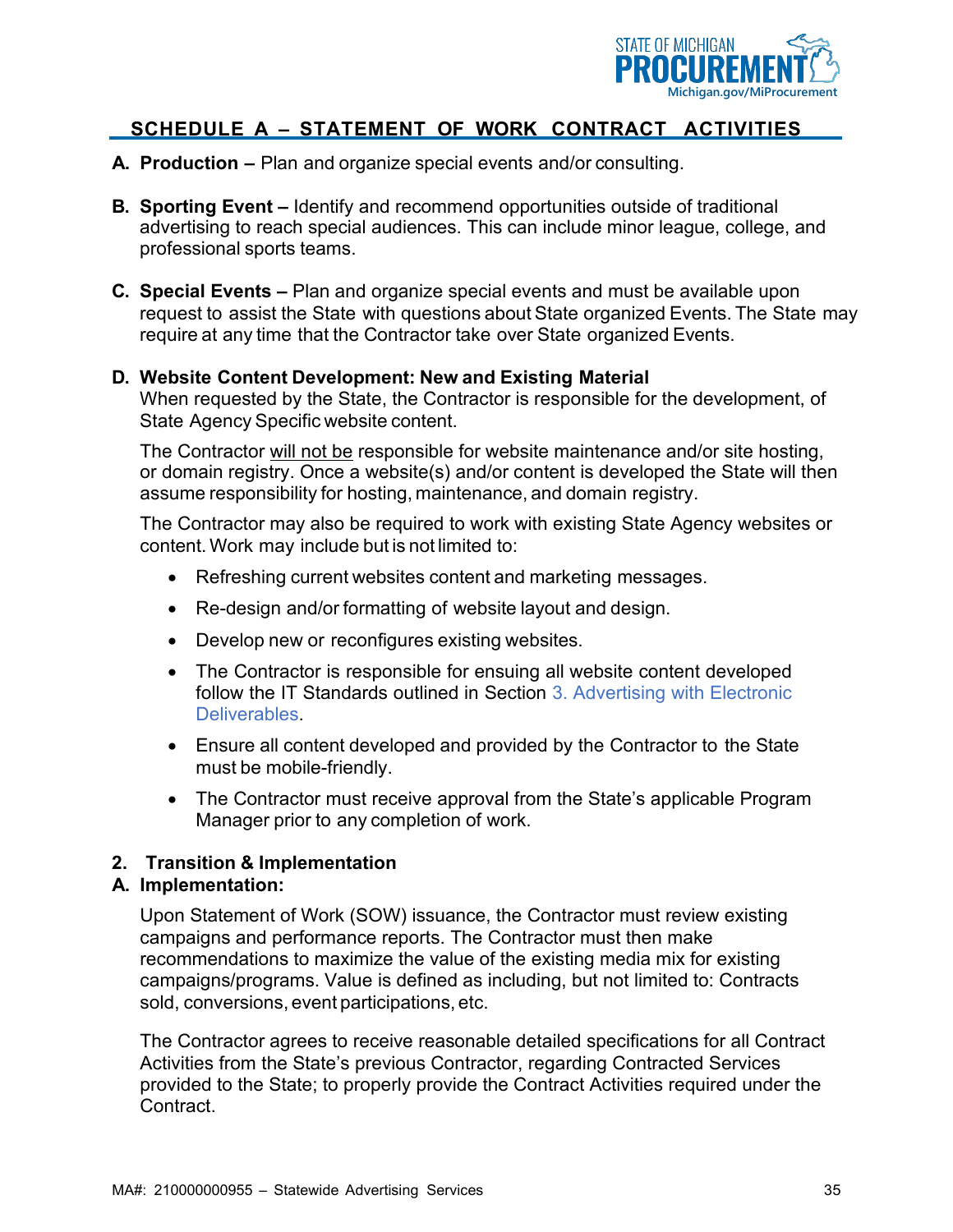## SCHEDULE A – STATEMENT OF WORK CONTRACT ACTIVITIES

**A. Production –** Plan and organize special events and/or consulting.

**B. Sporting Event –** Identify and recommend opportunities outside of traditional advertising to reach special audiences. This can include minor league, college, and professional sports teams.

**C. Special Events –** Plan and organize special events and must be available upon request to assist the State with questions about State organized Events. The State may require at any time that the Contractor take over State organized Events.

**D. Website Content Development: New and Existing Material**

When requested by the State, the Contractor is responsible for the development, of State Agency Specific website content.

The Contractor will not be responsible for website maintenance and/or site hosting, or domain registry. Once a website(s) and/or content is developed the State will then assume responsibility for hosting, maintenance, and domain registry.

The Contractor may also be required to work with existing State Agency websites or content. Work may include but is not limited to:

- Refreshing current websites content and marketing messages.
- Re-design and/or formatting of website layout and design.
- Develop new or reconfigures existing websites.
- The Contractor is responsible for ensuing all website content developed follow the IT Standards outlined in Section 3. Advertising with Electronic Deliverables.
- Ensure all content developed and provided by the Contractor to the State must be mobile-friendly.
- The Contractor must receive approval from the State's applicable Program Manager prior to any completion of work.

### 2. Transition & Implementation

**A. Implementation:**

Upon Statement of Work (SOW) issuance, the Contractor must review existing campaigns and performance reports. The Contractor must then make recommendations to maximize the value of the existing media mix for existing campaigns/programs. Value is defined as including, but not limited to: Contracts sold, conversions, event participations, etc.

The Contractor agrees to receive reasonable detailed specifications for all Contract Activities from the State's previous Contractor, regarding Contracted Services provided to the State; to properly provide the Contract Activities required under the Contract.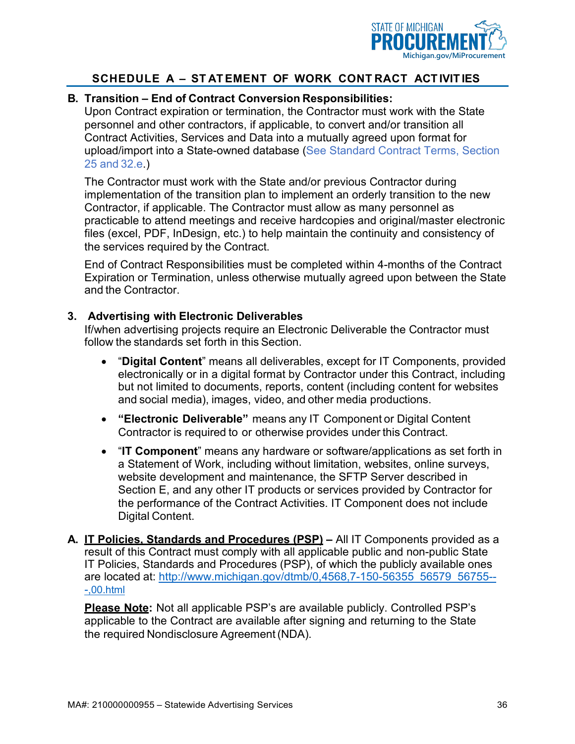## SCHEDULE A – STATEMENT OF WORK CONTRACT ACTIVITIES

**B. Transition – End of Contract Conversion Responsibilities:**
Upon Contract expiration or termination, the Contractor must work with the State personnel and other contractors, if applicable, to convert and/or transition all Contract Activities, Services and Data into a mutually agreed upon format for upload/import into a State-owned database (See Standard Contract Terms, Section 25 and 32.e.)

The Contractor must work with the State and/or previous Contractor during implementation of the transition plan to implement an orderly transition to the new Contractor, if applicable. The Contractor must allow as many personnel as practicable to attend meetings and receive hardcopies and original/master electronic files (excel, PDF, InDesign, etc.) to help maintain the continuity and consistency of the services required by the Contract.

End of Contract Responsibilities must be completed within 4-months of the Contract Expiration or Termination, unless otherwise mutually agreed upon between the State and the Contractor.

### 3. Advertising with Electronic Deliverables

If/when advertising projects require an Electronic Deliverable the Contractor must follow the standards set forth in this Section.

- "**Digital Content**" means all deliverables, except for IT Components, provided electronically or in a digital format by Contractor under this Contract, including but not limited to documents, reports, content (including content for websites and social media), images, video, and other media productions.
- **"Electronic Deliverable"** means any IT Component or Digital Content Contractor is required to or otherwise provides under this Contract.
- "**IT Component**" means any hardware or software/applications as set forth in a Statement of Work, including without limitation, websites, online surveys, website development and maintenance, the SFTP Server described in Section E, and any other IT products or services provided by Contractor for the performance of the Contract Activities. IT Component does not include Digital Content.

**A. <u>IT Policies, Standards and Procedures (PSP)</u>** – All IT Components provided as a result of this Contract must comply with all applicable public and non-public State IT Policies, Standards and Procedures (PSP), of which the publicly available ones are located at: http://www.michigan.gov/dtmb/0,4568,7-150-56355_56579_56755---,00.html

**<u>Please Note</u>:** Not all applicable PSP's are available publicly. Controlled PSP's applicable to the Contract are available after signing and returning to the State the required Nondisclosure Agreement (NDA).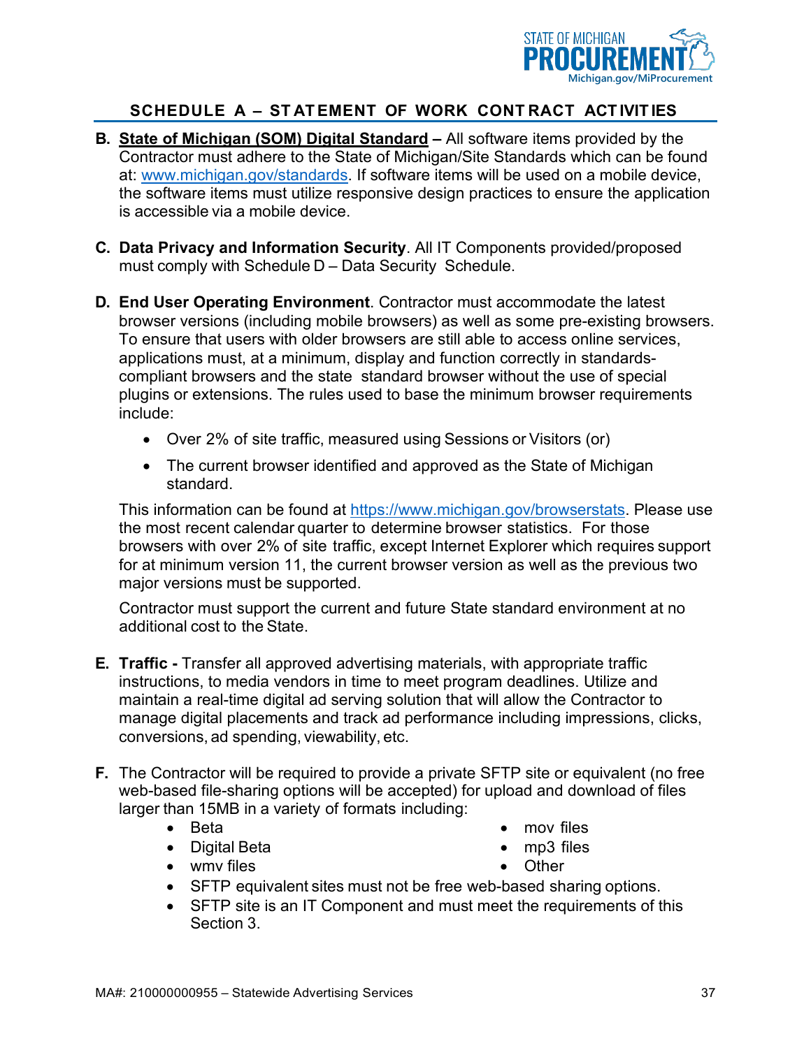## SCHEDULE A – STATEMENT OF WORK CONTRACT ACTIVITIES

**B.** **State of Michigan (SOM) Digital Standard –** All software items provided by the Contractor must adhere to the State of Michigan/Site Standards which can be found at: [www.michigan.gov/standards](www.michigan.gov/standards). If software items will be used on a mobile device, the software items must utilize responsive design practices to ensure the application is accessible via a mobile device.

**C.** **Data Privacy and Information Security**. All IT Components provided/proposed must comply with Schedule D – Data Security Schedule.

**D.** **End User Operating Environment**. Contractor must accommodate the latest browser versions (including mobile browsers) as well as some pre-existing browsers. To ensure that users with older browsers are still able to access online services, applications must, at a minimum, display and function correctly in standards-compliant browsers and the state standard browser without the use of special plugins or extensions. The rules used to base the minimum browser requirements include:

- Over 2% of site traffic, measured using Sessions or Visitors (or)
- The current browser identified and approved as the State of Michigan standard.

This information can be found at [https://www.michigan.gov/browserstats](https://www.michigan.gov/browserstats). Please use the most recent calendar quarter to determine browser statistics. For those browsers with over 2% of site traffic, except Internet Explorer which requires support for at minimum version 11, the current browser version as well as the previous two major versions must be supported.

Contractor must support the current and future State standard environment at no additional cost to the State.

**E.** **Traffic -** Transfer all approved advertising materials, with appropriate traffic instructions, to media vendors in time to meet program deadlines. Utilize and maintain a real-time digital ad serving solution that will allow the Contractor to manage digital placements and track ad performance including impressions, clicks, conversions, ad spending, viewability, etc.

**F.** The Contractor will be required to provide a private SFTP site or equivalent (no free web-based file-sharing options will be accepted) for upload and download of files larger than 15MB in a variety of formats including:

- Beta
- Digital Beta
- wmv files
- mov files
- mp3 files
- Other
- SFTP equivalent sites must not be free web-based sharing options.
- SFTP site is an IT Component and must meet the requirements of this Section 3.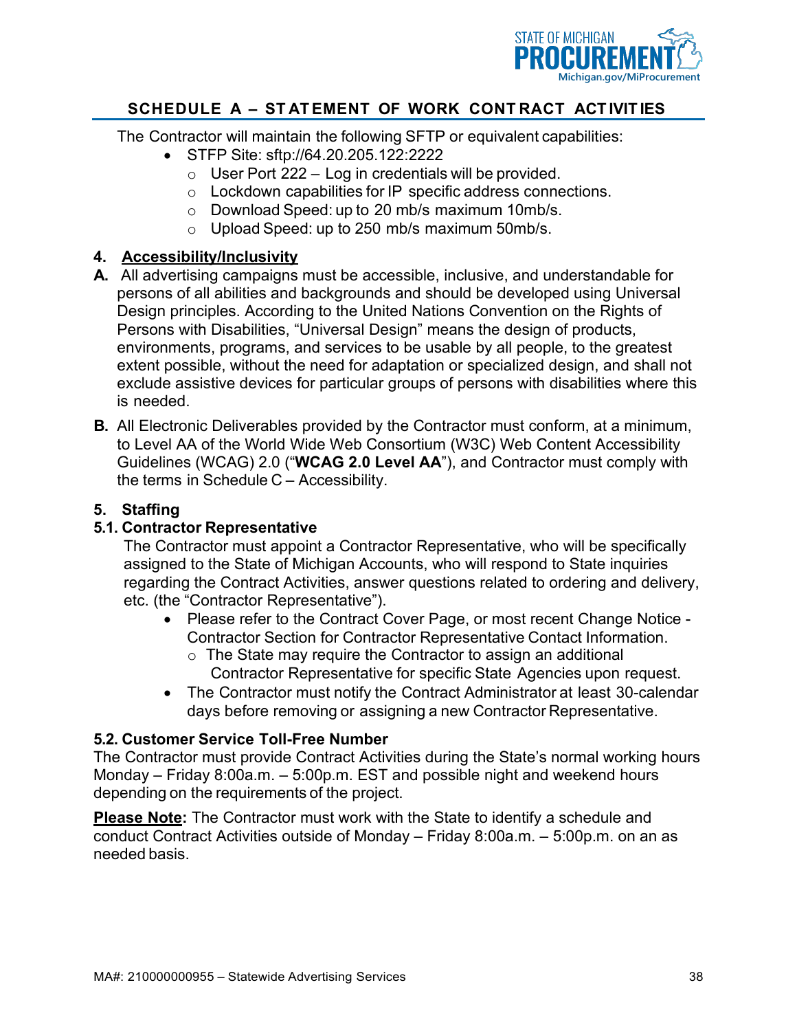## SCHEDULE A – STATEMENT OF WORK CONTRACT ACTIVITIES

The Contractor will maintain the following SFTP or equivalent capabilities:

- STFP Site: sftp://64.20.205.122:2222
  - User Port 222 – Log in credentials will be provided.
  - Lockdown capabilities for IP specific address connections.
  - Download Speed: up to 20 mb/s maximum 10mb/s.
  - Upload Speed: up to 250 mb/s maximum 50mb/s.

### 4. Accessibility/Inclusivity

**A.** All advertising campaigns must be accessible, inclusive, and understandable for persons of all abilities and backgrounds and should be developed using Universal Design principles. According to the United Nations Convention on the Rights of Persons with Disabilities, "Universal Design" means the design of products, environments, programs, and services to be usable by all people, to the greatest extent possible, without the need for adaptation or specialized design, and shall not exclude assistive devices for particular groups of persons with disabilities where this is needed.

**B.** All Electronic Deliverables provided by the Contractor must conform, at a minimum, to Level AA of the World Wide Web Consortium (W3C) Web Content Accessibility Guidelines (WCAG) 2.0 ("**WCAG 2.0 Level AA**"), and Contractor must comply with the terms in Schedule C – Accessibility.

### 5. Staffing

#### 5.1. Contractor Representative

The Contractor must appoint a Contractor Representative, who will be specifically assigned to the State of Michigan Accounts, who will respond to State inquiries regarding the Contract Activities, answer questions related to ordering and delivery, etc. (the "Contractor Representative").

- Please refer to the Contract Cover Page, or most recent Change Notice - Contractor Section for Contractor Representative Contact Information.
  - The State may require the Contractor to assign an additional Contractor Representative for specific State Agencies upon request.
- The Contractor must notify the Contract Administrator at least 30-calendar days before removing or assigning a new Contractor Representative.

#### 5.2. Customer Service Toll-Free Number

The Contractor must provide Contract Activities during the State's normal working hours Monday – Friday 8:00a.m. – 5:00p.m. EST and possible night and weekend hours depending on the requirements of the project.

**Please Note:** The Contractor must work with the State to identify a schedule and conduct Contract Activities outside of Monday – Friday 8:00a.m. – 5:00p.m. on an as needed basis.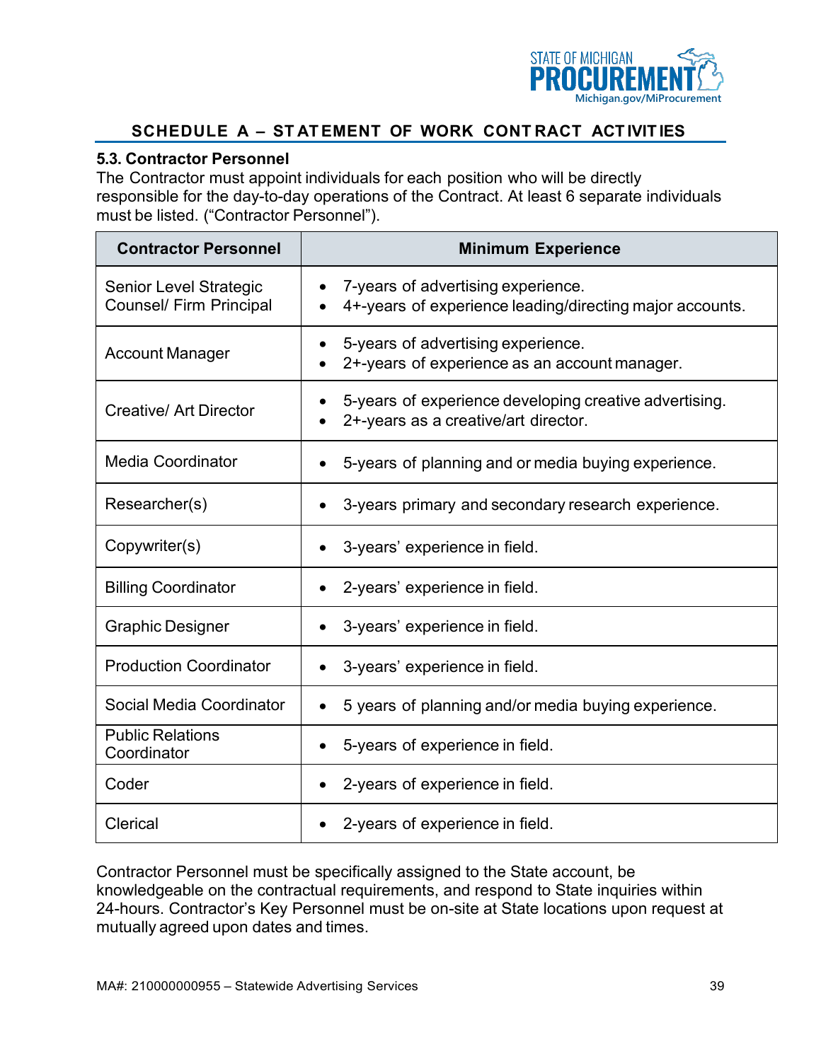## SCHEDULE A – STATEMENT OF WORK CONTRACT ACTIVITIES

### 5.3. Contractor Personnel

The Contractor must appoint individuals for each position who will be directly responsible for the day-to-day operations of the Contract. At least 6 separate individuals must be listed. ("Contractor Personnel").

| Contractor Personnel | Minimum Experience |
|---|---|
| Senior Level Strategic Counsel/ Firm Principal | • 7-years of advertising experience.<br>• 4+-years of experience leading/directing major accounts. |
| Account Manager | • 5-years of advertising experience.<br>• 2+-years of experience as an account manager. |
| Creative/ Art Director | • 5-years of experience developing creative advertising.<br>• 2+-years as a creative/art director. |
| Media Coordinator | • 5-years of planning and or media buying experience. |
| Researcher(s) | • 3-years primary and secondary research experience. |
| Copywriter(s) | • 3-years' experience in field. |
| Billing Coordinator | • 2-years' experience in field. |
| Graphic Designer | • 3-years' experience in field. |
| Production Coordinator | • 3-years' experience in field. |
| Social Media Coordinator | • 5 years of planning and/or media buying experience. |
| Public Relations Coordinator | • 5-years of experience in field. |
| Coder | • 2-years of experience in field. |
| Clerical | • 2-years of experience in field. |

Contractor Personnel must be specifically assigned to the State account, be knowledgeable on the contractual requirements, and respond to State inquiries within 24-hours. Contractor's Key Personnel must be on-site at State locations upon request at mutually agreed upon dates and times.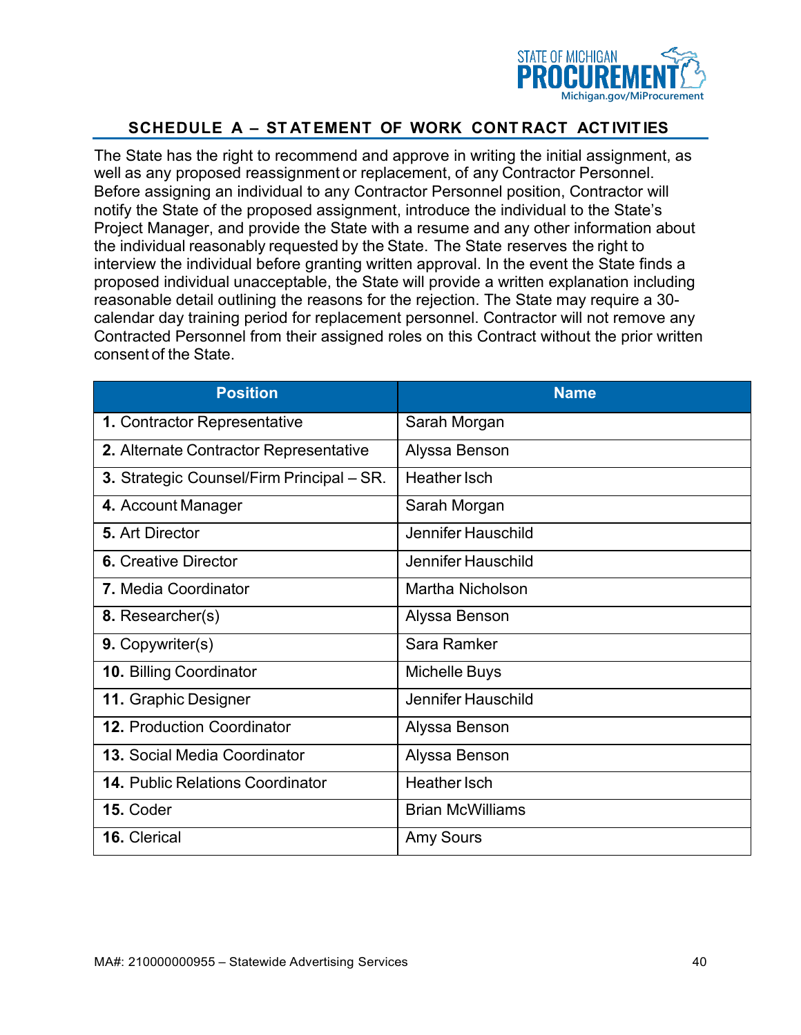## SCHEDULE A – STATEMENT OF WORK CONTRACT ACTIVITIES

The State has the right to recommend and approve in writing the initial assignment, as well as any proposed reassignment or replacement, of any Contractor Personnel. Before assigning an individual to any Contractor Personnel position, Contractor will notify the State of the proposed assignment, introduce the individual to the State's Project Manager, and provide the State with a resume and any other information about the individual reasonably requested by the State. The State reserves the right to interview the individual before granting written approval. In the event the State finds a proposed individual unacceptable, the State will provide a written explanation including reasonable detail outlining the reasons for the rejection. The State may require a 30-calendar day training period for replacement personnel. Contractor will not remove any Contracted Personnel from their assigned roles on this Contract without the prior written consent of the State.

| Position | Name |
|---|---|
| **1.** Contractor Representative | Sarah Morgan |
| **2.** Alternate Contractor Representative | Alyssa Benson |
| **3.** Strategic Counsel/Firm Principal – SR. | Heather Isch |
| **4.** Account Manager | Sarah Morgan |
| **5.** Art Director | Jennifer Hauschild |
| **6.** Creative Director | Jennifer Hauschild |
| **7.** Media Coordinator | Martha Nicholson |
| **8.** Researcher(s) | Alyssa Benson |
| **9.** Copywriter(s) | Sara Ramker |
| **10.** Billing Coordinator | Michelle Buys |
| **11.** Graphic Designer | Jennifer Hauschild |
| **12.** Production Coordinator | Alyssa Benson |
| **13.** Social Media Coordinator | Alyssa Benson |
| **14.** Public Relations Coordinator | Heather Isch |
| **15.** Coder | Brian McWilliams |
| **16.** Clerical | Amy Sours |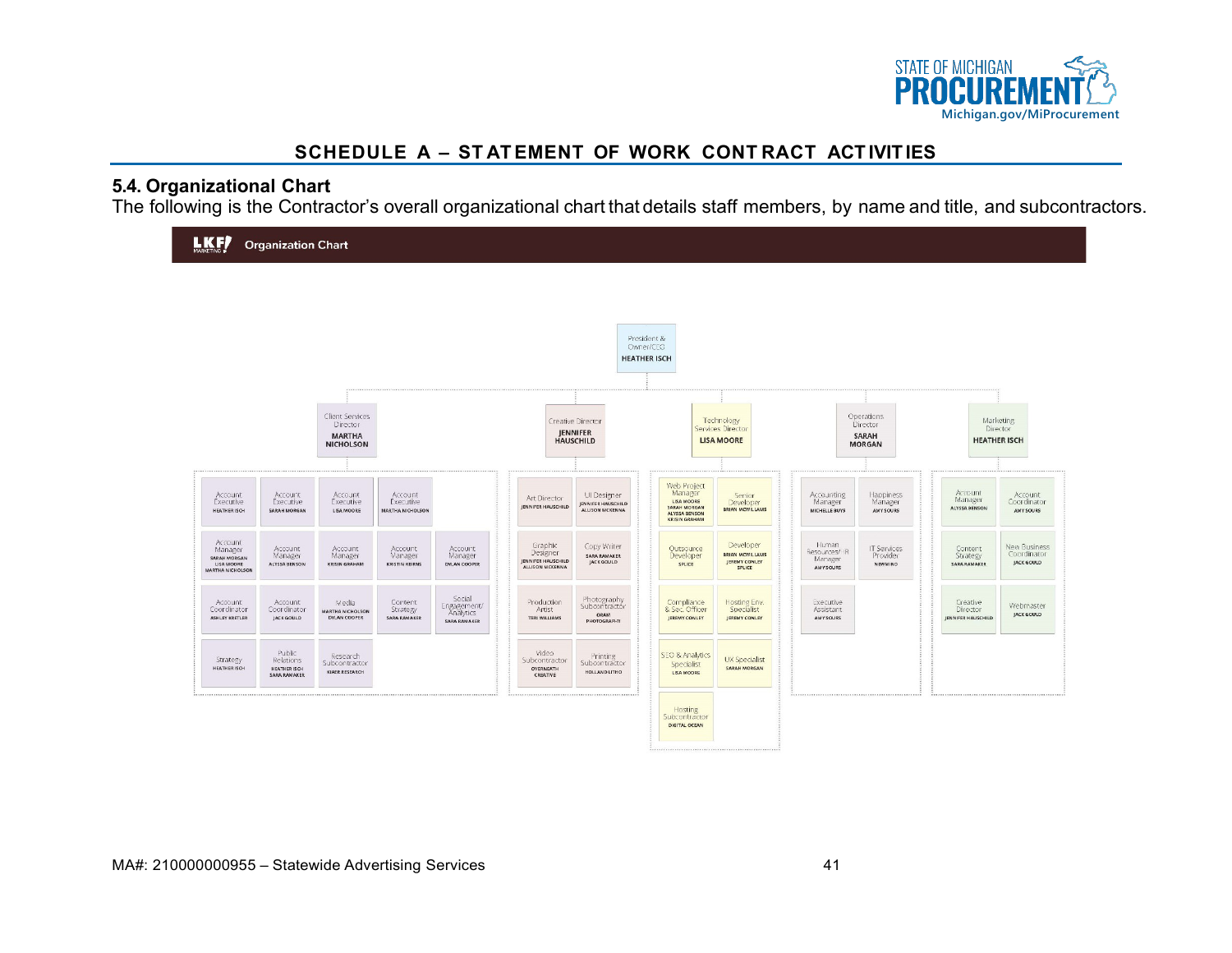## 5.4. Organizational Chart

The following is the Contractor's overall organizational chart that details staff members, by name and title, and subcontractors.

**LKF MARKETING — Organization Chart**

**President & Owner/CEO** — HEATHER ISCH

**Client Services Director** — MARTHA NICHOLSON
- Account Executive — HEATHER ISCH
- Account Executive — SARAH MORGAN
- Account Executive — LISA MOORE
- Account Executive — MARTHA NICHOLSON
- Account Manager — SARAH MORGAN, LISA MOORE, MARTHA NICHOLSON
- Account Manager — ALYSSA BENSON
- Account Manager — KRISTIN GRAHAM
- Account Manager — KRISTIN KEIRNS
- Account Manager — DYLAN COOPER
- Account Coordinator — ASHLEY KRETLER
- Account Coordinator — JACK GOULD
- Media — MARTHA NICHOLSON, DYLAN COOPER
- Content Strategy — SARA RAMAKER
- Social Engagement/Analytics — SARA RAMAKER
- Strategy — HEATHER ISCH
- Public Relations — HEATHER ISCH, SARA RAMAKER
- Research Subcontractor — KIDER RESEARCH

**Creative Director** — JENNIFER HAUSCHILD
- Art Director — JENNIFER HAUSCHILD
- UI Designer — JENNIFER HAUSCHILD, ALLISON MCKENNA
- Graphic Designer — JENNIFER HAUSCHILD, ALLISON MCKENNA
- Copy Writer — SARA RAMAKER, JACK GOULD
- Production Artist — TERI WILLIAMS
- Photography Subcontractor — ORAM PHOTOGRAPHY
- Video Subcontractor — OVERNEATH CREATIVE
- Printing Subcontractor — HOLLAND LITHO

**Technology Services Director** — LISA MOORE
- Web Project Manager — LISA MOORE, SARAH MORGAN, ALYSSA BENSON, KRISTIN GRAHAM
- Senior Developer — BRIAN MCWILLIAMS
- Outsource Developer — SPLICE
- Developer — BRIAN MCWILLIAMS, JEREMY CONLEY, SPLICE
- Compliance & Sec. Officer — JEREMY CONLEY
- Hosting Env. Specialist — JEREMY CONLEY
- SEO & Analytics Specialist — LISA MOORE
- UX Specialist — SARAH MORGAN
- Hosting Subcontractor — DIGITAL OCEAN

**Operations Director** — SARAH MORGAN
- Accounting Manager — MICHELLE BUYS
- Happiness Manager — AMY SOURS
- Human Resources/HR Manager — AMY SOURS
- IT Services Provider — NEWMIND
- Executive Assistant — AMY SOURS

**Marketing Director** — HEATHER ISCH
- Account Manager — ALYSSA BENSON
- Account Coordinator — AMY SOURS
- Content Strategy — SARA RAMAKER
- New Business Coordinator — JACK GOULD
- Creative Director — JENNIFER HAUSCHILD
- Webmaster — JACK GOULD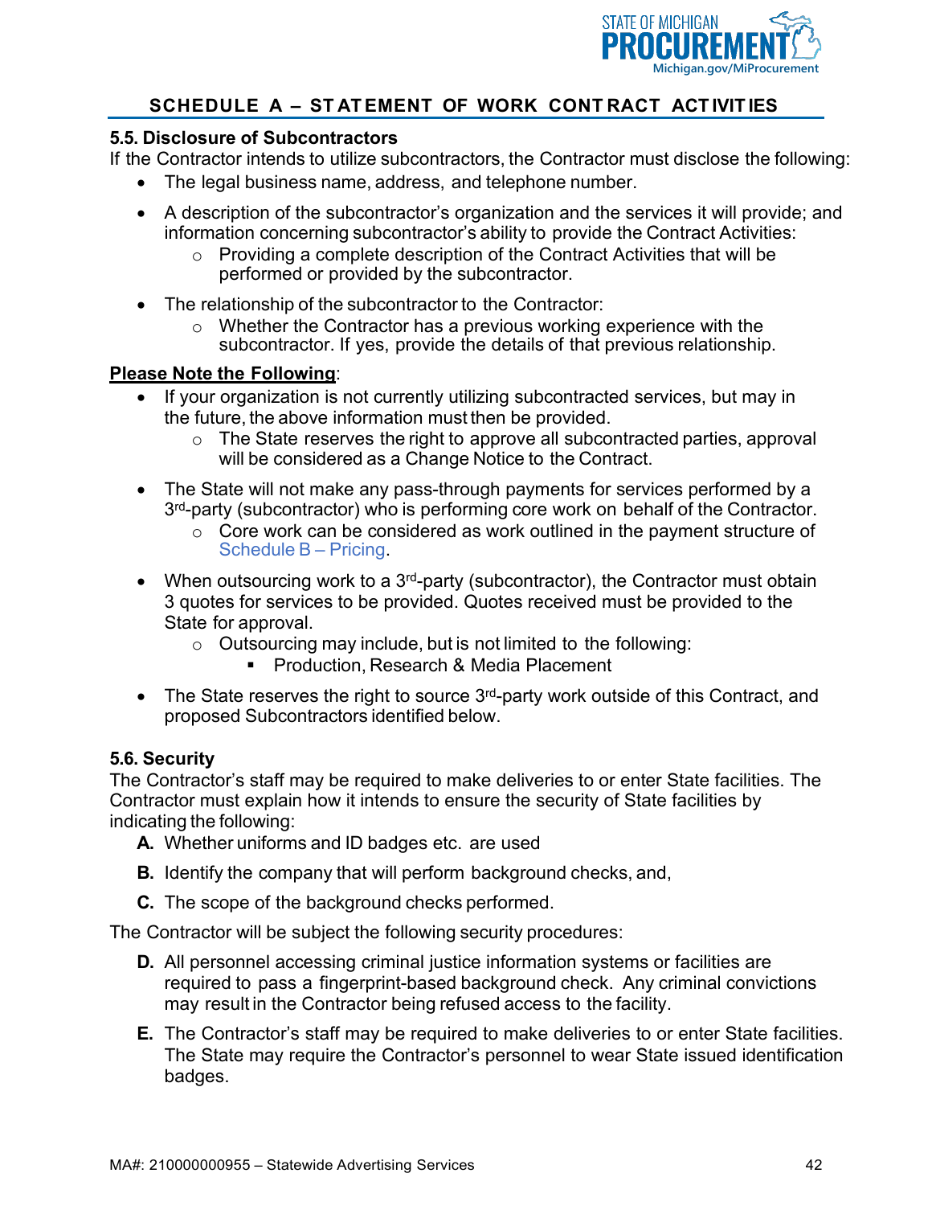## SCHEDULE A – STATEMENT OF WORK CONTRACT ACTIVITIES

### 5.5. Disclosure of Subcontractors

If the Contractor intends to utilize subcontractors, the Contractor must disclose the following:

- The legal business name, address, and telephone number.
- A description of the subcontractor's organization and the services it will provide; and information concerning subcontractor's ability to provide the Contract Activities:
  - Providing a complete description of the Contract Activities that will be performed or provided by the subcontractor.
- The relationship of the subcontractor to the Contractor:
  - Whether the Contractor has a previous working experience with the subcontractor. If yes, provide the details of that previous relationship.

**Please Note the Following**:

- If your organization is not currently utilizing subcontracted services, but may in the future, the above information must then be provided.
  - The State reserves the right to approve all subcontracted parties, approval will be considered as a Change Notice to the Contract.
- The State will not make any pass-through payments for services performed by a 3rd-party (subcontractor) who is performing core work on behalf of the Contractor.
  - Core work can be considered as work outlined in the payment structure of Schedule B – Pricing.
- When outsourcing work to a 3rd-party (subcontractor), the Contractor must obtain 3 quotes for services to be provided. Quotes received must be provided to the State for approval.
  - Outsourcing may include, but is not limited to the following:
    - Production, Research & Media Placement
- The State reserves the right to source 3rd-party work outside of this Contract, and proposed Subcontractors identified below.

### 5.6. Security

The Contractor's staff may be required to make deliveries to or enter State facilities. The Contractor must explain how it intends to ensure the security of State facilities by indicating the following:

**A.** Whether uniforms and ID badges etc. are used

**B.** Identify the company that will perform background checks, and,

**C.** The scope of the background checks performed.

The Contractor will be subject the following security procedures:

**D.** All personnel accessing criminal justice information systems or facilities are required to pass a fingerprint-based background check. Any criminal convictions may result in the Contractor being refused access to the facility.

**E.** The Contractor's staff may be required to make deliveries to or enter State facilities. The State may require the Contractor's personnel to wear State issued identification badges.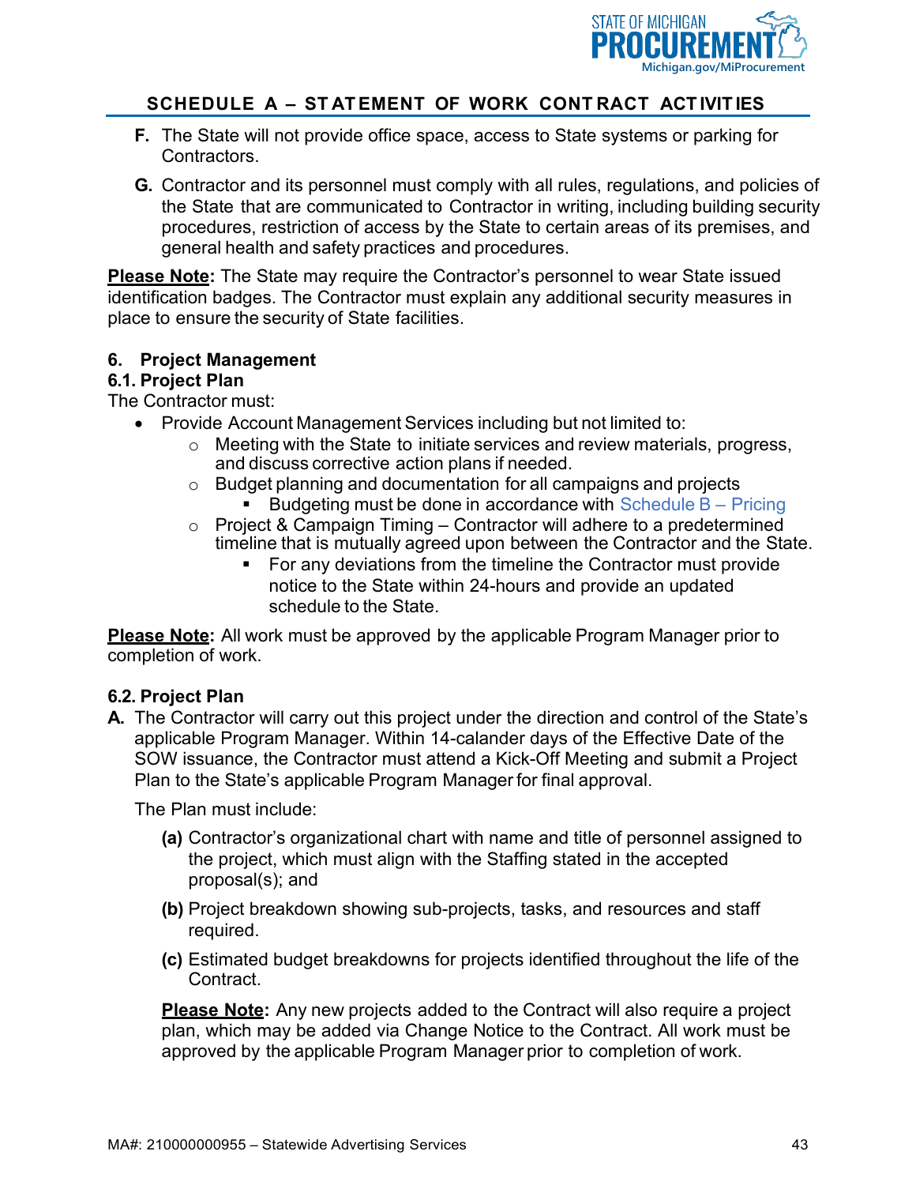## SCHEDULE A – STATEMENT OF WORK CONTRACT ACTIVITIES

**F.** The State will not provide office space, access to State systems or parking for Contractors.

**G.** Contractor and its personnel must comply with all rules, regulations, and policies of the State that are communicated to Contractor in writing, including building security procedures, restriction of access by the State to certain areas of its premises, and general health and safety practices and procedures.

**Please Note:** The State may require the Contractor's personnel to wear State issued identification badges. The Contractor must explain any additional security measures in place to ensure the security of State facilities.

### 6. Project Management

#### 6.1. Project Plan

The Contractor must:

- Provide Account Management Services including but not limited to:
  - Meeting with the State to initiate services and review materials, progress, and discuss corrective action plans if needed.
  - Budget planning and documentation for all campaigns and projects
    - Budgeting must be done in accordance with Schedule B – Pricing
  - Project & Campaign Timing – Contractor will adhere to a predetermined timeline that is mutually agreed upon between the Contractor and the State.
    - For any deviations from the timeline the Contractor must provide notice to the State within 24-hours and provide an updated schedule to the State.

**Please Note:** All work must be approved by the applicable Program Manager prior to completion of work.

#### 6.2. Project Plan

**A.** The Contractor will carry out this project under the direction and control of the State's applicable Program Manager. Within 14-calander days of the Effective Date of the SOW issuance, the Contractor must attend a Kick-Off Meeting and submit a Project Plan to the State's applicable Program Manager for final approval.

The Plan must include:

**(a)** Contractor's organizational chart with name and title of personnel assigned to the project, which must align with the Staffing stated in the accepted proposal(s); and

**(b)** Project breakdown showing sub-projects, tasks, and resources and staff required.

**(c)** Estimated budget breakdowns for projects identified throughout the life of the Contract.

**Please Note:** Any new projects added to the Contract will also require a project plan, which may be added via Change Notice to the Contract. All work must be approved by the applicable Program Manager prior to completion of work.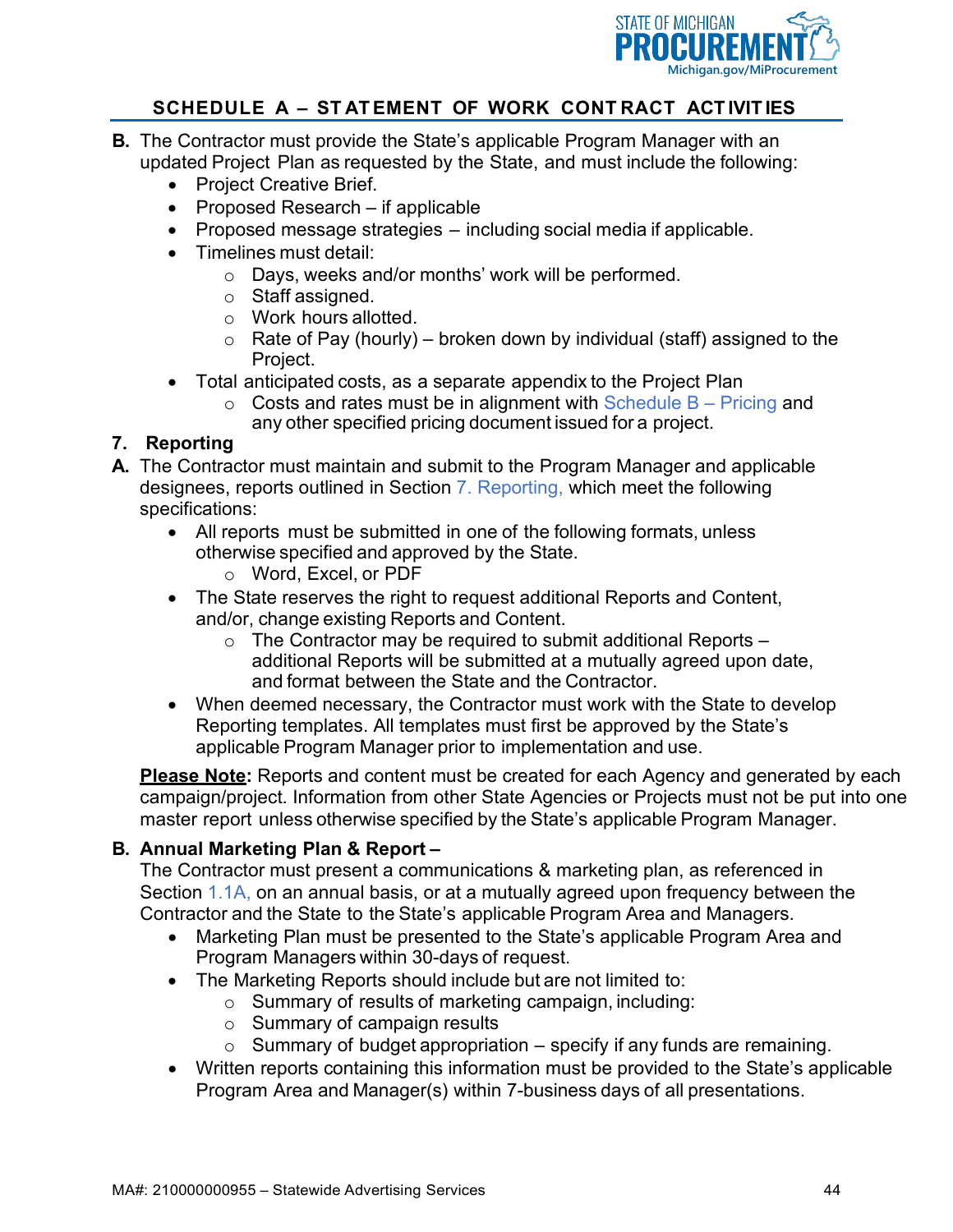## SCHEDULE A – STATEMENT OF WORK CONTRACT ACTIVITIES

**B.** The Contractor must provide the State's applicable Program Manager with an updated Project Plan as requested by the State, and must include the following:

- Project Creative Brief.
- Proposed Research – if applicable
- Proposed message strategies – including social media if applicable.
- Timelines must detail:
  - Days, weeks and/or months' work will be performed.
  - Staff assigned.
  - Work hours allotted.
  - Rate of Pay (hourly) – broken down by individual (staff) assigned to the Project.
- Total anticipated costs, as a separate appendix to the Project Plan
  - Costs and rates must be in alignment with Schedule B – Pricing and any other specified pricing document issued for a project.

### 7. Reporting

**A.** The Contractor must maintain and submit to the Program Manager and applicable designees, reports outlined in Section 7. Reporting, which meet the following specifications:

- All reports must be submitted in one of the following formats, unless otherwise specified and approved by the State.
  - Word, Excel, or PDF
- The State reserves the right to request additional Reports and Content, and/or, change existing Reports and Content.
  - The Contractor may be required to submit additional Reports – additional Reports will be submitted at a mutually agreed upon date, and format between the State and the Contractor.
- When deemed necessary, the Contractor must work with the State to develop Reporting templates. All templates must first be approved by the State's applicable Program Manager prior to implementation and use.

**<u>Please Note</u>:** Reports and content must be created for each Agency and generated by each campaign/project. Information from other State Agencies or Projects must not be put into one master report unless otherwise specified by the State's applicable Program Manager.

**B. Annual Marketing Plan & Report –**

The Contractor must present a communications & marketing plan, as referenced in Section 1.1A, on an annual basis, or at a mutually agreed upon frequency between the Contractor and the State to the State's applicable Program Area and Managers.

- Marketing Plan must be presented to the State's applicable Program Area and Program Managers within 30-days of request.
- The Marketing Reports should include but are not limited to:
  - Summary of results of marketing campaign, including:
  - Summary of campaign results
  - Summary of budget appropriation – specify if any funds are remaining.
- Written reports containing this information must be provided to the State's applicable Program Area and Manager(s) within 7-business days of all presentations.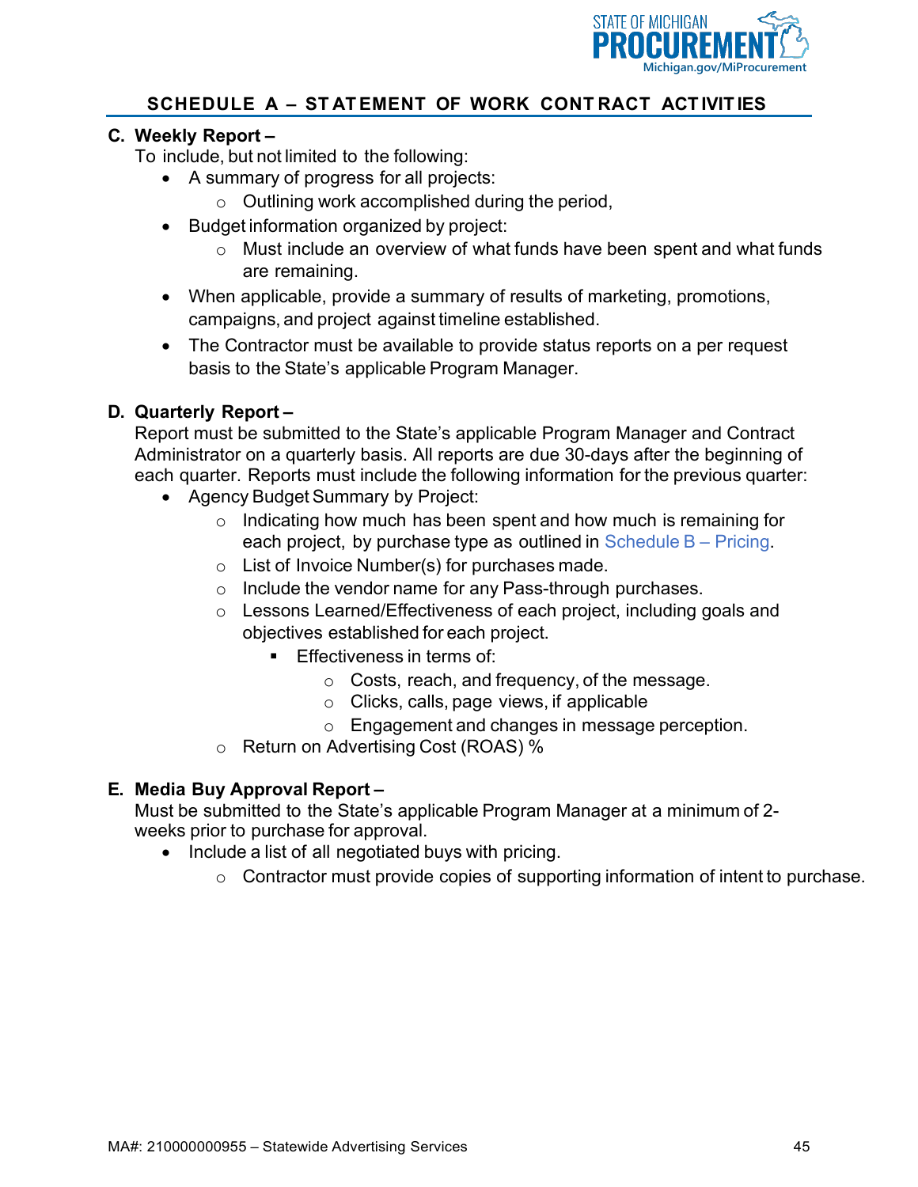## SCHEDULE A – STATEMENT OF WORK CONTRACT ACTIVITIES

**C. Weekly Report –**

To include, but not limited to the following:

- A summary of progress for all projects:
  - Outlining work accomplished during the period,
- Budget information organized by project:
  - Must include an overview of what funds have been spent and what funds are remaining.
- When applicable, provide a summary of results of marketing, promotions, campaigns, and project against timeline established.
- The Contractor must be available to provide status reports on a per request basis to the State's applicable Program Manager.

**D. Quarterly Report –**

Report must be submitted to the State's applicable Program Manager and Contract Administrator on a quarterly basis. All reports are due 30-days after the beginning of each quarter. Reports must include the following information for the previous quarter:

- Agency Budget Summary by Project:
  - Indicating how much has been spent and how much is remaining for each project, by purchase type as outlined in Schedule B – Pricing.
  - List of Invoice Number(s) for purchases made.
  - Include the vendor name for any Pass-through purchases.
  - Lessons Learned/Effectiveness of each project, including goals and objectives established for each project.
    - Effectiveness in terms of:
      - Costs, reach, and frequency, of the message.
      - Clicks, calls, page views, if applicable
      - Engagement and changes in message perception.
  - Return on Advertising Cost (ROAS) %

**E. Media Buy Approval Report –**

Must be submitted to the State's applicable Program Manager at a minimum of 2-weeks prior to purchase for approval.

- Include a list of all negotiated buys with pricing.
  - Contractor must provide copies of supporting information of intent to purchase.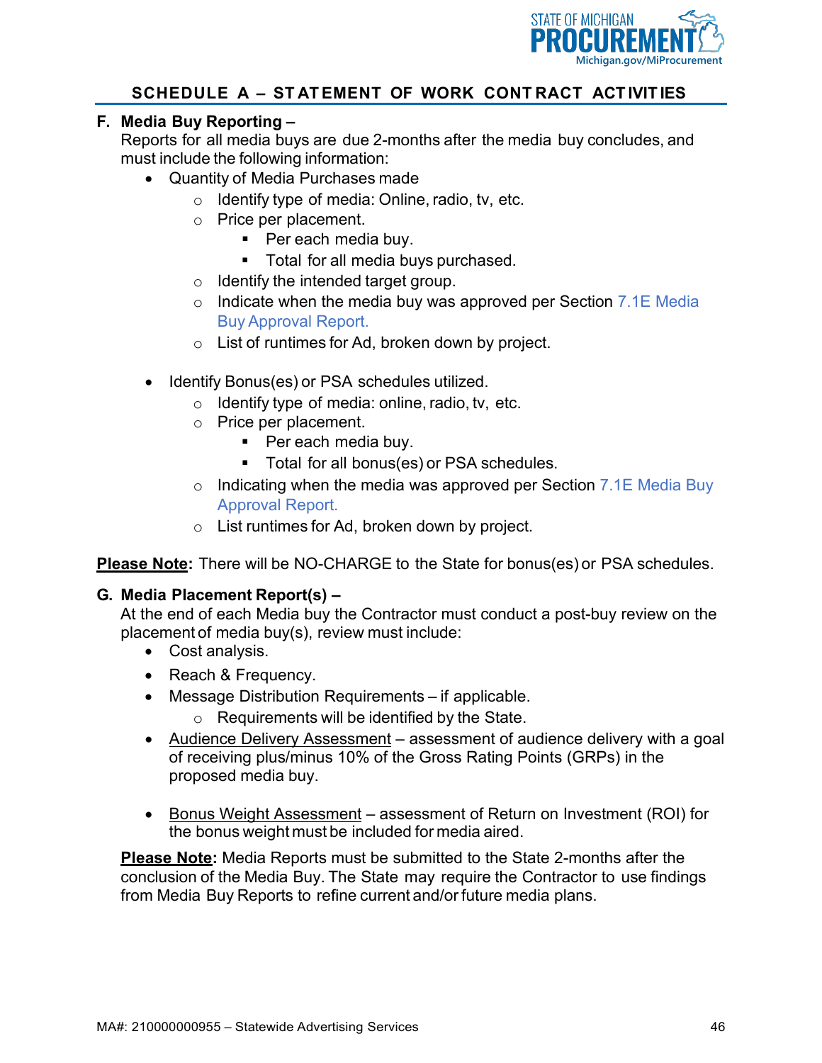## SCHEDULE A – STATEMENT OF WORK CONTRACT ACTIVITIES

**F. Media Buy Reporting –**

Reports for all media buys are due 2-months after the media buy concludes, and must include the following information:

- Quantity of Media Purchases made
  - Identify type of media: Online, radio, tv, etc.
  - Price per placement.
    - Per each media buy.
    - Total for all media buys purchased.
  - Identify the intended target group.
  - Indicate when the media buy was approved per Section 7.1E Media Buy Approval Report.
  - List of runtimes for Ad, broken down by project.

- Identify Bonus(es) or PSA schedules utilized.
  - Identify type of media: online, radio, tv, etc.
  - Price per placement.
    - Per each media buy.
    - Total for all bonus(es) or PSA schedules.
  - Indicating when the media was approved per Section 7.1E Media Buy Approval Report.
  - List runtimes for Ad, broken down by project.

**Please Note:** There will be NO-CHARGE to the State for bonus(es) or PSA schedules.

**G. Media Placement Report(s) –**

At the end of each Media buy the Contractor must conduct a post-buy review on the placement of media buy(s), review must include:

- Cost analysis.
- Reach & Frequency.
- Message Distribution Requirements – if applicable.
  - Requirements will be identified by the State.
- Audience Delivery Assessment – assessment of audience delivery with a goal of receiving plus/minus 10% of the Gross Rating Points (GRPs) in the proposed media buy.

- Bonus Weight Assessment – assessment of Return on Investment (ROI) for the bonus weight must be included for media aired.

**Please Note:** Media Reports must be submitted to the State 2-months after the conclusion of the Media Buy. The State may require the Contractor to use findings from Media Buy Reports to refine current and/or future media plans.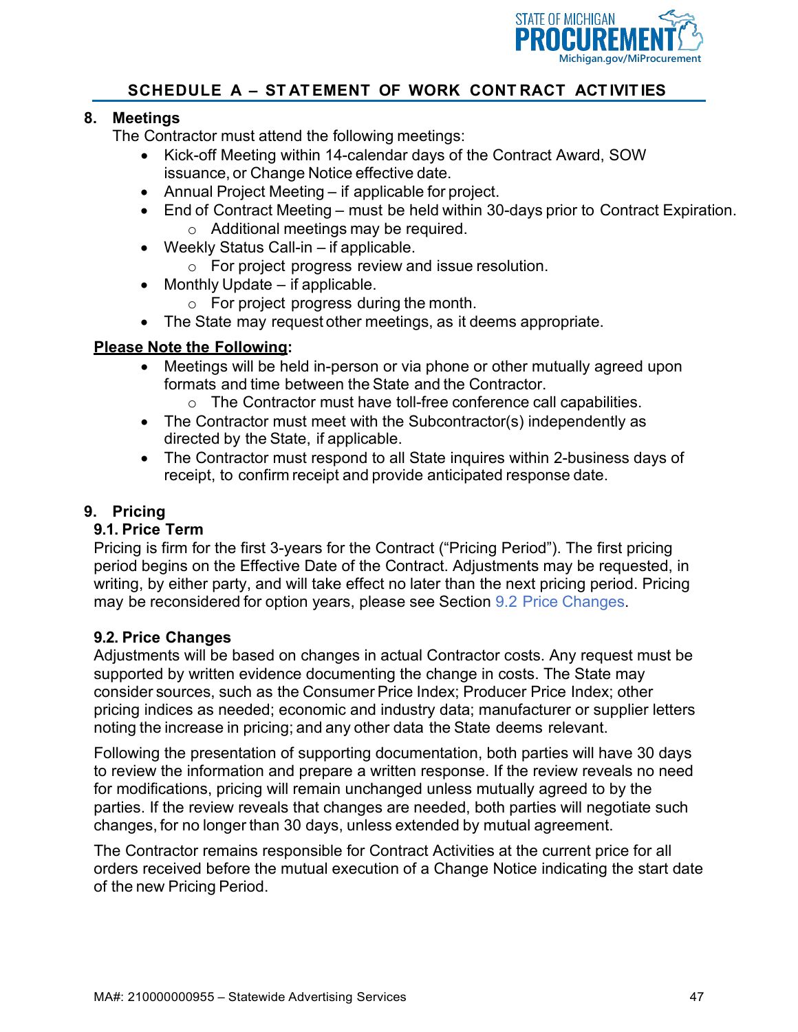## SCHEDULE A – STATEMENT OF WORK CONTRACT ACTIVITIES

### 8. Meetings

The Contractor must attend the following meetings:

- Kick-off Meeting within 14-calendar days of the Contract Award, SOW issuance, or Change Notice effective date.
- Annual Project Meeting – if applicable for project.
- End of Contract Meeting – must be held within 30-days prior to Contract Expiration.
  - Additional meetings may be required.
- Weekly Status Call-in – if applicable.
  - For project progress review and issue resolution.
- Monthly Update – if applicable.
  - For project progress during the month.
- The State may request other meetings, as it deems appropriate.

**<u>Please Note the Following</u>:**

- Meetings will be held in-person or via phone or other mutually agreed upon formats and time between the State and the Contractor.
  - The Contractor must have toll-free conference call capabilities.
- The Contractor must meet with the Subcontractor(s) independently as directed by the State, if applicable.
- The Contractor must respond to all State inquires within 2-business days of receipt, to confirm receipt and provide anticipated response date.

### 9. Pricing

#### 9.1. Price Term

Pricing is firm for the first 3-years for the Contract ("Pricing Period"). The first pricing period begins on the Effective Date of the Contract. Adjustments may be requested, in writing, by either party, and will take effect no later than the next pricing period. Pricing may be reconsidered for option years, please see Section 9.2 Price Changes.

#### 9.2. Price Changes

Adjustments will be based on changes in actual Contractor costs. Any request must be supported by written evidence documenting the change in costs. The State may consider sources, such as the Consumer Price Index; Producer Price Index; other pricing indices as needed; economic and industry data; manufacturer or supplier letters noting the increase in pricing; and any other data the State deems relevant.

Following the presentation of supporting documentation, both parties will have 30 days to review the information and prepare a written response. If the review reveals no need for modifications, pricing will remain unchanged unless mutually agreed to by the parties. If the review reveals that changes are needed, both parties will negotiate such changes, for no longer than 30 days, unless extended by mutual agreement.

The Contractor remains responsible for Contract Activities at the current price for all orders received before the mutual execution of a Change Notice indicating the start date of the new Pricing Period.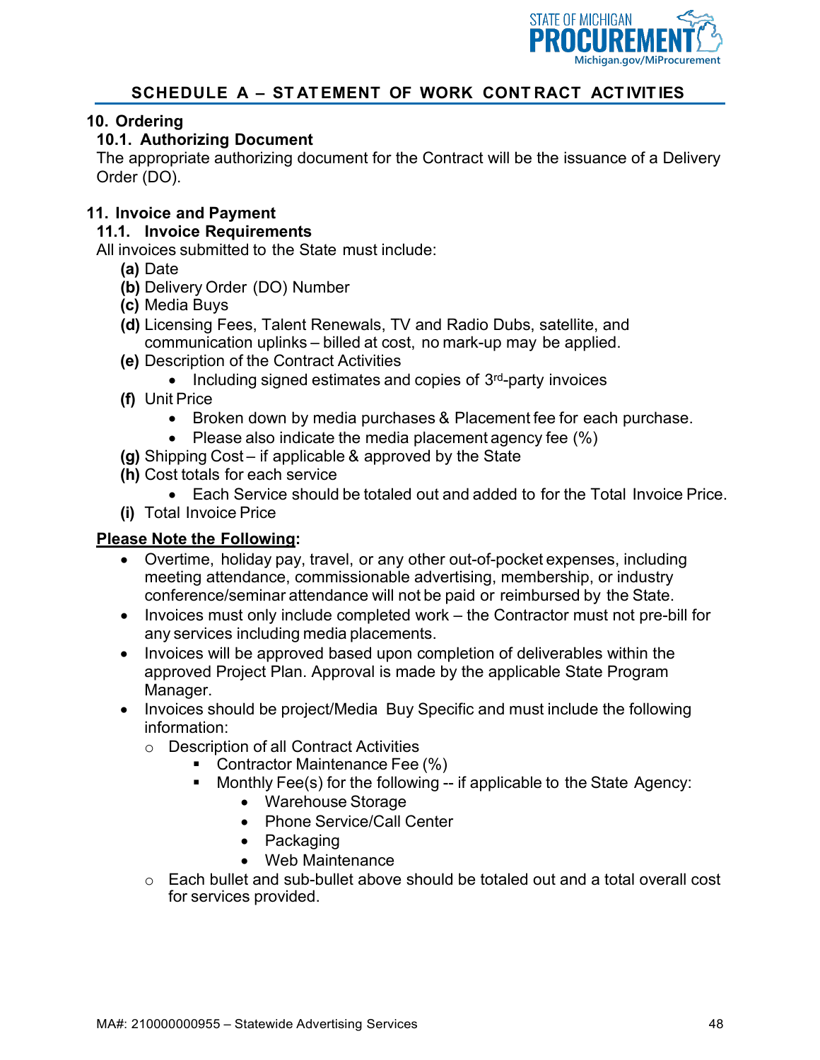## SCHEDULE A – STATEMENT OF WORK CONTRACT ACTIVITIES

### 10. Ordering

#### 10.1. Authorizing Document

The appropriate authorizing document for the Contract will be the issuance of a Delivery Order (DO).

### 11. Invoice and Payment

#### 11.1. Invoice Requirements

All invoices submitted to the State must include:

**(a)** Date

**(b)** Delivery Order (DO) Number

**(c)** Media Buys

**(d)** Licensing Fees, Talent Renewals, TV and Radio Dubs, satellite, and communication uplinks – billed at cost, no mark-up may be applied.

**(e)** Description of the Contract Activities
- Including signed estimates and copies of 3rd-party invoices

**(f)** Unit Price
- Broken down by media purchases & Placement fee for each purchase.
- Please also indicate the media placement agency fee (%)

**(g)** Shipping Cost – if applicable & approved by the State

**(h)** Cost totals for each service
- Each Service should be totaled out and added to for the Total Invoice Price.

**(i)** Total Invoice Price

**<u>Please Note the Following</u>:**

- Overtime, holiday pay, travel, or any other out-of-pocket expenses, including meeting attendance, commissionable advertising, membership, or industry conference/seminar attendance will not be paid or reimbursed by the State.
- Invoices must only include completed work – the Contractor must not pre-bill for any services including media placements.
- Invoices will be approved based upon completion of deliverables within the approved Project Plan. Approval is made by the applicable State Program Manager.
- Invoices should be project/Media Buy Specific and must include the following information:
  - Description of all Contract Activities
    - Contractor Maintenance Fee (%)
    - Monthly Fee(s) for the following -- if applicable to the State Agency:
      - Warehouse Storage
      - Phone Service/Call Center
      - Packaging
      - Web Maintenance
  - Each bullet and sub-bullet above should be totaled out and a total overall cost for services provided.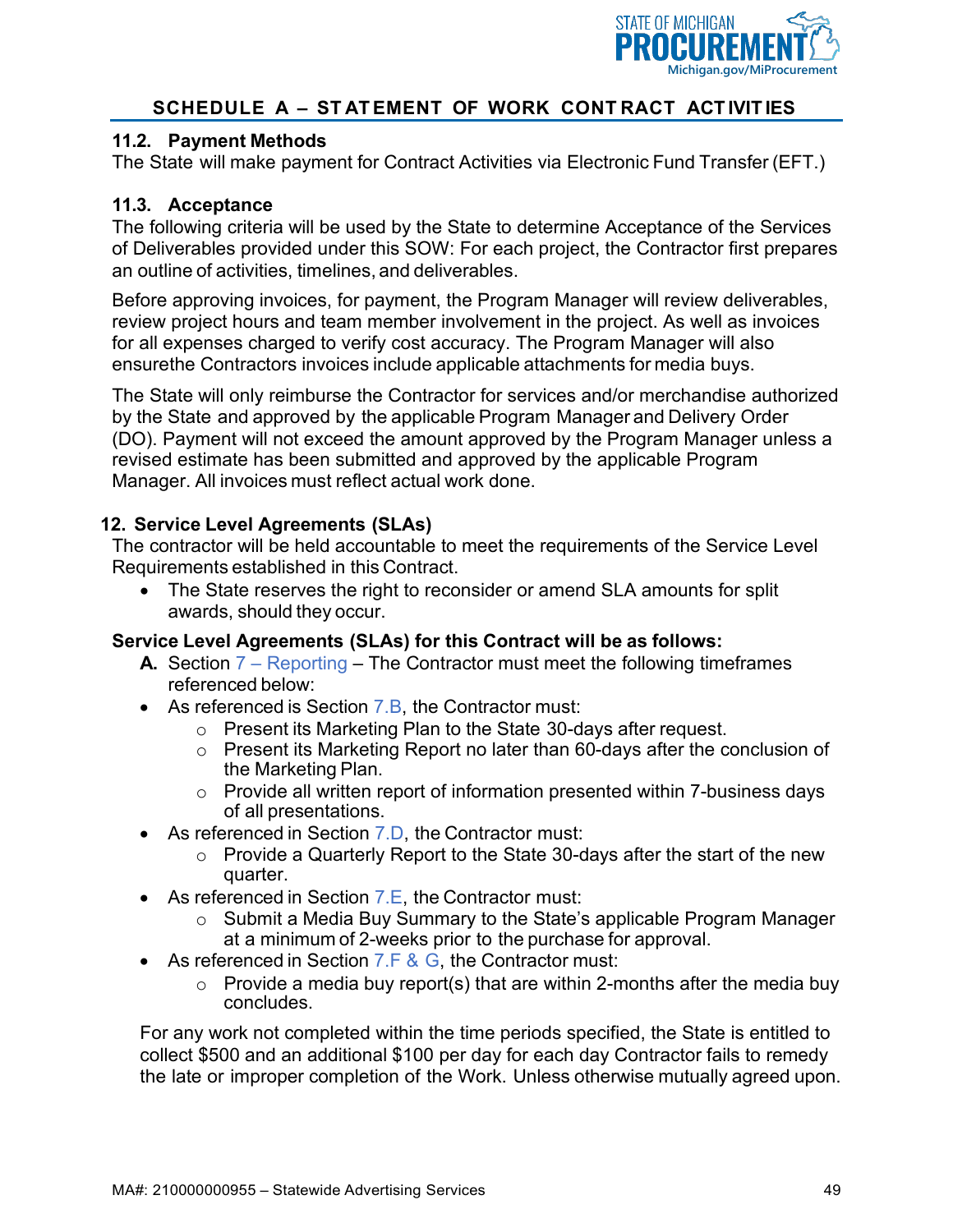## SCHEDULE A – STATEMENT OF WORK CONTRACT ACTIVITIES

### 11.2. Payment Methods

The State will make payment for Contract Activities via Electronic Fund Transfer (EFT.)

### 11.3. Acceptance

The following criteria will be used by the State to determine Acceptance of the Services of Deliverables provided under this SOW: For each project, the Contractor first prepares an outline of activities, timelines, and deliverables.

Before approving invoices, for payment, the Program Manager will review deliverables, review project hours and team member involvement in the project. As well as invoices for all expenses charged to verify cost accuracy. The Program Manager will also ensurethe Contractors invoices include applicable attachments for media buys.

The State will only reimburse the Contractor for services and/or merchandise authorized by the State and approved by the applicable Program Manager and Delivery Order (DO). Payment will not exceed the amount approved by the Program Manager unless a revised estimate has been submitted and approved by the applicable Program Manager. All invoices must reflect actual work done.

## 12. Service Level Agreements (SLAs)

The contractor will be held accountable to meet the requirements of the Service Level Requirements established in this Contract.

- The State reserves the right to reconsider or amend SLA amounts for split awards, should they occur.

**Service Level Agreements (SLAs) for this Contract will be as follows:**

**A.** Section 7 – Reporting – The Contractor must meet the following timeframes referenced below:

- As referenced is Section 7.B, the Contractor must:
  - Present its Marketing Plan to the State 30-days after request.
  - Present its Marketing Report no later than 60-days after the conclusion of the Marketing Plan.
  - Provide all written report of information presented within 7-business days of all presentations.
- As referenced in Section 7.D, the Contractor must:
  - Provide a Quarterly Report to the State 30-days after the start of the new quarter.
- As referenced in Section 7.E, the Contractor must:
  - Submit a Media Buy Summary to the State's applicable Program Manager at a minimum of 2-weeks prior to the purchase for approval.
- As referenced in Section 7.F & G, the Contractor must:
  - Provide a media buy report(s) that are within 2-months after the media buy concludes.

For any work not completed within the time periods specified, the State is entitled to collect $500 and an additional $100 per day for each day Contractor fails to remedy the late or improper completion of the Work. Unless otherwise mutually agreed upon.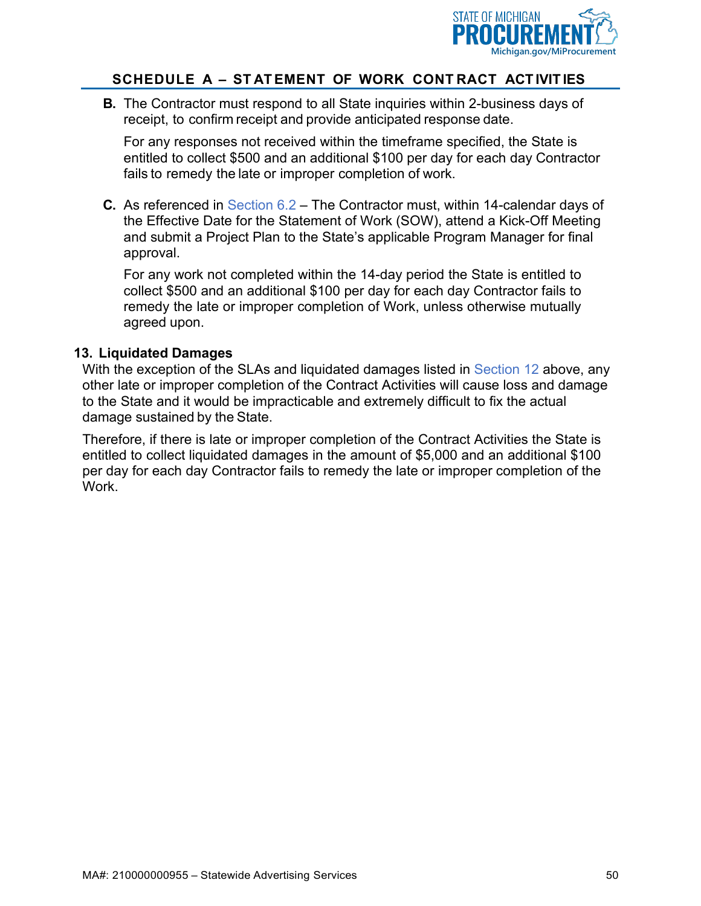**B.** The Contractor must respond to all State inquiries within 2-business days of receipt, to confirm receipt and provide anticipated response date.

For any responses not received within the timeframe specified, the State is entitled to collect $500 and an additional $100 per day for each day Contractor fails to remedy the late or improper completion of work.

**C.** As referenced in Section 6.2 – The Contractor must, within 14-calendar days of the Effective Date for the Statement of Work (SOW), attend a Kick-Off Meeting and submit a Project Plan to the State's applicable Program Manager for final approval.

For any work not completed within the 14-day period the State is entitled to collect $500 and an additional $100 per day for each day Contractor fails to remedy the late or improper completion of Work, unless otherwise mutually agreed upon.

### 13. Liquidated Damages

With the exception of the SLAs and liquidated damages listed in Section 12 above, any other late or improper completion of the Contract Activities will cause loss and damage to the State and it would be impracticable and extremely difficult to fix the actual damage sustained by the State.

Therefore, if there is late or improper completion of the Contract Activities the State is entitled to collect liquidated damages in the amount of $5,000 and an additional $100 per day for each day Contractor fails to remedy the late or improper completion of the Work.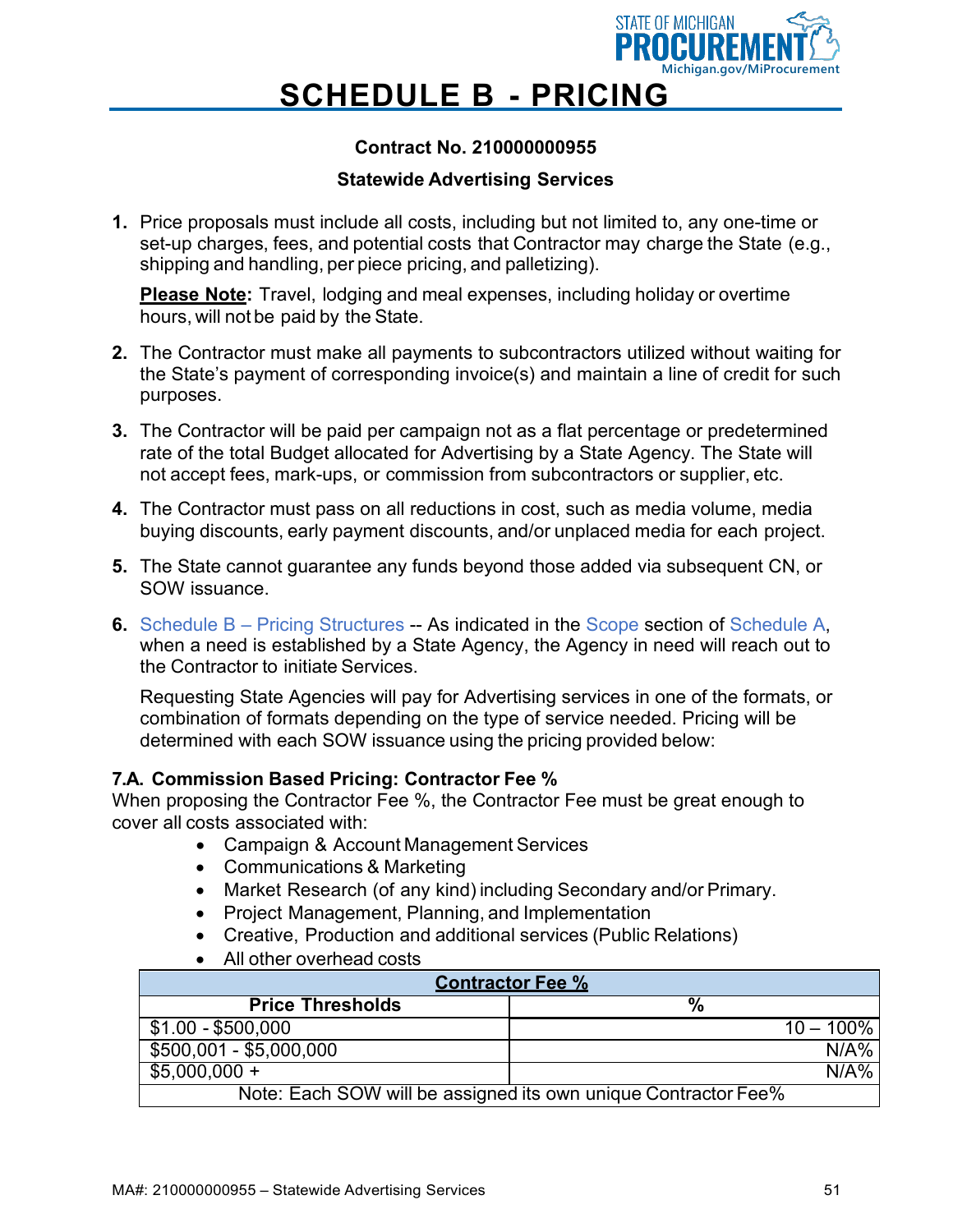# SCHEDULE B - PRICING

**Contract No. 210000000955**

**Statewide Advertising Services**

1. Price proposals must include all costs, including but not limited to, any one-time or set-up charges, fees, and potential costs that Contractor may charge the State (e.g., shipping and handling, per piece pricing, and palletizing).

   **<u>Please Note</u>:** Travel, lodging and meal expenses, including holiday or overtime hours, will not be paid by the State.

2. The Contractor must make all payments to subcontractors utilized without waiting for the State's payment of corresponding invoice(s) and maintain a line of credit for such purposes.

3. The Contractor will be paid per campaign not as a flat percentage or predetermined rate of the total Budget allocated for Advertising by a State Agency. The State will not accept fees, mark-ups, or commission from subcontractors or supplier, etc.

4. The Contractor must pass on all reductions in cost, such as media volume, media buying discounts, early payment discounts, and/or unplaced media for each project.

5. The State cannot guarantee any funds beyond those added via subsequent CN, or SOW issuance.

6. Schedule B – Pricing Structures -- As indicated in the Scope section of Schedule A, when a need is established by a State Agency, the Agency in need will reach out to the Contractor to initiate Services.

   Requesting State Agencies will pay for Advertising services in one of the formats, or combination of formats depending on the type of service needed. Pricing will be determined with each SOW issuance using the pricing provided below:

**7.A. Commission Based Pricing: Contractor Fee %**

When proposing the Contractor Fee %, the Contractor Fee must be great enough to cover all costs associated with:

- Campaign & Account Management Services
- Communications & Marketing
- Market Research (of any kind) including Secondary and/or Primary.
- Project Management, Planning, and Implementation
- Creative, Production and additional services (Public Relations)
- All other overhead costs

| **<u>Contractor Fee %</u>** | |
|---|---|
| **Price Thresholds** | **%** |
| $1.00 - $500,000 | 10 – 100% |
| $500,001 - $5,000,000 | N/A% |
| $5,000,000 + | N/A% |
| Note: Each SOW will be assigned its own unique Contractor Fee% | |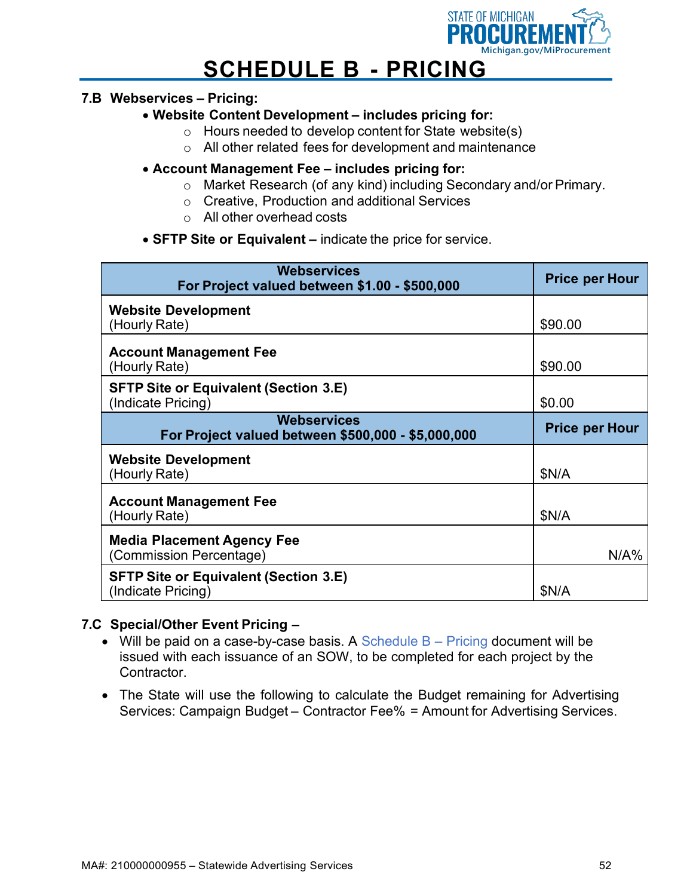# SCHEDULE B - PRICING

**7.B Webservices – Pricing:**

- **Website Content Development – includes pricing for:**
  - Hours needed to develop content for State website(s)
  - All other related fees for development and maintenance
- **Account Management Fee – includes pricing for:**
  - Market Research (of any kind) including Secondary and/or Primary.
  - Creative, Production and additional Services
  - All other overhead costs
- **SFTP Site or Equivalent –** indicate the price for service.

| **Webservices**<br>**For Project valued between $1.00 - $500,000** | **Price per Hour** |
|---|---|
| **Website Development**<br>(Hourly Rate) | $90.00 |
| **Account Management Fee**<br>(Hourly Rate) | $90.00 |
| **SFTP Site or Equivalent (Section 3.E)**<br>(Indicate Pricing) | $0.00 |
| **Webservices**<br>**For Project valued between $500,000 - $5,000,000** | **Price per Hour** |
| **Website Development**<br>(Hourly Rate) | $N/A |
| **Account Management Fee**<br>(Hourly Rate) | $N/A |
| **Media Placement Agency Fee**<br>(Commission Percentage) | N/A% |
| **SFTP Site or Equivalent (Section 3.E)**<br>(Indicate Pricing) | $N/A |

**7.C Special/Other Event Pricing –**

- Will be paid on a case-by-case basis. A Schedule B – Pricing document will be issued with each issuance of an SOW, to be completed for each project by the Contractor.
- The State will use the following to calculate the Budget remaining for Advertising Services: Campaign Budget – Contractor Fee% = Amount for Advertising Services.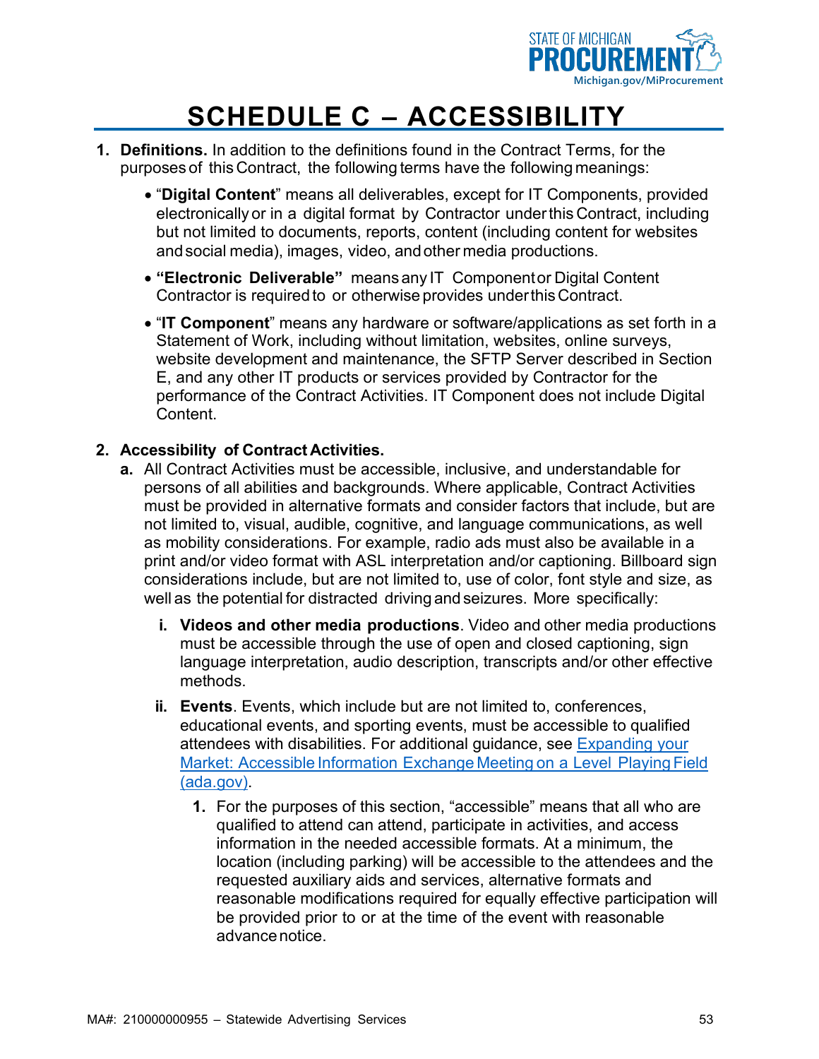# SCHEDULE C – ACCESSIBILITY

1. **Definitions.** In addition to the definitions found in the Contract Terms, for the purposes of this Contract, the following terms have the following meanings:

   - "**Digital Content**" means all deliverables, except for IT Components, provided electronically or in a digital format by Contractor under this Contract, including but not limited to documents, reports, content (including content for websites and social media), images, video, and other media productions.
   - **"Electronic Deliverable"** means any IT Component or Digital Content Contractor is required to or otherwise provides under this Contract.
   - "**IT Component**" means any hardware or software/applications as set forth in a Statement of Work, including without limitation, websites, online surveys, website development and maintenance, the SFTP Server described in Section E, and any other IT products or services provided by Contractor for the performance of the Contract Activities. IT Component does not include Digital Content.

2. **Accessibility of Contract Activities.**

   **a.** All Contract Activities must be accessible, inclusive, and understandable for persons of all abilities and backgrounds. Where applicable, Contract Activities must be provided in alternative formats and consider factors that include, but are not limited to, visual, audible, cognitive, and language communications, as well as mobility considerations. For example, radio ads must also be available in a print and/or video format with ASL interpretation and/or captioning. Billboard sign considerations include, but are not limited to, use of color, font style and size, as well as the potential for distracted driving and seizures. More specifically:

      **i. Videos and other media productions**. Video and other media productions must be accessible through the use of open and closed captioning, sign language interpretation, audio description, transcripts and/or other effective methods.

      **ii. Events**. Events, which include but are not limited to, conferences, educational events, and sporting events, must be accessible to qualified attendees with disabilities. For additional guidance, see [Expanding your Market: Accessible Information Exchange Meeting on a Level Playing Field (ada.gov)]().

         **1.** For the purposes of this section, "accessible" means that all who are qualified to attend can attend, participate in activities, and access information in the needed accessible formats. At a minimum, the location (including parking) will be accessible to the attendees and the requested auxiliary aids and services, alternative formats and reasonable modifications required for equally effective participation will be provided prior to or at the time of the event with reasonable advance notice.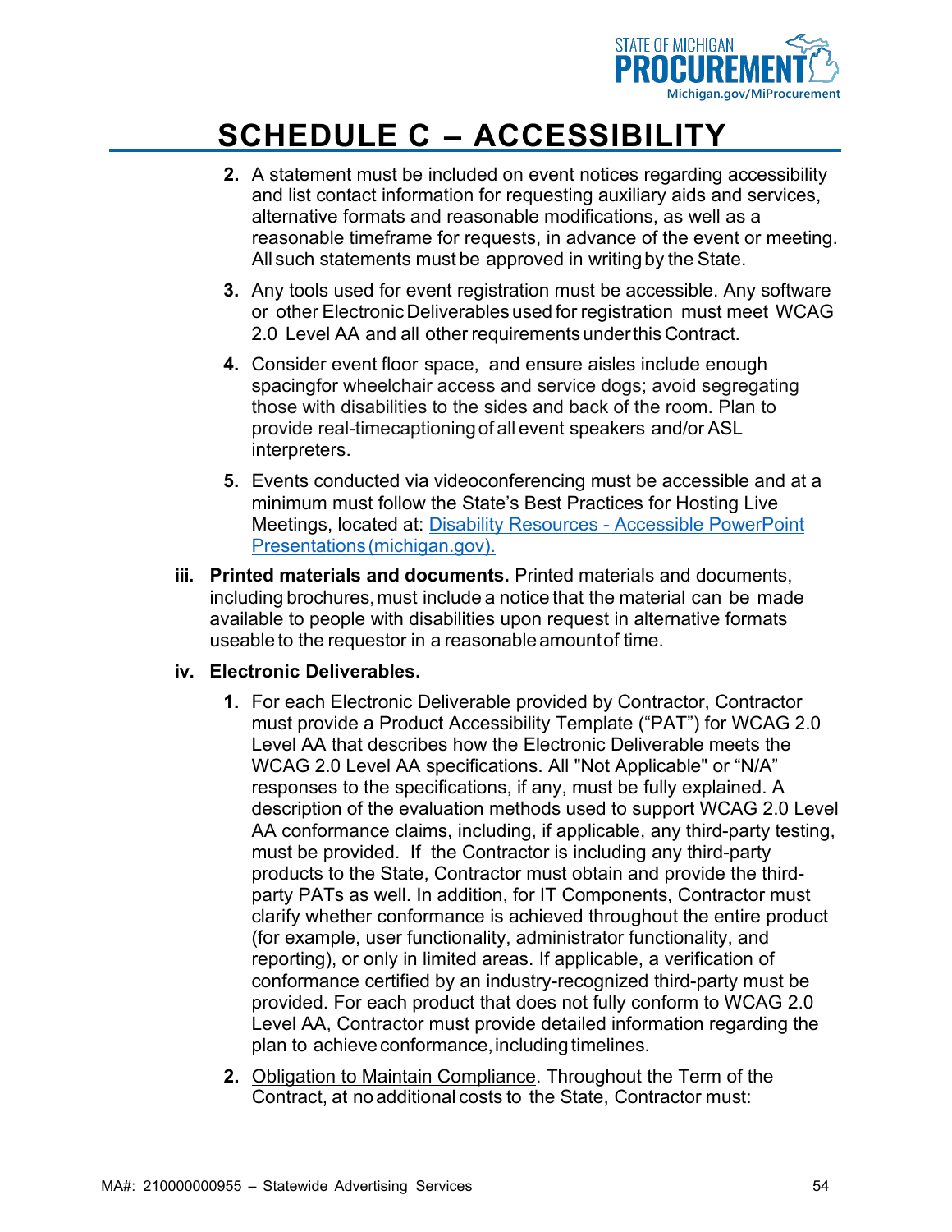# SCHEDULE C – ACCESSIBILITY

2. A statement must be included on event notices regarding accessibility and list contact information for requesting auxiliary aids and services, alternative formats and reasonable modifications, as well as a reasonable timeframe for requests, in advance of the event or meeting. All such statements must be approved in writing by the State.

3. Any tools used for event registration must be accessible. Any software or other Electronic Deliverables used for registration must meet WCAG 2.0 Level AA and all other requirements under this Contract.

4. Consider event floor space, and ensure aisles include enough spacingfor wheelchair access and service dogs; avoid segregating those with disabilities to the sides and back of the room. Plan to provide real-timecaptioning of all event speakers and/or ASL interpreters.

5. Events conducted via videoconferencing must be accessible and at a minimum must follow the State's Best Practices for Hosting Live Meetings, located at: [Disability Resources - Accessible PowerPoint Presentations (michigan.gov).]()

iii. **Printed materials and documents.** Printed materials and documents, including brochures, must include a notice that the material can be made available to people with disabilities upon request in alternative formats useable to the requestor in a reasonable amount of time.

iv. **Electronic Deliverables.**

1. For each Electronic Deliverable provided by Contractor, Contractor must provide a Product Accessibility Template ("PAT") for WCAG 2.0 Level AA that describes how the Electronic Deliverable meets the WCAG 2.0 Level AA specifications. All "Not Applicable" or "N/A" responses to the specifications, if any, must be fully explained. A description of the evaluation methods used to support WCAG 2.0 Level AA conformance claims, including, if applicable, any third-party testing, must be provided. If the Contractor is including any third-party products to the State, Contractor must obtain and provide the third-party PATs as well. In addition, for IT Components, Contractor must clarify whether conformance is achieved throughout the entire product (for example, user functionality, administrator functionality, and reporting), or only in limited areas. If applicable, a verification of conformance certified by an industry-recognized third-party must be provided. For each product that does not fully conform to WCAG 2.0 Level AA, Contractor must provide detailed information regarding the plan to achieve conformance, including timelines.

2. <u>Obligation to Maintain Compliance</u>. Throughout the Term of the Contract, at no additional costs to the State, Contractor must: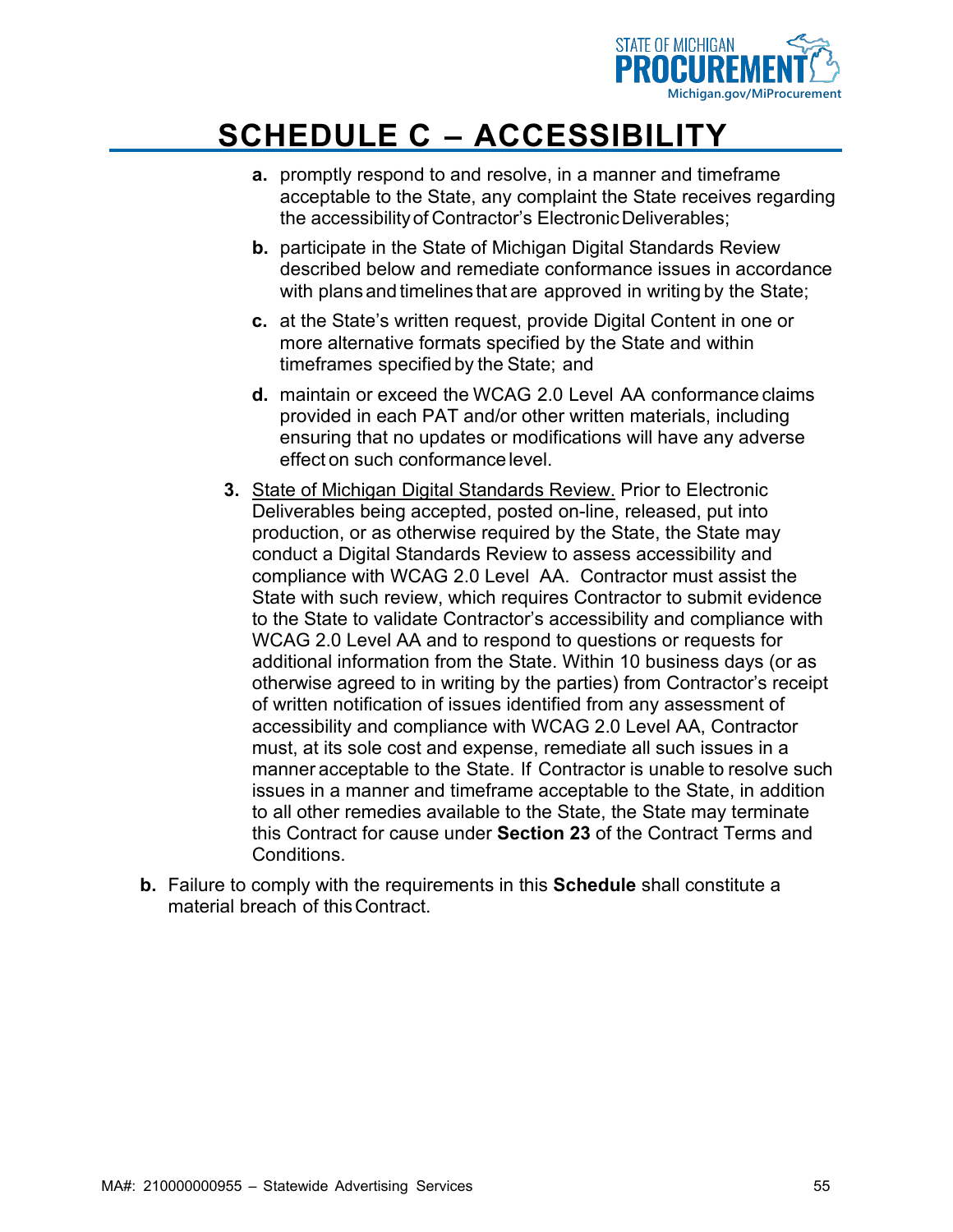# SCHEDULE C – ACCESSIBILITY

a. promptly respond to and resolve, in a manner and timeframe acceptable to the State, any complaint the State receives regarding the accessibility of Contractor's Electronic Deliverables;

b. participate in the State of Michigan Digital Standards Review described below and remediate conformance issues in accordance with plans and timelines that are approved in writing by the State;

c. at the State's written request, provide Digital Content in one or more alternative formats specified by the State and within timeframes specified by the State; and

d. maintain or exceed the WCAG 2.0 Level AA conformance claims provided in each PAT and/or other written materials, including ensuring that no updates or modifications will have any adverse effect on such conformance level.

3. State of Michigan Digital Standards Review. Prior to Electronic Deliverables being accepted, posted on-line, released, put into production, or as otherwise required by the State, the State may conduct a Digital Standards Review to assess accessibility and compliance with WCAG 2.0 Level AA. Contractor must assist the State with such review, which requires Contractor to submit evidence to the State to validate Contractor's accessibility and compliance with WCAG 2.0 Level AA and to respond to questions or requests for additional information from the State. Within 10 business days (or as otherwise agreed to in writing by the parties) from Contractor's receipt of written notification of issues identified from any assessment of accessibility and compliance with WCAG 2.0 Level AA, Contractor must, at its sole cost and expense, remediate all such issues in a manner acceptable to the State. If Contractor is unable to resolve such issues in a manner and timeframe acceptable to the State, in addition to all other remedies available to the State, the State may terminate this Contract for cause under **Section 23** of the Contract Terms and Conditions.

**b.** Failure to comply with the requirements in this **Schedule** shall constitute a material breach of this Contract.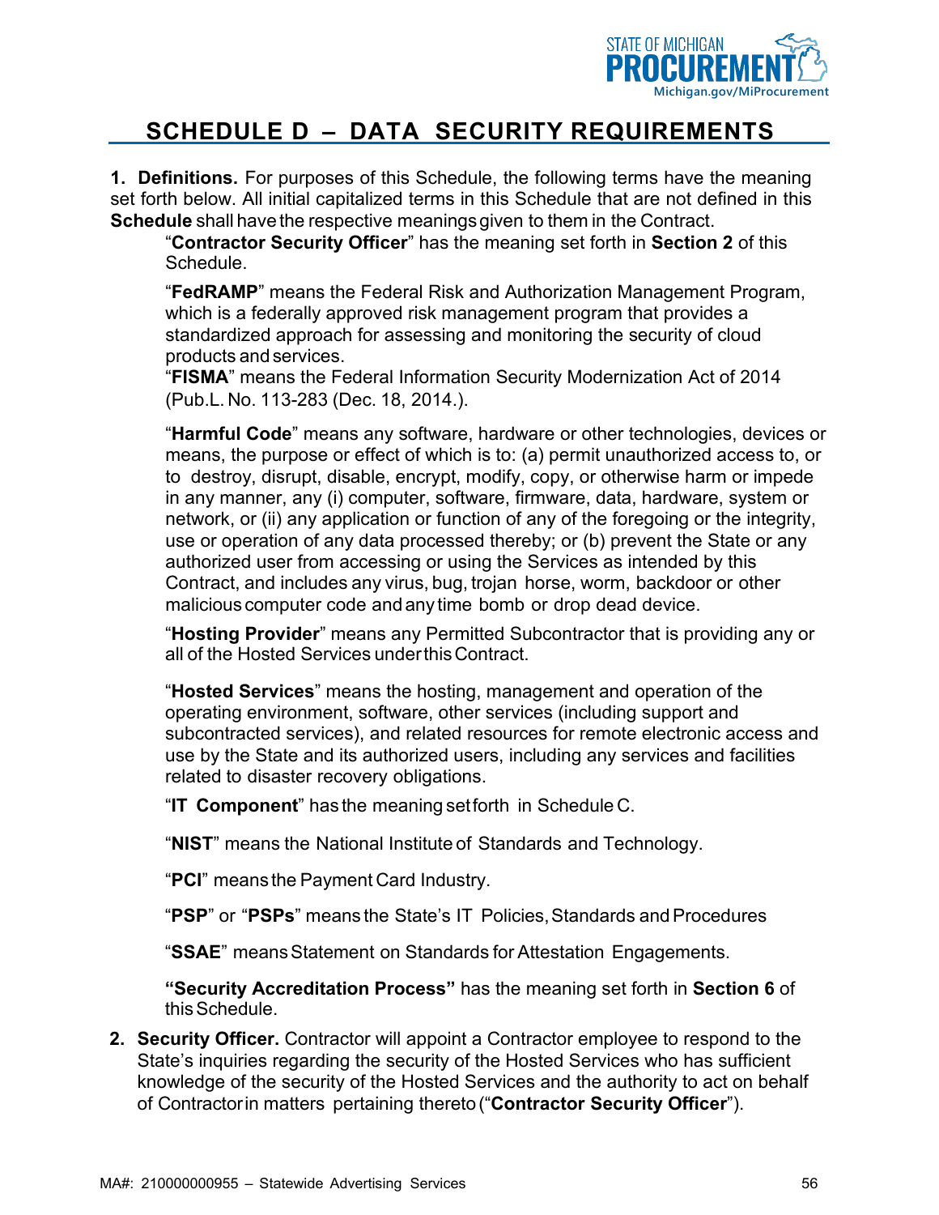# SCHEDULE D – DATA SECURITY REQUIREMENTS

**1. Definitions.** For purposes of this Schedule, the following terms have the meaning set forth below. All initial capitalized terms in this Schedule that are not defined in this **Schedule** shall have the respective meanings given to them in the Contract.

"**Contractor Security Officer**" has the meaning set forth in **Section 2** of this Schedule.

"**FedRAMP**" means the Federal Risk and Authorization Management Program, which is a federally approved risk management program that provides a standardized approach for assessing and monitoring the security of cloud products and services.

"**FISMA**" means the Federal Information Security Modernization Act of 2014 (Pub.L. No. 113-283 (Dec. 18, 2014.).

"**Harmful Code**" means any software, hardware or other technologies, devices or means, the purpose or effect of which is to: (a) permit unauthorized access to, or to destroy, disrupt, disable, encrypt, modify, copy, or otherwise harm or impede in any manner, any (i) computer, software, firmware, data, hardware, system or network, or (ii) any application or function of any of the foregoing or the integrity, use or operation of any data processed thereby; or (b) prevent the State or any authorized user from accessing or using the Services as intended by this Contract, and includes any virus, bug, trojan horse, worm, backdoor or other malicious computer code and any time bomb or drop dead device.

"**Hosting Provider**" means any Permitted Subcontractor that is providing any or all of the Hosted Services under this Contract.

"**Hosted Services**" means the hosting, management and operation of the operating environment, software, other services (including support and subcontracted services), and related resources for remote electronic access and use by the State and its authorized users, including any services and facilities related to disaster recovery obligations.

"**IT Component**" has the meaning set forth in Schedule C.

"**NIST**" means the National Institute of Standards and Technology.

"**PCI**" means the Payment Card Industry.

"**PSP**" or "**PSPs**" means the State's IT Policies, Standards and Procedures

"**SSAE**" means Statement on Standards for Attestation Engagements.

**"Security Accreditation Process"** has the meaning set forth in **Section 6** of this Schedule.

**2. Security Officer.** Contractor will appoint a Contractor employee to respond to the State's inquiries regarding the security of the Hosted Services who has sufficient knowledge of the security of the Hosted Services and the authority to act on behalf of Contractor in matters pertaining thereto ("**Contractor Security Officer**").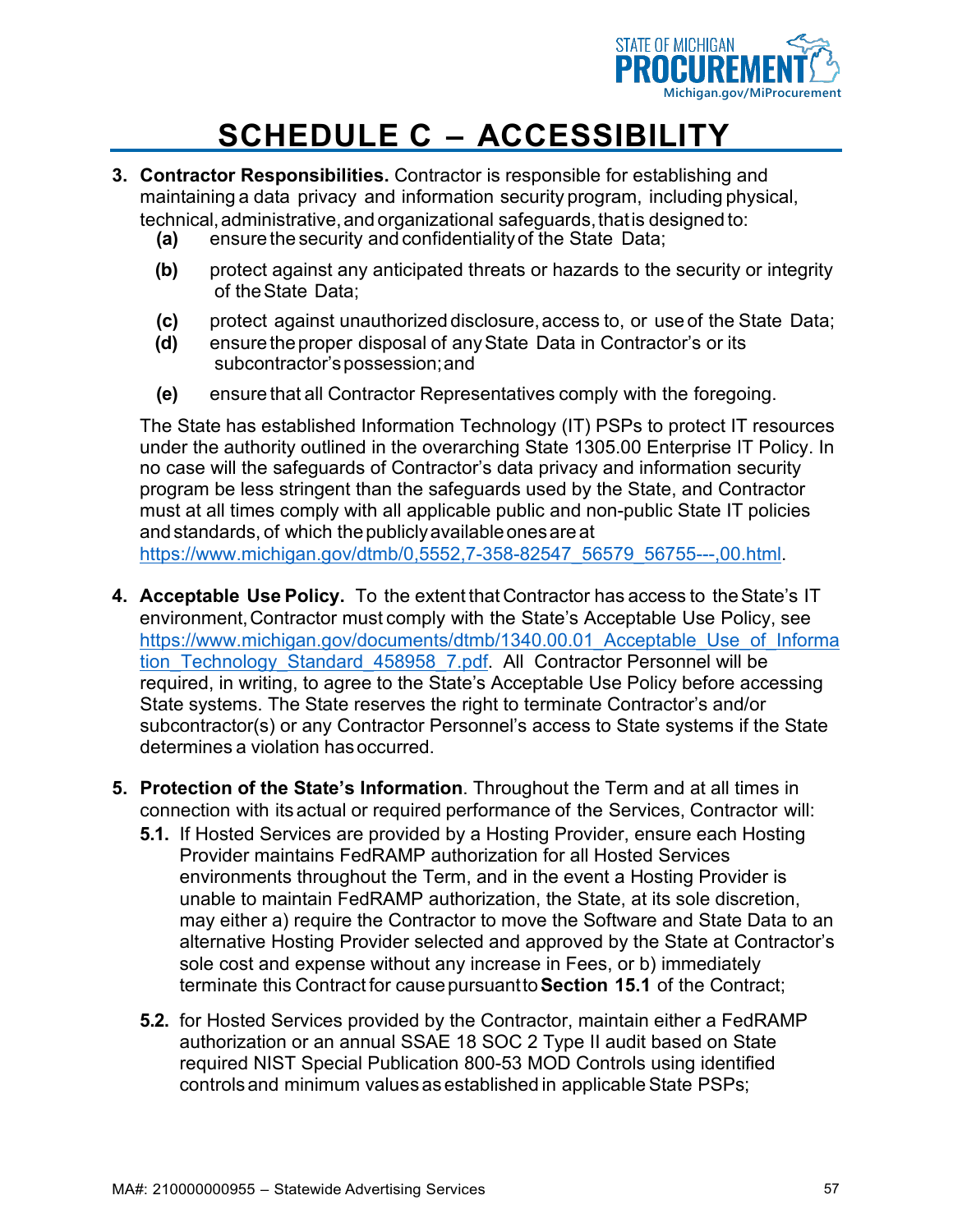# SCHEDULE C – ACCESSIBILITY

3. **Contractor Responsibilities.** Contractor is responsible for establishing and maintaining a data privacy and information security program, including physical, technical, administrative, and organizational safeguards, that is designed to:
   - **(a)** ensure the security and confidentiality of the State Data;
   - **(b)** protect against any anticipated threats or hazards to the security or integrity of the State Data;
   - **(c)** protect against unauthorized disclosure, access to, or use of the State Data;
   - **(d)** ensure the proper disposal of any State Data in Contractor's or its subcontractor's possession; and
   - **(e)** ensure that all Contractor Representatives comply with the foregoing.

   The State has established Information Technology (IT) PSPs to protect IT resources under the authority outlined in the overarching State 1305.00 Enterprise IT Policy. In no case will the safeguards of Contractor's data privacy and information security program be less stringent than the safeguards used by the State, and Contractor must at all times comply with all applicable public and non-public State IT policies and standards, of which the publicly available ones are at https://www.michigan.gov/dtmb/0,5552,7-358-82547_56579_56755---,00.html.

4. **Acceptable Use Policy.** To the extent that Contractor has access to the State's IT environment, Contractor must comply with the State's Acceptable Use Policy, see https://www.michigan.gov/documents/dtmb/1340.00.01_Acceptable_Use_of_Information_Technology_Standard_458958_7.pdf. All Contractor Personnel will be required, in writing, to agree to the State's Acceptable Use Policy before accessing State systems. The State reserves the right to terminate Contractor's and/or subcontractor(s) or any Contractor Personnel's access to State systems if the State determines a violation has occurred.

5. **Protection of the State's Information**. Throughout the Term and at all times in connection with its actual or required performance of the Services, Contractor will:
   - **5.1.** If Hosted Services are provided by a Hosting Provider, ensure each Hosting Provider maintains FedRAMP authorization for all Hosted Services environments throughout the Term, and in the event a Hosting Provider is unable to maintain FedRAMP authorization, the State, at its sole discretion, may either a) require the Contractor to move the Software and State Data to an alternative Hosting Provider selected and approved by the State at Contractor's sole cost and expense without any increase in Fees, or b) immediately terminate this Contract for cause pursuant to **Section 15.1** of the Contract;
   - **5.2.** for Hosted Services provided by the Contractor, maintain either a FedRAMP authorization or an annual SSAE 18 SOC 2 Type II audit based on State required NIST Special Publication 800-53 MOD Controls using identified controls and minimum values as established in applicable State PSPs;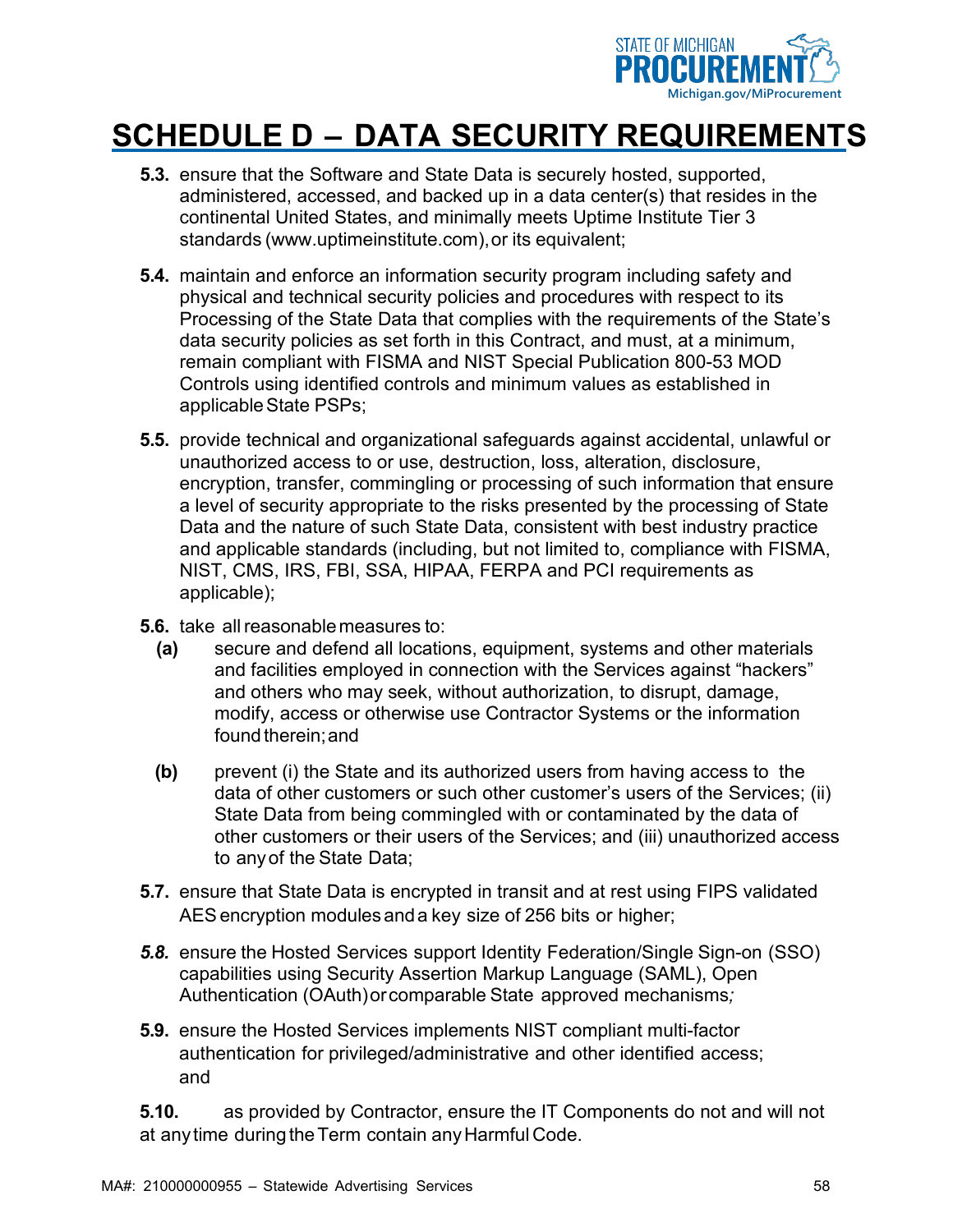# SCHEDULE D – DATA SECURITY REQUIREMENTS

**5.3.** ensure that the Software and State Data is securely hosted, supported, administered, accessed, and backed up in a data center(s) that resides in the continental United States, and minimally meets Uptime Institute Tier 3 standards (www.uptimeinstitute.com), or its equivalent;

**5.4.** maintain and enforce an information security program including safety and physical and technical security policies and procedures with respect to its Processing of the State Data that complies with the requirements of the State's data security policies as set forth in this Contract, and must, at a minimum, remain compliant with FISMA and NIST Special Publication 800-53 MOD Controls using identified controls and minimum values as established in applicable State PSPs;

**5.5.** provide technical and organizational safeguards against accidental, unlawful or unauthorized access to or use, destruction, loss, alteration, disclosure, encryption, transfer, commingling or processing of such information that ensure a level of security appropriate to the risks presented by the processing of State Data and the nature of such State Data, consistent with best industry practice and applicable standards (including, but not limited to, compliance with FISMA, NIST, CMS, IRS, FBI, SSA, HIPAA, FERPA and PCI requirements as applicable);

**5.6.** take all reasonable measures to:

**(a)** secure and defend all locations, equipment, systems and other materials and facilities employed in connection with the Services against "hackers" and others who may seek, without authorization, to disrupt, damage, modify, access or otherwise use Contractor Systems or the information found therein; and

**(b)** prevent (i) the State and its authorized users from having access to the data of other customers or such other customer's users of the Services; (ii) State Data from being commingled with or contaminated by the data of other customers or their users of the Services; and (iii) unauthorized access to any of the State Data;

**5.7.** ensure that State Data is encrypted in transit and at rest using FIPS validated AES encryption modules and a key size of 256 bits or higher;

***5.8.*** ensure the Hosted Services support Identity Federation/Single Sign-on (SSO) capabilities using Security Assertion Markup Language (SAML), Open Authentication (OAuth) or comparable State approved mechanisms*;*

**5.9.** ensure the Hosted Services implements NIST compliant multi-factor authentication for privileged/administrative and other identified access; and

**5.10.** as provided by Contractor, ensure the IT Components do not and will not at any time during the Term contain any Harmful Code.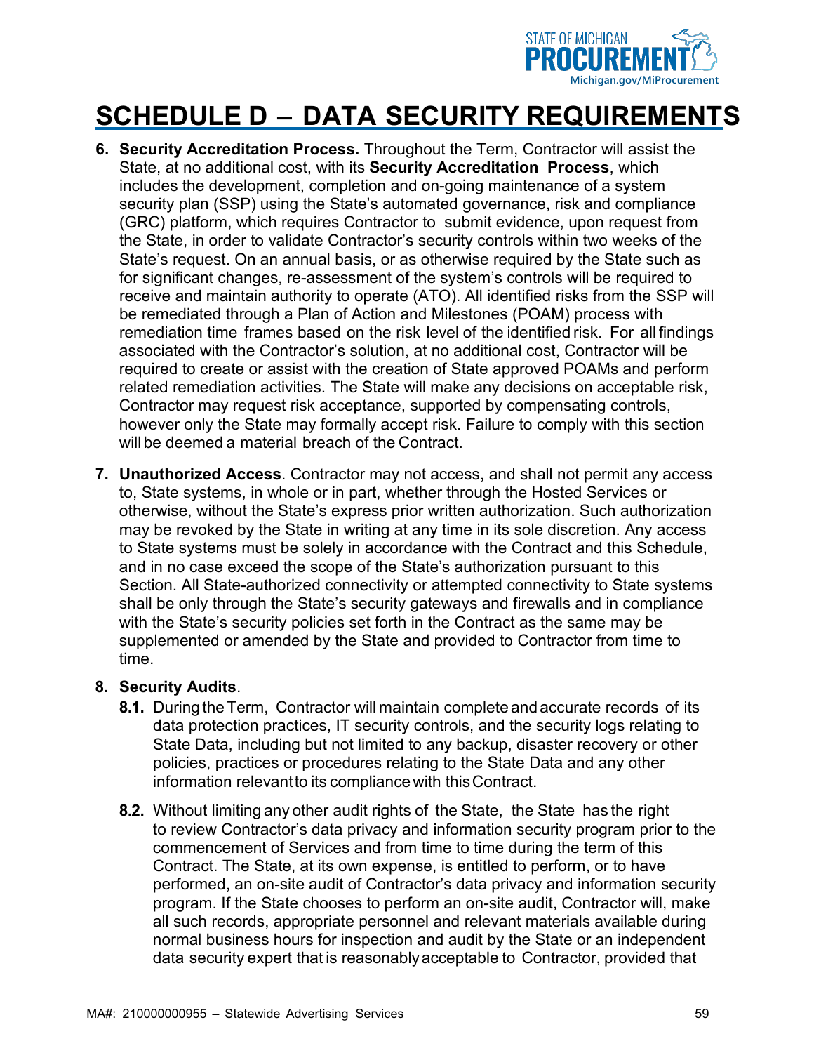# SCHEDULE D – DATA SECURITY REQUIREMENTS

6. **Security Accreditation Process.** Throughout the Term, Contractor will assist the State, at no additional cost, with its **Security Accreditation Process**, which includes the development, completion and on-going maintenance of a system security plan (SSP) using the State's automated governance, risk and compliance (GRC) platform, which requires Contractor to submit evidence, upon request from the State, in order to validate Contractor's security controls within two weeks of the State's request. On an annual basis, or as otherwise required by the State such as for significant changes, re-assessment of the system's controls will be required to receive and maintain authority to operate (ATO). All identified risks from the SSP will be remediated through a Plan of Action and Milestones (POAM) process with remediation time frames based on the risk level of the identified risk. For all findings associated with the Contractor's solution, at no additional cost, Contractor will be required to create or assist with the creation of State approved POAMs and perform related remediation activities. The State will make any decisions on acceptable risk, Contractor may request risk acceptance, supported by compensating controls, however only the State may formally accept risk. Failure to comply with this section will be deemed a material breach of the Contract.

7. **Unauthorized Access**. Contractor may not access, and shall not permit any access to, State systems, in whole or in part, whether through the Hosted Services or otherwise, without the State's express prior written authorization. Such authorization may be revoked by the State in writing at any time in its sole discretion. Any access to State systems must be solely in accordance with the Contract and this Schedule, and in no case exceed the scope of the State's authorization pursuant to this Section. All State-authorized connectivity or attempted connectivity to State systems shall be only through the State's security gateways and firewalls and in compliance with the State's security policies set forth in the Contract as the same may be supplemented or amended by the State and provided to Contractor from time to time.

8. **Security Audits**.
   - **8.1.** During the Term, Contractor will maintain complete and accurate records of its data protection practices, IT security controls, and the security logs relating to State Data, including but not limited to any backup, disaster recovery or other policies, practices or procedures relating to the State Data and any other information relevant to its compliance with this Contract.
   - **8.2.** Without limiting any other audit rights of the State, the State has the right to review Contractor's data privacy and information security program prior to the commencement of Services and from time to time during the term of this Contract. The State, at its own expense, is entitled to perform, or to have performed, an on-site audit of Contractor's data privacy and information security program. If the State chooses to perform an on-site audit, Contractor will, make all such records, appropriate personnel and relevant materials available during normal business hours for inspection and audit by the State or an independent data security expert that is reasonably acceptable to Contractor, provided that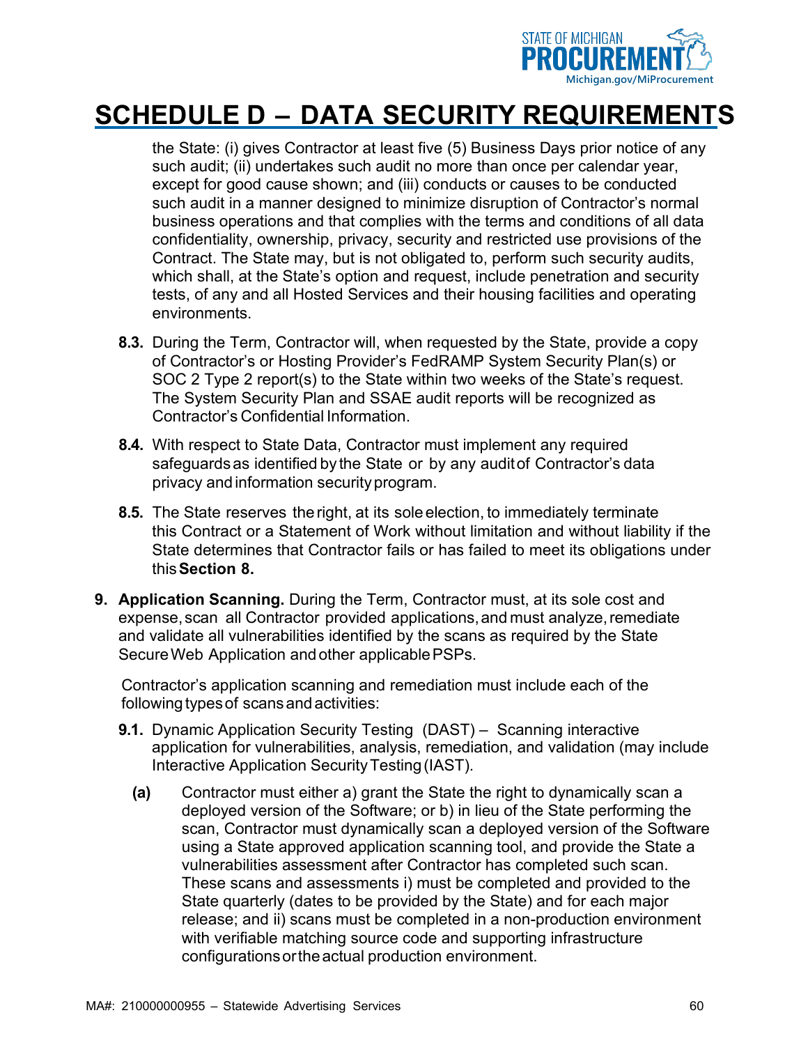# SCHEDULE D – DATA SECURITY REQUIREMENTS

the State: (i) gives Contractor at least five (5) Business Days prior notice of any such audit; (ii) undertakes such audit no more than once per calendar year, except for good cause shown; and (iii) conducts or causes to be conducted such audit in a manner designed to minimize disruption of Contractor's normal business operations and that complies with the terms and conditions of all data confidentiality, ownership, privacy, security and restricted use provisions of the Contract. The State may, but is not obligated to, perform such security audits, which shall, at the State's option and request, include penetration and security tests, of any and all Hosted Services and their housing facilities and operating environments.

**8.3.** During the Term, Contractor will, when requested by the State, provide a copy of Contractor's or Hosting Provider's FedRAMP System Security Plan(s) or SOC 2 Type 2 report(s) to the State within two weeks of the State's request. The System Security Plan and SSAE audit reports will be recognized as Contractor's Confidential Information.

**8.4.** With respect to State Data, Contractor must implement any required safeguards as identified by the State or by any audit of Contractor's data privacy and information security program.

**8.5.** The State reserves the right, at its sole election, to immediately terminate this Contract or a Statement of Work without limitation and without liability if the State determines that Contractor fails or has failed to meet its obligations under this **Section 8.**

**9. Application Scanning.** During the Term, Contractor must, at its sole cost and expense, scan all Contractor provided applications, and must analyze, remediate and validate all vulnerabilities identified by the scans as required by the State Secure Web Application and other applicable PSPs.

Contractor's application scanning and remediation must include each of the following types of scans and activities:

**9.1.** Dynamic Application Security Testing (DAST) – Scanning interactive application for vulnerabilities, analysis, remediation, and validation (may include Interactive Application Security Testing (IAST).

**(a)** Contractor must either a) grant the State the right to dynamically scan a deployed version of the Software; or b) in lieu of the State performing the scan, Contractor must dynamically scan a deployed version of the Software using a State approved application scanning tool, and provide the State a vulnerabilities assessment after Contractor has completed such scan. These scans and assessments i) must be completed and provided to the State quarterly (dates to be provided by the State) and for each major release; and ii) scans must be completed in a non-production environment with verifiable matching source code and supporting infrastructure configurations or the actual production environment.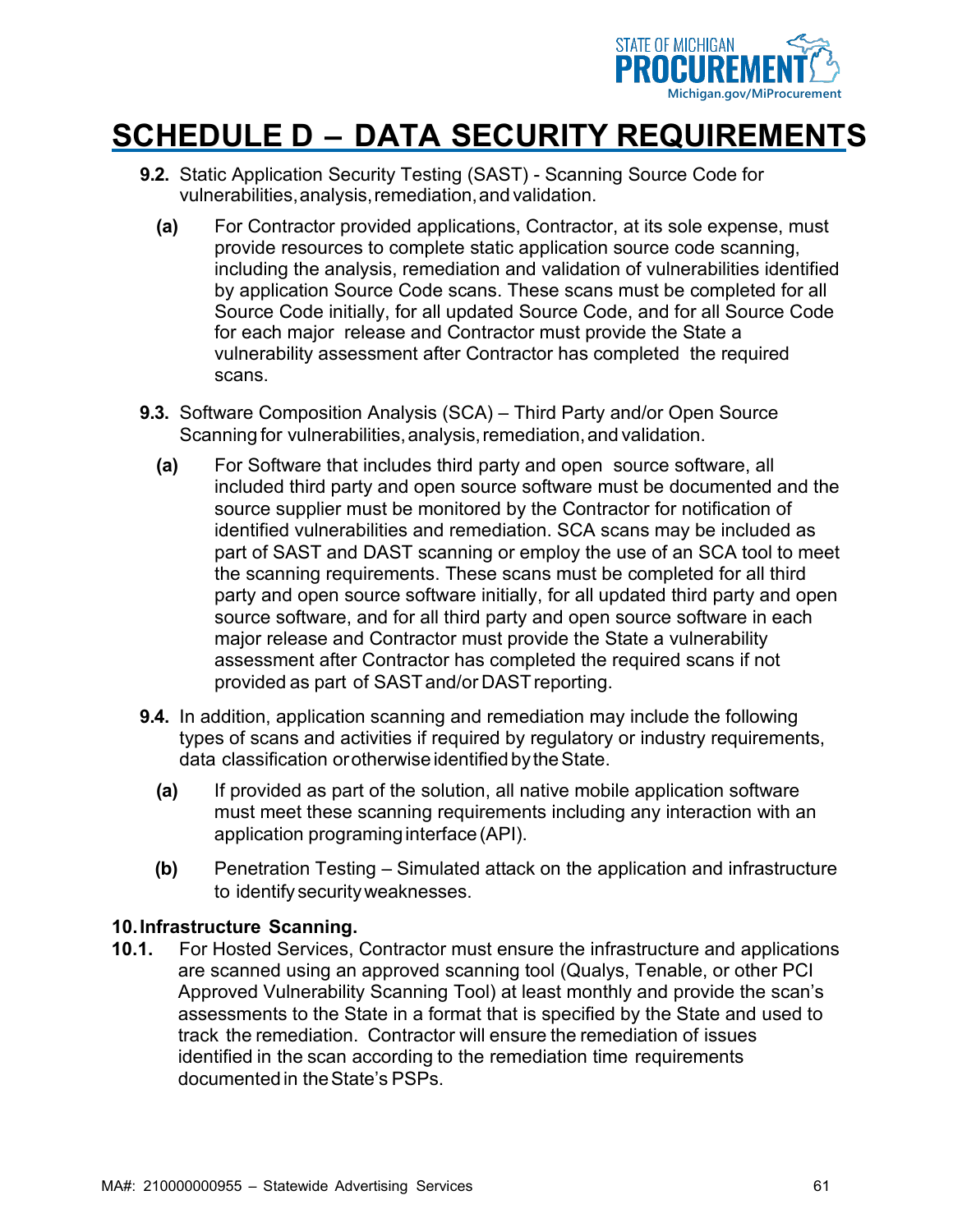# SCHEDULE D – DATA SECURITY REQUIREMENTS

**9.2.** Static Application Security Testing (SAST) - Scanning Source Code for vulnerabilities, analysis, remediation, and validation.

**(a)** For Contractor provided applications, Contractor, at its sole expense, must provide resources to complete static application source code scanning, including the analysis, remediation and validation of vulnerabilities identified by application Source Code scans. These scans must be completed for all Source Code initially, for all updated Source Code, and for all Source Code for each major release and Contractor must provide the State a vulnerability assessment after Contractor has completed the required scans.

**9.3.** Software Composition Analysis (SCA) – Third Party and/or Open Source Scanning for vulnerabilities, analysis, remediation, and validation.

**(a)** For Software that includes third party and open source software, all included third party and open source software must be documented and the source supplier must be monitored by the Contractor for notification of identified vulnerabilities and remediation. SCA scans may be included as part of SAST and DAST scanning or employ the use of an SCA tool to meet the scanning requirements. These scans must be completed for all third party and open source software initially, for all updated third party and open source software, and for all third party and open source software in each major release and Contractor must provide the State a vulnerability assessment after Contractor has completed the required scans if not provided as part of SAST and/or DAST reporting.

**9.4.** In addition, application scanning and remediation may include the following types of scans and activities if required by regulatory or industry requirements, data classification or otherwise identified by the State.

**(a)** If provided as part of the solution, all native mobile application software must meet these scanning requirements including any interaction with an application programing interface (API).

**(b)** Penetration Testing – Simulated attack on the application and infrastructure to identify security weaknesses.

**10. Infrastructure Scanning.**

**10.1.** For Hosted Services, Contractor must ensure the infrastructure and applications are scanned using an approved scanning tool (Qualys, Tenable, or other PCI Approved Vulnerability Scanning Tool) at least monthly and provide the scan's assessments to the State in a format that is specified by the State and used to track the remediation. Contractor will ensure the remediation of issues identified in the scan according to the remediation time requirements documented in the State's PSPs.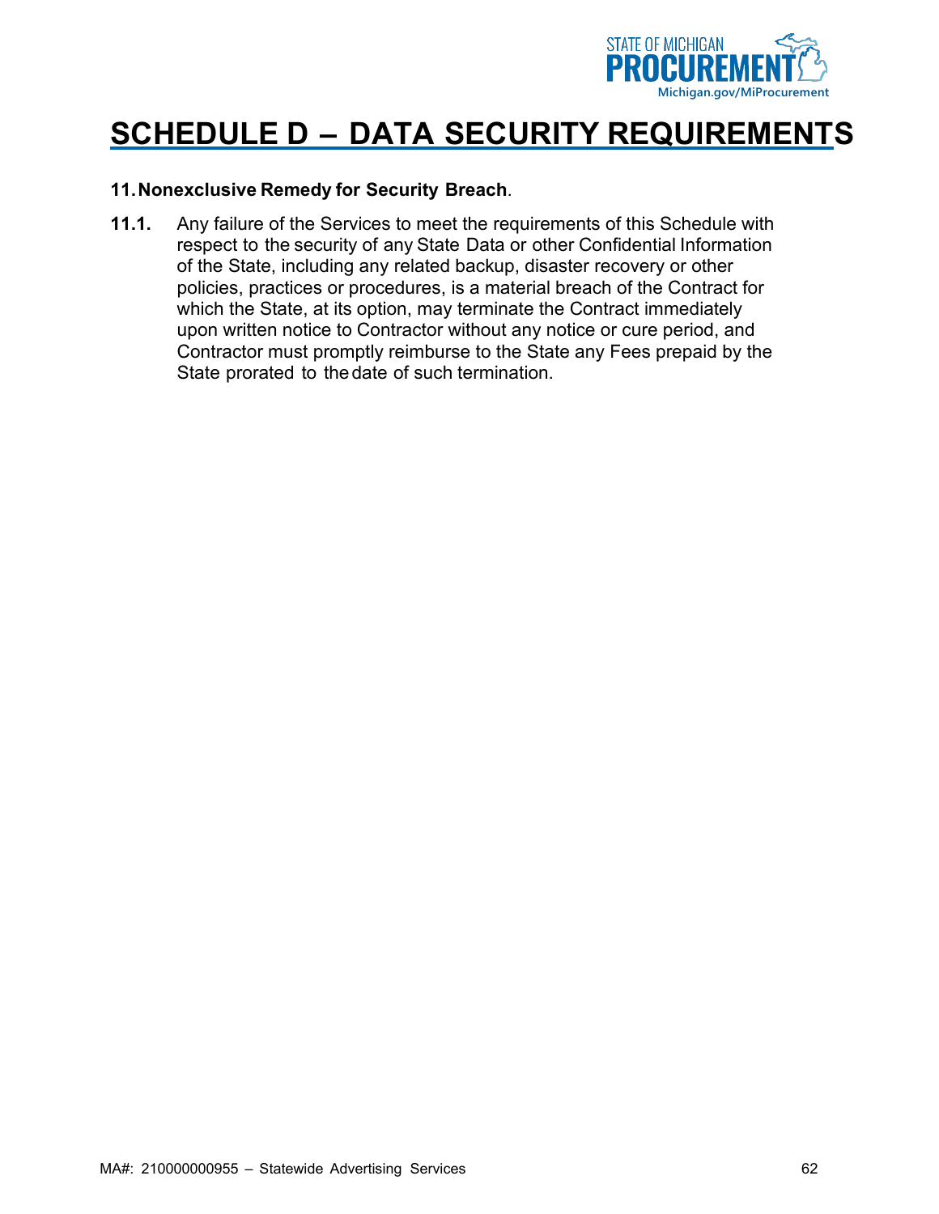# SCHEDULE D – DATA SECURITY REQUIREMENTS

**11. Nonexclusive Remedy for Security Breach**.

**11.1.** Any failure of the Services to meet the requirements of this Schedule with respect to the security of any State Data or other Confidential Information of the State, including any related backup, disaster recovery or other policies, practices or procedures, is a material breach of the Contract for which the State, at its option, may terminate the Contract immediately upon written notice to Contractor without any notice or cure period, and Contractor must promptly reimburse to the State any Fees prepaid by the State prorated to the date of such termination.